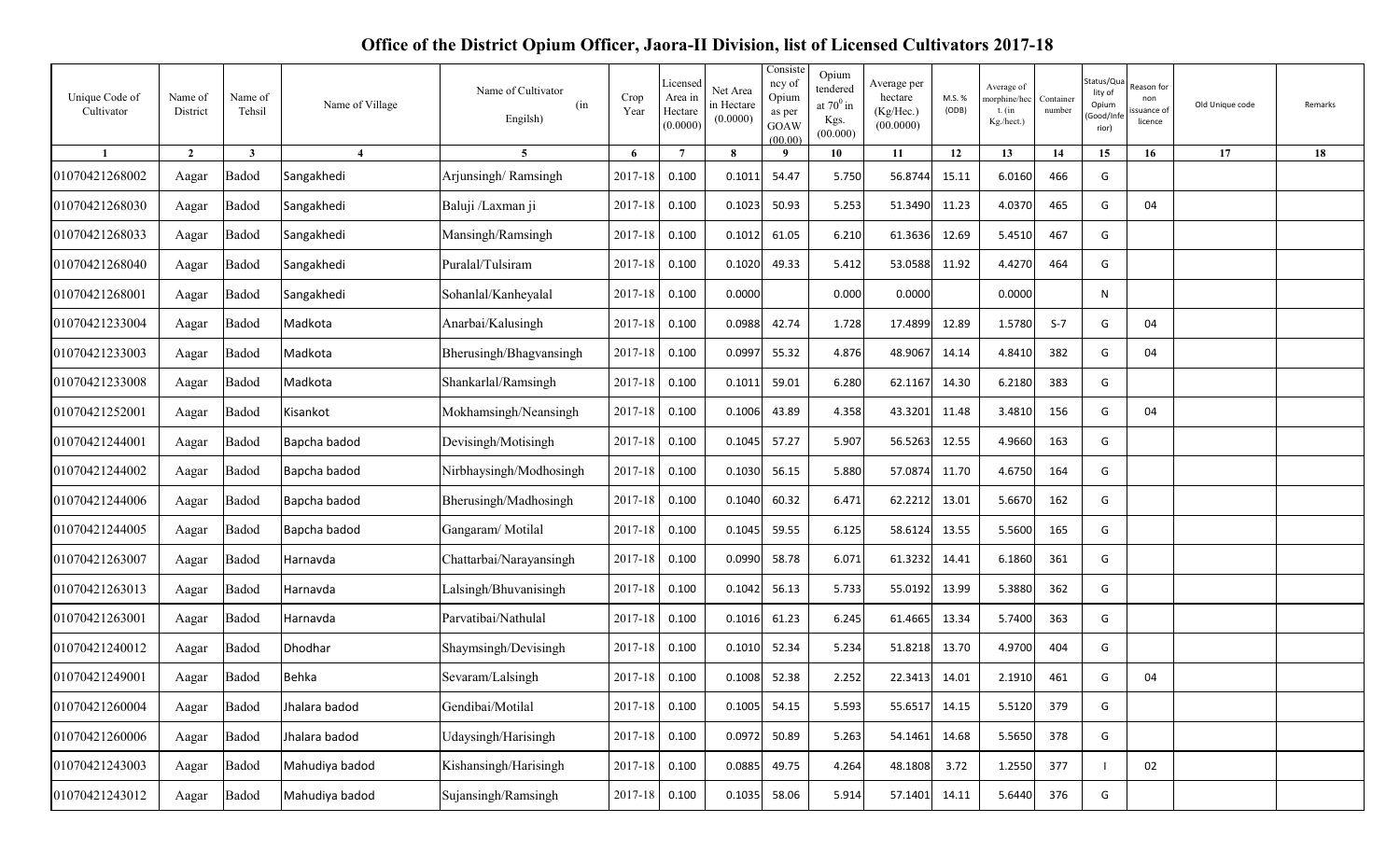# Office of the District Opium Officer, Jaora-II Division, list of Licensed Cultivators 2017-18

| Unique Code of Cultivator | Name of District | Name of Tehsil | Name of Village | Name of Cultivator (in Engilsh) | Crop Year | Licensed Area in Hectare (0.0000) | Net Area in Hectare (0.0000) | Consistency of Opium as per GOAW (00.00) | Opium tendered at $70^0$ in Kgs. (00.000) | Average per hectare (Kg/Hec.) (00.0000) | M.S. % (ODB) | Average of morphine/hect. (in Kg./hect.) | Container number | Status/Quality of Opium (Good/Inferior) | Reason for non issuance of licence | Old Unique code | Remarks |
|---|---|---|---|---|---|---|---|---|---|---|---|---|---|---|---|---|---|
| 1 | 2 | 3 | 4 | 5 | 6 | 7 | 8 | 9 | 10 | 11 | 12 | 13 | 14 | 15 | 16 | 17 | 18 |
| 01070421268002 | Aagar | Badod | Sangakhedi | Arjunsingh/ Ramsingh | 2017-18 | 0.100 | 0.1011 | 54.47 | 5.750 | 56.8744 | 15.11 | 6.0160 | 466 | G | | | |
| 01070421268030 | Aagar | Badod | Sangakhedi | Baluji /Laxman ji | 2017-18 | 0.100 | 0.1023 | 50.93 | 5.253 | 51.3490 | 11.23 | 4.0370 | 465 | G | 04 | | |
| 01070421268033 | Aagar | Badod | Sangakhedi | Mansingh/Ramsingh | 2017-18 | 0.100 | 0.1012 | 61.05 | 6.210 | 61.3636 | 12.69 | 5.4510 | 467 | G | | | |
| 01070421268040 | Aagar | Badod | Sangakhedi | Puralal/Tulsiram | 2017-18 | 0.100 | 0.1020 | 49.33 | 5.412 | 53.0588 | 11.92 | 4.4270 | 464 | G | | | |
| 01070421268001 | Aagar | Badod | Sangakhedi | Sohanlal/Kanheyalal | 2017-18 | 0.100 | 0.0000 | | 0.000 | 0.0000 | | 0.0000 | | N | | | |
| 01070421233004 | Aagar | Badod | Madkota | Anarbai/Kalusingh | 2017-18 | 0.100 | 0.0988 | 42.74 | 1.728 | 17.4899 | 12.89 | 1.5780 | S-7 | G | 04 | | |
| 01070421233003 | Aagar | Badod | Madkota | Bherusingh/Bhagvansingh | 2017-18 | 0.100 | 0.0997 | 55.32 | 4.876 | 48.9067 | 14.14 | 4.8410 | 382 | G | 04 | | |
| 01070421233008 | Aagar | Badod | Madkota | Shankarlal/Ramsingh | 2017-18 | 0.100 | 0.1011 | 59.01 | 6.280 | 62.1167 | 14.30 | 6.2180 | 383 | G | | | |
| 01070421252001 | Aagar | Badod | Kisankot | Mokhamsingh/Neansingh | 2017-18 | 0.100 | 0.1006 | 43.89 | 4.358 | 43.3201 | 11.48 | 3.4810 | 156 | G | 04 | | |
| 01070421244001 | Aagar | Badod | Bapcha badod | Devisingh/Motisingh | 2017-18 | 0.100 | 0.1045 | 57.27 | 5.907 | 56.5263 | 12.55 | 4.9660 | 163 | G | | | |
| 01070421244002 | Aagar | Badod | Bapcha badod | Nirbhaysingh/Modhosingh | 2017-18 | 0.100 | 0.1030 | 56.15 | 5.880 | 57.0874 | 11.70 | 4.6750 | 164 | G | | | |
| 01070421244006 | Aagar | Badod | Bapcha badod | Bherusingh/Madhosingh | 2017-18 | 0.100 | 0.1040 | 60.32 | 6.471 | 62.2212 | 13.01 | 5.6670 | 162 | G | | | |
| 01070421244005 | Aagar | Badod | Bapcha badod | Gangaram/ Motilal | 2017-18 | 0.100 | 0.1045 | 59.55 | 6.125 | 58.6124 | 13.55 | 5.5600 | 165 | G | | | |
| 01070421263007 | Aagar | Badod | Harnavda | Chattarbai/Narayansingh | 2017-18 | 0.100 | 0.0990 | 58.78 | 6.071 | 61.3232 | 14.41 | 6.1860 | 361 | G | | | |
| 01070421263013 | Aagar | Badod | Harnavda | Lalsingh/Bhuvanisingh | 2017-18 | 0.100 | 0.1042 | 56.13 | 5.733 | 55.0192 | 13.99 | 5.3880 | 362 | G | | | |
| 01070421263001 | Aagar | Badod | Harnavda | Parvatibai/Nathulal | 2017-18 | 0.100 | 0.1016 | 61.23 | 6.245 | 61.4665 | 13.34 | 5.7400 | 363 | G | | | |
| 01070421240012 | Aagar | Badod | Dhodhar | Shaymsingh/Devisingh | 2017-18 | 0.100 | 0.1010 | 52.34 | 5.234 | 51.8218 | 13.70 | 4.9700 | 404 | G | | | |
| 01070421249001 | Aagar | Badod | Behka | Sevaram/Lalsingh | 2017-18 | 0.100 | 0.1008 | 52.38 | 2.252 | 22.3413 | 14.01 | 2.1910 | 461 | G | 04 | | |
| 01070421260004 | Aagar | Badod | Jhalara badod | Gendibai/Motilal | 2017-18 | 0.100 | 0.1005 | 54.15 | 5.593 | 55.6517 | 14.15 | 5.5120 | 379 | G | | | |
| 01070421260006 | Aagar | Badod | Jhalara badod | Udaysingh/Harisingh | 2017-18 | 0.100 | 0.0972 | 50.89 | 5.263 | 54.1461 | 14.68 | 5.5650 | 378 | G | | | |
| 01070421243003 | Aagar | Badod | Mahudiya badod | Kishansingh/Harisingh | 2017-18 | 0.100 | 0.0885 | 49.75 | 4.264 | 48.1808 | 3.72 | 1.2550 | 377 | I | 02 | | |
| 01070421243012 | Aagar | Badod | Mahudiya badod | Sujansingh/Ramsingh | 2017-18 | 0.100 | 0.1035 | 58.06 | 5.914 | 57.1401 | 14.11 | 5.6440 | 376 | G | | | |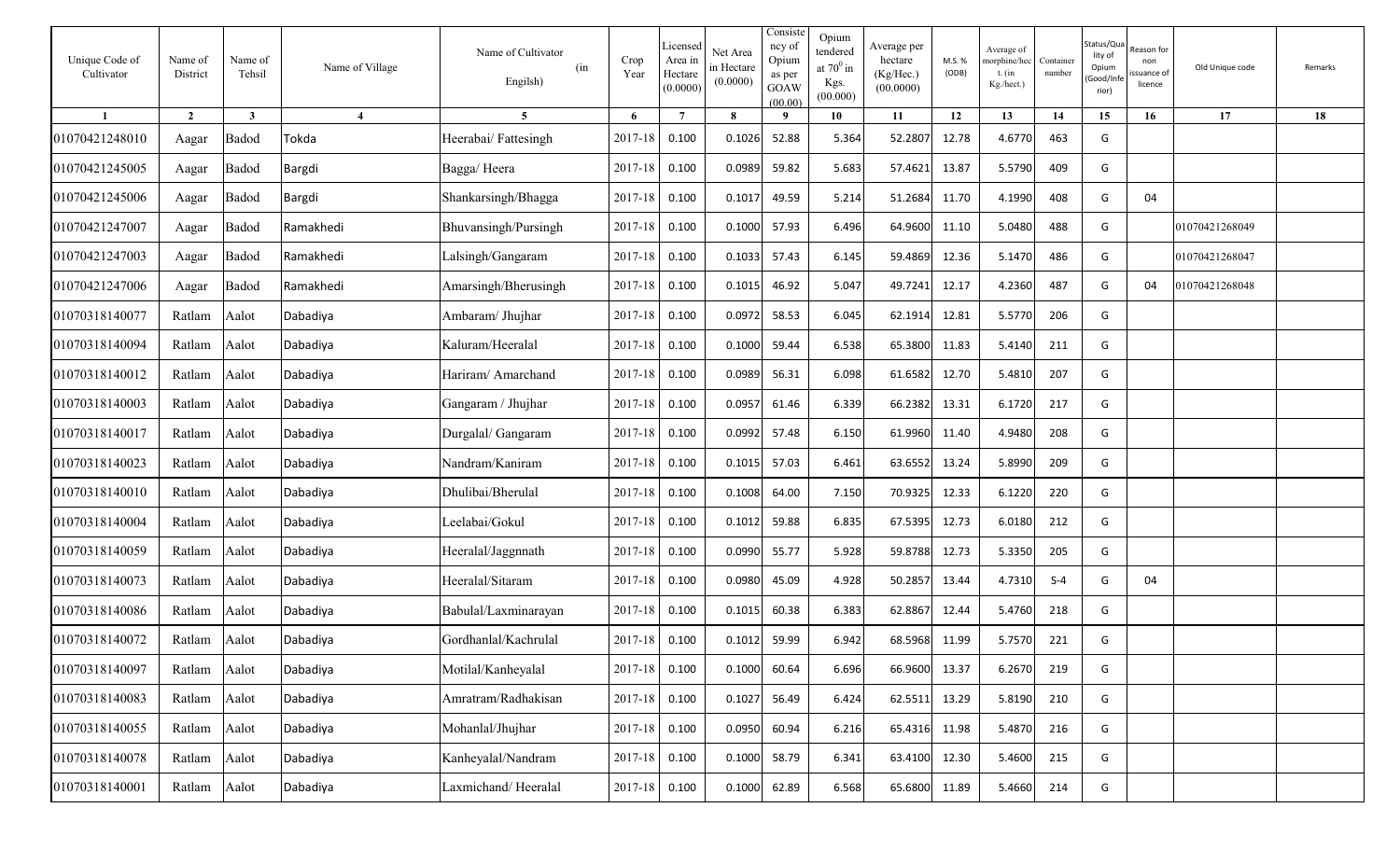| Unique Code of Cultivator | Name of District | Name of Tehsil | Name of Village | Name of Cultivator (in Engilsh) | Crop Year | Licensed Area in Hectare (0.0000) | Net Area in Hectare (0.0000) | Consistency of Opium as per GOAW (00.00) | Opium tendered at $70^0$ in Kgs. (00.000) | Average per hectare (Kg/Hec.) (00.0000) | M.S. % (ODB) | Average of morphine/hect. (in Kg./hect.) | Container number | Status/Quality of Opium (Good/Inferior) | Reason for non issuance of licence | Old Unique code | Remarks |
|---|---|---|---|---|---|---|---|---|---|---|---|---|---|---|---|---|---|
| 1 | 2 | 3 | 4 | 5 | 6 | 7 | 8 | 9 | 10 | 11 | 12 | 13 | 14 | 15 | 16 | 17 | 18 |
| 01070421248010 | Aagar | Badod | Tokda | Heerabai/ Fattesingh | 2017-18 | 0.100 | 0.1026 | 52.88 | 5.364 | 52.2807 | 12.78 | 4.6770 | 463 | G | | | |
| 01070421245005 | Aagar | Badod | Bargdi | Bagga/ Heera | 2017-18 | 0.100 | 0.0989 | 59.82 | 5.683 | 57.4621 | 13.87 | 5.5790 | 409 | G | | | |
| 01070421245006 | Aagar | Badod | Bargdi | Shankarsingh/Bhagga | 2017-18 | 0.100 | 0.1017 | 49.59 | 5.214 | 51.2684 | 11.70 | 4.1990 | 408 | G | 04 | | |
| 01070421247007 | Aagar | Badod | Ramakhedi | Bhuvansingh/Pursingh | 2017-18 | 0.100 | 0.1000 | 57.93 | 6.496 | 64.9600 | 11.10 | 5.0480 | 488 | G | | 01070421268049 | |
| 01070421247003 | Aagar | Badod | Ramakhedi | Lalsingh/Gangaram | 2017-18 | 0.100 | 0.1033 | 57.43 | 6.145 | 59.4869 | 12.36 | 5.1470 | 486 | G | | 01070421268047 | |
| 01070421247006 | Aagar | Badod | Ramakhedi | Amarsingh/Bherusingh | 2017-18 | 0.100 | 0.1015 | 46.92 | 5.047 | 49.7241 | 12.17 | 4.2360 | 487 | G | 04 | 01070421268048 | |
| 01070318140077 | Ratlam | Aalot | Dabadiya | Ambaram/ Jhujhar | 2017-18 | 0.100 | 0.0972 | 58.53 | 6.045 | 62.1914 | 12.81 | 5.5770 | 206 | G | | | |
| 01070318140094 | Ratlam | Aalot | Dabadiya | Kaluram/Heeralal | 2017-18 | 0.100 | 0.1000 | 59.44 | 6.538 | 65.3800 | 11.83 | 5.4140 | 211 | G | | | |
| 01070318140012 | Ratlam | Aalot | Dabadiya | Hariram/ Amarchand | 2017-18 | 0.100 | 0.0989 | 56.31 | 6.098 | 61.6582 | 12.70 | 5.4810 | 207 | G | | | |
| 01070318140003 | Ratlam | Aalot | Dabadiya | Gangaram / Jhujhar | 2017-18 | 0.100 | 0.0957 | 61.46 | 6.339 | 66.2382 | 13.31 | 6.1720 | 217 | G | | | |
| 01070318140017 | Ratlam | Aalot | Dabadiya | Durgalal/ Gangaram | 2017-18 | 0.100 | 0.0992 | 57.48 | 6.150 | 61.9960 | 11.40 | 4.9480 | 208 | G | | | |
| 01070318140023 | Ratlam | Aalot | Dabadiya | Nandram/Kaniram | 2017-18 | 0.100 | 0.1015 | 57.03 | 6.461 | 63.6552 | 13.24 | 5.8990 | 209 | G | | | |
| 01070318140010 | Ratlam | Aalot | Dabadiya | Dhulibai/Bherulal | 2017-18 | 0.100 | 0.1008 | 64.00 | 7.150 | 70.9325 | 12.33 | 6.1220 | 220 | G | | | |
| 01070318140004 | Ratlam | Aalot | Dabadiya | Leelabai/Gokul | 2017-18 | 0.100 | 0.1012 | 59.88 | 6.835 | 67.5395 | 12.73 | 6.0180 | 212 | G | | | |
| 01070318140059 | Ratlam | Aalot | Dabadiya | Heeralal/Jaggnnath | 2017-18 | 0.100 | 0.0990 | 55.77 | 5.928 | 59.8788 | 12.73 | 5.3350 | 205 | G | | | |
| 01070318140073 | Ratlam | Aalot | Dabadiya | Heeralal/Sitaram | 2017-18 | 0.100 | 0.0980 | 45.09 | 4.928 | 50.2857 | 13.44 | 4.7310 | S-4 | G | 04 | | |
| 01070318140086 | Ratlam | Aalot | Dabadiya | Babulal/Laxminarayan | 2017-18 | 0.100 | 0.1015 | 60.38 | 6.383 | 62.8867 | 12.44 | 5.4760 | 218 | G | | | |
| 01070318140072 | Ratlam | Aalot | Dabadiya | Gordhanlal/Kachrulal | 2017-18 | 0.100 | 0.1012 | 59.99 | 6.942 | 68.5968 | 11.99 | 5.7570 | 221 | G | | | |
| 01070318140097 | Ratlam | Aalot | Dabadiya | Motilal/Kanheyalal | 2017-18 | 0.100 | 0.1000 | 60.64 | 6.696 | 66.9600 | 13.37 | 6.2670 | 219 | G | | | |
| 01070318140083 | Ratlam | Aalot | Dabadiya | Amratram/Radhakisan | 2017-18 | 0.100 | 0.1027 | 56.49 | 6.424 | 62.5511 | 13.29 | 5.8190 | 210 | G | | | |
| 01070318140055 | Ratlam | Aalot | Dabadiya | Mohanlal/Jhujhar | 2017-18 | 0.100 | 0.0950 | 60.94 | 6.216 | 65.4316 | 11.98 | 5.4870 | 216 | G | | | |
| 01070318140078 | Ratlam | Aalot | Dabadiya | Kanheyalal/Nandram | 2017-18 | 0.100 | 0.1000 | 58.79 | 6.341 | 63.4100 | 12.30 | 5.4600 | 215 | G | | | |
| 01070318140001 | Ratlam | Aalot | Dabadiya | Laxmichand/ Heeralal | 2017-18 | 0.100 | 0.1000 | 62.89 | 6.568 | 65.6800 | 11.89 | 5.4660 | 214 | G | | | |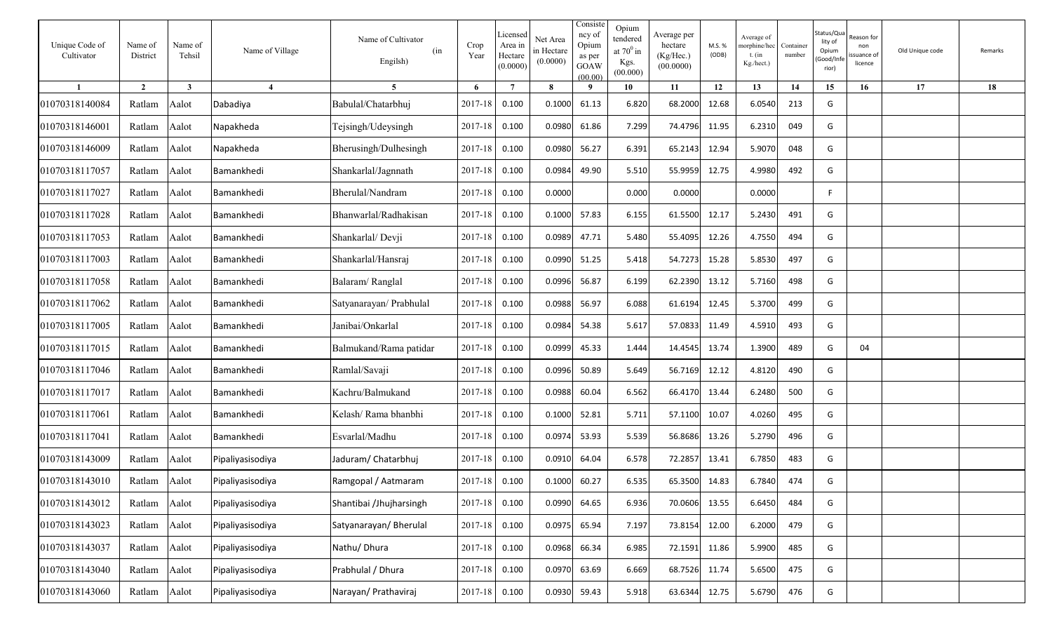| Unique Code of Cultivator | Name of District | Name of Tehsil | Name of Village | Name of Cultivator (in Engilsh) | Crop Year | Licensed Area in Hectare (0.0000) | Net Area in Hectare (0.0000) | Consistency of Opium as per GOAW (00.00) | Opium tendered at $70^0$ in Kgs. (00.000) | Average per hectare (Kg/Hec.) (00.0000) | M.S. % (ODB) | Average of morphine/hect. (in Kg./hect.) | Container number | Status/Quality of Opium (Good/Inferior) | Reason for non issuance of licence | Old Unique code | Remarks |
|---|---|---|---|---|---|---|---|---|---|---|---|---|---|---|---|---|---|
| 1 | 2 | 3 | 4 | 5 | 6 | 7 | 8 | 9 | 10 | 11 | 12 | 13 | 14 | 15 | 16 | 17 | 18 |
| 01070318140084 | Ratlam | Aalot | Dabadiya | Babulal/Chatarbhuj | 2017-18 | 0.100 | 0.1000 | 61.13 | 6.820 | 68.2000 | 12.68 | 6.0540 | 213 | G | | | |
| 01070318146001 | Ratlam | Aalot | Napakheda | Tejsingh/Udeysingh | 2017-18 | 0.100 | 0.0980 | 61.86 | 7.299 | 74.4796 | 11.95 | 6.2310 | 049 | G | | | |
| 01070318146009 | Ratlam | Aalot | Napakheda | Bherusingh/Dulhesingh | 2017-18 | 0.100 | 0.0980 | 56.27 | 6.391 | 65.2143 | 12.94 | 5.9070 | 048 | G | | | |
| 01070318117057 | Ratlam | Aalot | Bamankhedi | Shankarlal/Jagnnath | 2017-18 | 0.100 | 0.0984 | 49.90 | 5.510 | 55.9959 | 12.75 | 4.9980 | 492 | G | | | |
| 01070318117027 | Ratlam | Aalot | Bamankhedi | Bherulal/Nandram | 2017-18 | 0.100 | 0.0000 | | 0.000 | 0.0000 | | 0.0000 | | F | | | |
| 01070318117028 | Ratlam | Aalot | Bamankhedi | Bhanwarlal/Radhakisan | 2017-18 | 0.100 | 0.1000 | 57.83 | 6.155 | 61.5500 | 12.17 | 5.2430 | 491 | G | | | |
| 01070318117053 | Ratlam | Aalot | Bamankhedi | Shankarlal/ Devji | 2017-18 | 0.100 | 0.0989 | 47.71 | 5.480 | 55.4095 | 12.26 | 4.7550 | 494 | G | | | |
| 01070318117003 | Ratlam | Aalot | Bamankhedi | Shankarlal/Hansraj | 2017-18 | 0.100 | 0.0990 | 51.25 | 5.418 | 54.7273 | 15.28 | 5.8530 | 497 | G | | | |
| 01070318117058 | Ratlam | Aalot | Bamankhedi | Balaram/ Ranglal | 2017-18 | 0.100 | 0.0996 | 56.87 | 6.199 | 62.2390 | 13.12 | 5.7160 | 498 | G | | | |
| 01070318117062 | Ratlam | Aalot | Bamankhedi | Satyanarayan/ Prabhulal | 2017-18 | 0.100 | 0.0988 | 56.97 | 6.088 | 61.6194 | 12.45 | 5.3700 | 499 | G | | | |
| 01070318117005 | Ratlam | Aalot | Bamankhedi | Janibai/Onkarlal | 2017-18 | 0.100 | 0.0984 | 54.38 | 5.617 | 57.0833 | 11.49 | 4.5910 | 493 | G | | | |
| 01070318117015 | Ratlam | Aalot | Bamankhedi | Balmukand/Rama patidar | 2017-18 | 0.100 | 0.0999 | 45.33 | 1.444 | 14.4545 | 13.74 | 1.3900 | 489 | G | 04 | | |
| 01070318117046 | Ratlam | Aalot | Bamankhedi | Ramlal/Savaji | 2017-18 | 0.100 | 0.0996 | 50.89 | 5.649 | 56.7169 | 12.12 | 4.8120 | 490 | G | | | |
| 01070318117017 | Ratlam | Aalot | Bamankhedi | Kachru/Balmukand | 2017-18 | 0.100 | 0.0988 | 60.04 | 6.562 | 66.4170 | 13.44 | 6.2480 | 500 | G | | | |
| 01070318117061 | Ratlam | Aalot | Bamankhedi | Kelash/ Rama bhanbhi | 2017-18 | 0.100 | 0.1000 | 52.81 | 5.711 | 57.1100 | 10.07 | 4.0260 | 495 | G | | | |
| 01070318117041 | Ratlam | Aalot | Bamankhedi | Esvarlal/Madhu | 2017-18 | 0.100 | 0.0974 | 53.93 | 5.539 | 56.8686 | 13.26 | 5.2790 | 496 | G | | | |
| 01070318143009 | Ratlam | Aalot | Pipaliyasisodiya | Jaduram/ Chatarbhuj | 2017-18 | 0.100 | 0.0910 | 64.04 | 6.578 | 72.2857 | 13.41 | 6.7850 | 483 | G | | | |
| 01070318143010 | Ratlam | Aalot | Pipaliyasisodiya | Ramgopal / Aatmaram | 2017-18 | 0.100 | 0.1000 | 60.27 | 6.535 | 65.3500 | 14.83 | 6.7840 | 474 | G | | | |
| 01070318143012 | Ratlam | Aalot | Pipaliyasisodiya | Shantibai /Jhujharsingh | 2017-18 | 0.100 | 0.0990 | 64.65 | 6.936 | 70.0606 | 13.55 | 6.6450 | 484 | G | | | |
| 01070318143023 | Ratlam | Aalot | Pipaliyasisodiya | Satyanarayan/ Bherulal | 2017-18 | 0.100 | 0.0975 | 65.94 | 7.197 | 73.8154 | 12.00 | 6.2000 | 479 | G | | | |
| 01070318143037 | Ratlam | Aalot | Pipaliyasisodiya | Nathu/ Dhura | 2017-18 | 0.100 | 0.0968 | 66.34 | 6.985 | 72.1591 | 11.86 | 5.9900 | 485 | G | | | |
| 01070318143040 | Ratlam | Aalot | Pipaliyasisodiya | Prabhulal / Dhura | 2017-18 | 0.100 | 0.0970 | 63.69 | 6.669 | 68.7526 | 11.74 | 5.6500 | 475 | G | | | |
| 01070318143060 | Ratlam | Aalot | Pipaliyasisodiya | Narayan/ Prathaviraj | 2017-18 | 0.100 | 0.0930 | 59.43 | 5.918 | 63.6344 | 12.75 | 5.6790 | 476 | G | | | |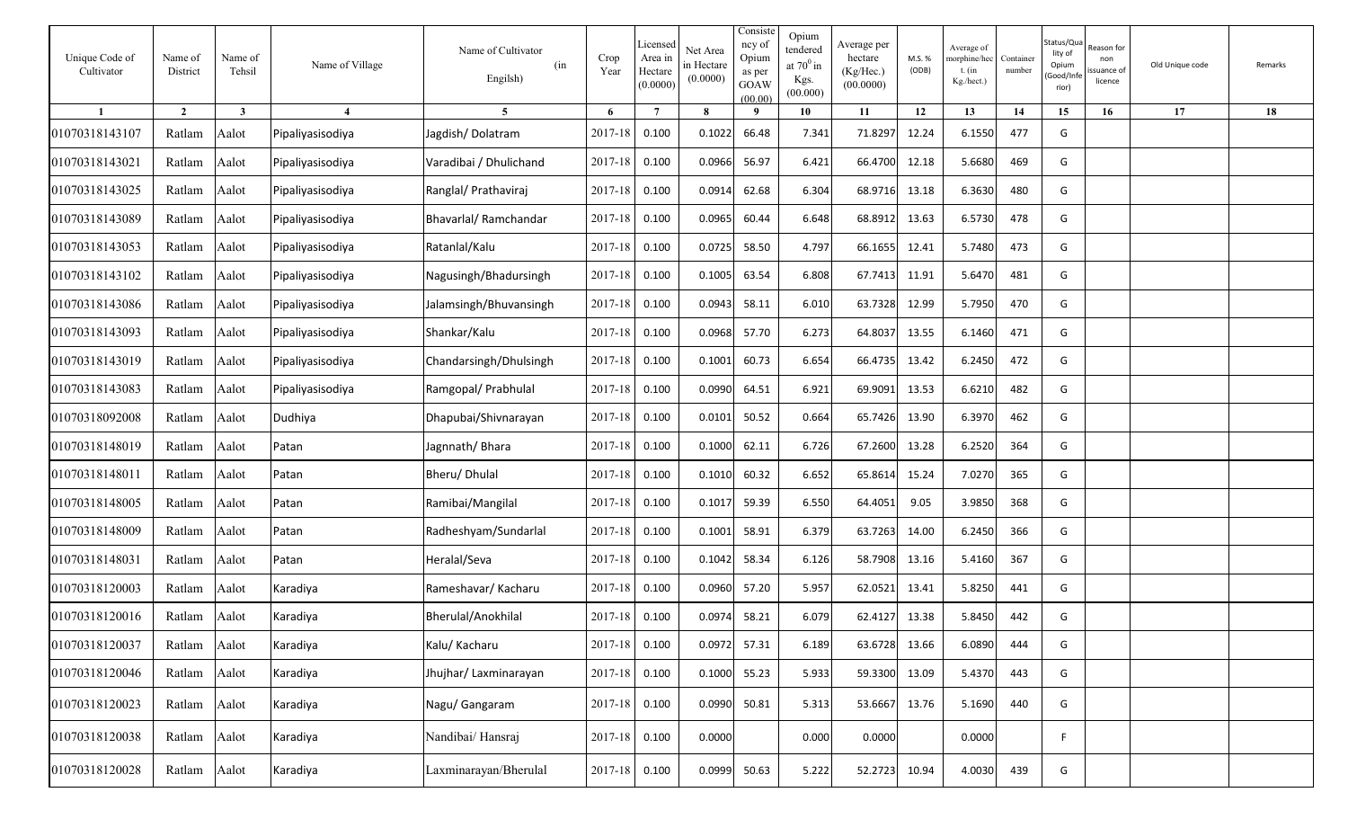| Unique Code of Cultivator | Name of District | Name of Tehsil | Name of Village | Name of Cultivator (in Engilsh) | Crop Year | Licensed Area in Hectare (0.0000) | Net Area in Hectare (0.0000) | Consistency of Opium as per GOAW (00.00) | Opium tendered at $70^0$ in Kgs. (00.000) | Average per hectare (Kg/Hec.) (00.0000) | M.S. % (ODB) | Average of morphine/hect. (in Kg./hect.) | Container number | Status/Quality of Opium (Good/Inferior) | Reason for non issuance of licence | Old Unique code | Remarks |
|---|---|---|---|---|---|---|---|---|---|---|---|---|---|---|---|---|---|
| 1 | 2 | 3 | 4 | 5 | 6 | 7 | 8 | 9 | 10 | 11 | 12 | 13 | 14 | 15 | 16 | 17 | 18 |
| 01070318143107 | Ratlam | Aalot | Pipaliyasisodiya | Jagdish/ Dolatram | 2017-18 | 0.100 | 0.1022 | 66.48 | 7.341 | 71.8297 | 12.24 | 6.1550 | 477 | G | | | |
| 01070318143021 | Ratlam | Aalot | Pipaliyasisodiya | Varadibai / Dhulichand | 2017-18 | 0.100 | 0.0966 | 56.97 | 6.421 | 66.4700 | 12.18 | 5.6680 | 469 | G | | | |
| 01070318143025 | Ratlam | Aalot | Pipaliyasisodiya | Ranglal/ Prathaviraj | 2017-18 | 0.100 | 0.0914 | 62.68 | 6.304 | 68.9716 | 13.18 | 6.3630 | 480 | G | | | |
| 01070318143089 | Ratlam | Aalot | Pipaliyasisodiya | Bhavarlal/ Ramchandar | 2017-18 | 0.100 | 0.0965 | 60.44 | 6.648 | 68.8912 | 13.63 | 6.5730 | 478 | G | | | |
| 01070318143053 | Ratlam | Aalot | Pipaliyasisodiya | Ratanlal/Kalu | 2017-18 | 0.100 | 0.0725 | 58.50 | 4.797 | 66.1655 | 12.41 | 5.7480 | 473 | G | | | |
| 01070318143102 | Ratlam | Aalot | Pipaliyasisodiya | Nagusingh/Bhadursingh | 2017-18 | 0.100 | 0.1005 | 63.54 | 6.808 | 67.7413 | 11.91 | 5.6470 | 481 | G | | | |
| 01070318143086 | Ratlam | Aalot | Pipaliyasisodiya | Jalamsingh/Bhuvansingh | 2017-18 | 0.100 | 0.0943 | 58.11 | 6.010 | 63.7328 | 12.99 | 5.7950 | 470 | G | | | |
| 01070318143093 | Ratlam | Aalot | Pipaliyasisodiya | Shankar/Kalu | 2017-18 | 0.100 | 0.0968 | 57.70 | 6.273 | 64.8037 | 13.55 | 6.1460 | 471 | G | | | |
| 01070318143019 | Ratlam | Aalot | Pipaliyasisodiya | Chandarsingh/Dhulsingh | 2017-18 | 0.100 | 0.1001 | 60.73 | 6.654 | 66.4735 | 13.42 | 6.2450 | 472 | G | | | |
| 01070318143083 | Ratlam | Aalot | Pipaliyasisodiya | Ramgopal/ Prabhulal | 2017-18 | 0.100 | 0.0990 | 64.51 | 6.921 | 69.9091 | 13.53 | 6.6210 | 482 | G | | | |
| 01070318092008 | Ratlam | Aalot | Dudhiya | Dhapubai/Shivnarayan | 2017-18 | 0.100 | 0.0101 | 50.52 | 0.664 | 65.7426 | 13.90 | 6.3970 | 462 | G | | | |
| 01070318148019 | Ratlam | Aalot | Patan | Jagnnath/ Bhara | 2017-18 | 0.100 | 0.1000 | 62.11 | 6.726 | 67.2600 | 13.28 | 6.2520 | 364 | G | | | |
| 01070318148011 | Ratlam | Aalot | Patan | Bheru/ Dhulal | 2017-18 | 0.100 | 0.1010 | 60.32 | 6.652 | 65.8614 | 15.24 | 7.0270 | 365 | G | | | |
| 01070318148005 | Ratlam | Aalot | Patan | Ramibai/Mangilal | 2017-18 | 0.100 | 0.1017 | 59.39 | 6.550 | 64.4051 | 9.05 | 3.9850 | 368 | G | | | |
| 01070318148009 | Ratlam | Aalot | Patan | Radheshyam/Sundarlal | 2017-18 | 0.100 | 0.1001 | 58.91 | 6.379 | 63.7263 | 14.00 | 6.2450 | 366 | G | | | |
| 01070318148031 | Ratlam | Aalot | Patan | Heralal/Seva | 2017-18 | 0.100 | 0.1042 | 58.34 | 6.126 | 58.7908 | 13.16 | 5.4160 | 367 | G | | | |
| 01070318120003 | Ratlam | Aalot | Karadiya | Rameshavar/ Kacharu | 2017-18 | 0.100 | 0.0960 | 57.20 | 5.957 | 62.0521 | 13.41 | 5.8250 | 441 | G | | | |
| 01070318120016 | Ratlam | Aalot | Karadiya | Bherulal/Anokhilal | 2017-18 | 0.100 | 0.0974 | 58.21 | 6.079 | 62.4127 | 13.38 | 5.8450 | 442 | G | | | |
| 01070318120037 | Ratlam | Aalot | Karadiya | Kalu/ Kacharu | 2017-18 | 0.100 | 0.0972 | 57.31 | 6.189 | 63.6728 | 13.66 | 6.0890 | 444 | G | | | |
| 01070318120046 | Ratlam | Aalot | Karadiya | Jhujhar/ Laxminarayan | 2017-18 | 0.100 | 0.1000 | 55.23 | 5.933 | 59.3300 | 13.09 | 5.4370 | 443 | G | | | |
| 01070318120023 | Ratlam | Aalot | Karadiya | Nagu/ Gangaram | 2017-18 | 0.100 | 0.0990 | 50.81 | 5.313 | 53.6667 | 13.76 | 5.1690 | 440 | G | | | |
| 01070318120038 | Ratlam | Aalot | Karadiya | Nandibai/ Hansraj | 2017-18 | 0.100 | 0.0000 | | 0.000 | 0.0000 | | 0.0000 | | F | | | |
| 01070318120028 | Ratlam | Aalot | Karadiya | Laxminarayan/Bherulal | 2017-18 | 0.100 | 0.0999 | 50.63 | 5.222 | 52.2723 | 10.94 | 4.0030 | 439 | G | | | |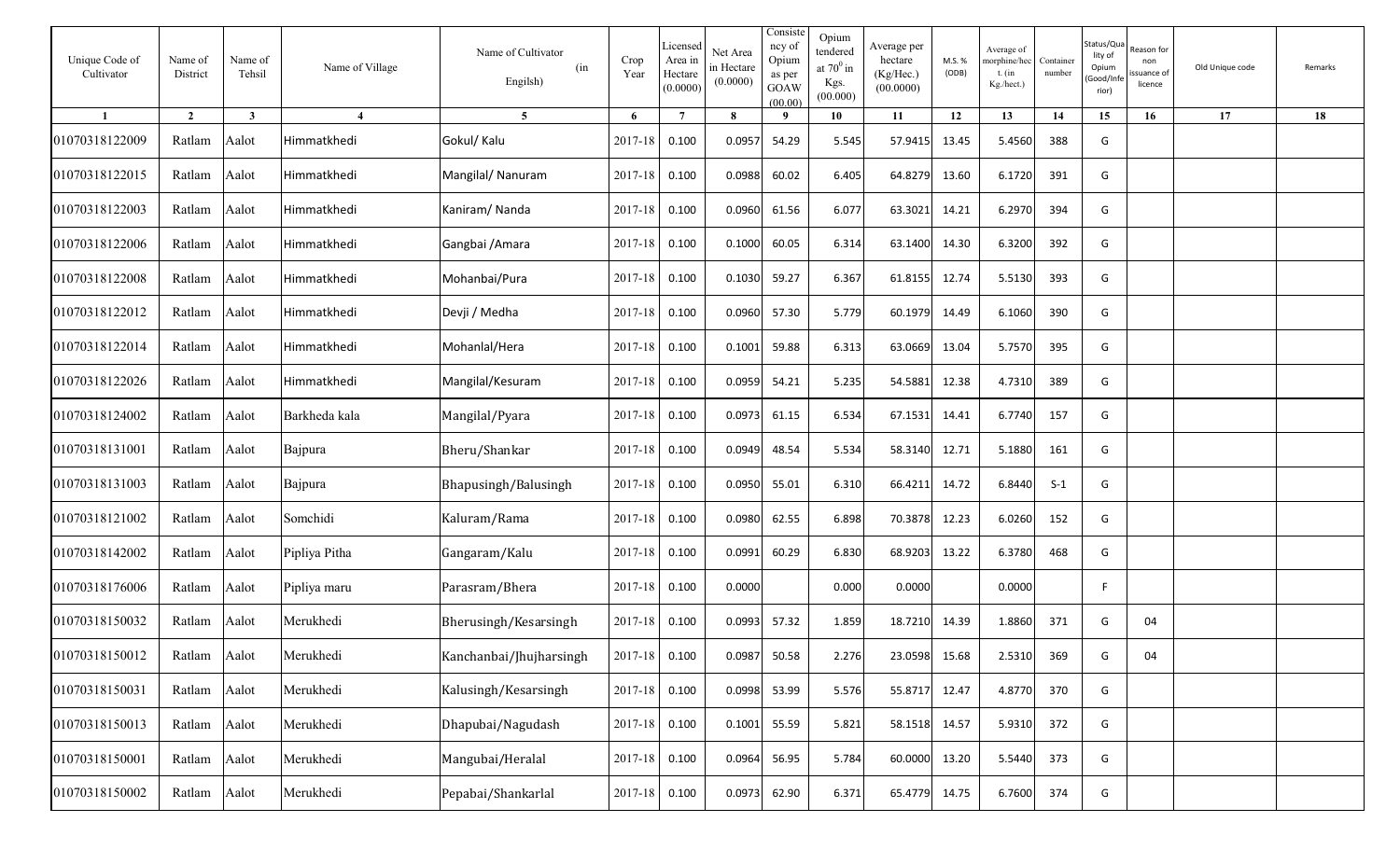| Unique Code of Cultivator | Name of District | Name of Tehsil | Name of Village | Name of Cultivator (in Engilsh) | Crop Year | Licensed Area in Hectare (0.0000) | Net Area in Hectare (0.0000) | Consistency of Opium as per GOAW (00.00) | Opium tendered at $70^0$ in Kgs. (00.000) | Average per hectare (Kg/Hec.) (00.0000) | M.S. % (ODB) | Average of morphine/hect. (in Kg./hect.) | Container number | Status/Quality of Opium (Good/Inferior) | Reason for non issuance of licence | Old Unique code | Remarks |
|---|---|---|---|---|---|---|---|---|---|---|---|---|---|---|---|---|---|
| 1 | 2 | 3 | 4 | 5 | 6 | 7 | 8 | 9 | 10 | 11 | 12 | 13 | 14 | 15 | 16 | 17 | 18 |
| 01070318122009 | Ratlam | Aalot | Himmatkhedi | Gokul/ Kalu | 2017-18 | 0.100 | 0.0957 | 54.29 | 5.545 | 57.9415 | 13.45 | 5.4560 | 388 | G | | | |
| 01070318122015 | Ratlam | Aalot | Himmatkhedi | Mangilal/ Nanuram | 2017-18 | 0.100 | 0.0988 | 60.02 | 6.405 | 64.8279 | 13.60 | 6.1720 | 391 | G | | | |
| 01070318122003 | Ratlam | Aalot | Himmatkhedi | Kaniram/ Nanda | 2017-18 | 0.100 | 0.0960 | 61.56 | 6.077 | 63.3021 | 14.21 | 6.2970 | 394 | G | | | |
| 01070318122006 | Ratlam | Aalot | Himmatkhedi | Gangbai /Amara | 2017-18 | 0.100 | 0.1000 | 60.05 | 6.314 | 63.1400 | 14.30 | 6.3200 | 392 | G | | | |
| 01070318122008 | Ratlam | Aalot | Himmatkhedi | Mohanbai/Pura | 2017-18 | 0.100 | 0.1030 | 59.27 | 6.367 | 61.8155 | 12.74 | 5.5130 | 393 | G | | | |
| 01070318122012 | Ratlam | Aalot | Himmatkhedi | Devji / Medha | 2017-18 | 0.100 | 0.0960 | 57.30 | 5.779 | 60.1979 | 14.49 | 6.1060 | 390 | G | | | |
| 01070318122014 | Ratlam | Aalot | Himmatkhedi | Mohanlal/Hera | 2017-18 | 0.100 | 0.1001 | 59.88 | 6.313 | 63.0669 | 13.04 | 5.7570 | 395 | G | | | |
| 01070318122026 | Ratlam | Aalot | Himmatkhedi | Mangilal/Kesuram | 2017-18 | 0.100 | 0.0959 | 54.21 | 5.235 | 54.5881 | 12.38 | 4.7310 | 389 | G | | | |
| 01070318124002 | Ratlam | Aalot | Barkheda kala | Mangilal/Pyara | 2017-18 | 0.100 | 0.0973 | 61.15 | 6.534 | 67.1531 | 14.41 | 6.7740 | 157 | G | | | |
| 01070318131001 | Ratlam | Aalot | Bajpura | Bheru/Shankar | 2017-18 | 0.100 | 0.0949 | 48.54 | 5.534 | 58.3140 | 12.71 | 5.1880 | 161 | G | | | |
| 01070318131003 | Ratlam | Aalot | Bajpura | Bhapusingh/Balusingh | 2017-18 | 0.100 | 0.0950 | 55.01 | 6.310 | 66.4211 | 14.72 | 6.8440 | S-1 | G | | | |
| 01070318121002 | Ratlam | Aalot | Somchidi | Kaluram/Rama | 2017-18 | 0.100 | 0.0980 | 62.55 | 6.898 | 70.3878 | 12.23 | 6.0260 | 152 | G | | | |
| 01070318142002 | Ratlam | Aalot | Pipliya Pitha | Gangaram/Kalu | 2017-18 | 0.100 | 0.0991 | 60.29 | 6.830 | 68.9203 | 13.22 | 6.3780 | 468 | G | | | |
| 01070318176006 | Ratlam | Aalot | Pipliya maru | Parasram/Bhera | 2017-18 | 0.100 | 0.0000 | | 0.000 | 0.0000 | | 0.0000 | | F | | | |
| 01070318150032 | Ratlam | Aalot | Merukhedi | Bherusingh/Kesarsingh | 2017-18 | 0.100 | 0.0993 | 57.32 | 1.859 | 18.7210 | 14.39 | 1.8860 | 371 | G | 04 | | |
| 01070318150012 | Ratlam | Aalot | Merukhedi | Kanchanbai/Jhujharsingh | 2017-18 | 0.100 | 0.0987 | 50.58 | 2.276 | 23.0598 | 15.68 | 2.5310 | 369 | G | 04 | | |
| 01070318150031 | Ratlam | Aalot | Merukhedi | Kalusingh/Kesarsingh | 2017-18 | 0.100 | 0.0998 | 53.99 | 5.576 | 55.8717 | 12.47 | 4.8770 | 370 | G | | | |
| 01070318150013 | Ratlam | Aalot | Merukhedi | Dhapubai/Nagudash | 2017-18 | 0.100 | 0.1001 | 55.59 | 5.821 | 58.1518 | 14.57 | 5.9310 | 372 | G | | | |
| 01070318150001 | Ratlam | Aalot | Merukhedi | Mangubai/Heralal | 2017-18 | 0.100 | 0.0964 | 56.95 | 5.784 | 60.0000 | 13.20 | 5.5440 | 373 | G | | | |
| 01070318150002 | Ratlam | Aalot | Merukhedi | Pepabai/Shankarlal | 2017-18 | 0.100 | 0.0973 | 62.90 | 6.371 | 65.4779 | 14.75 | 6.7600 | 374 | G | | | |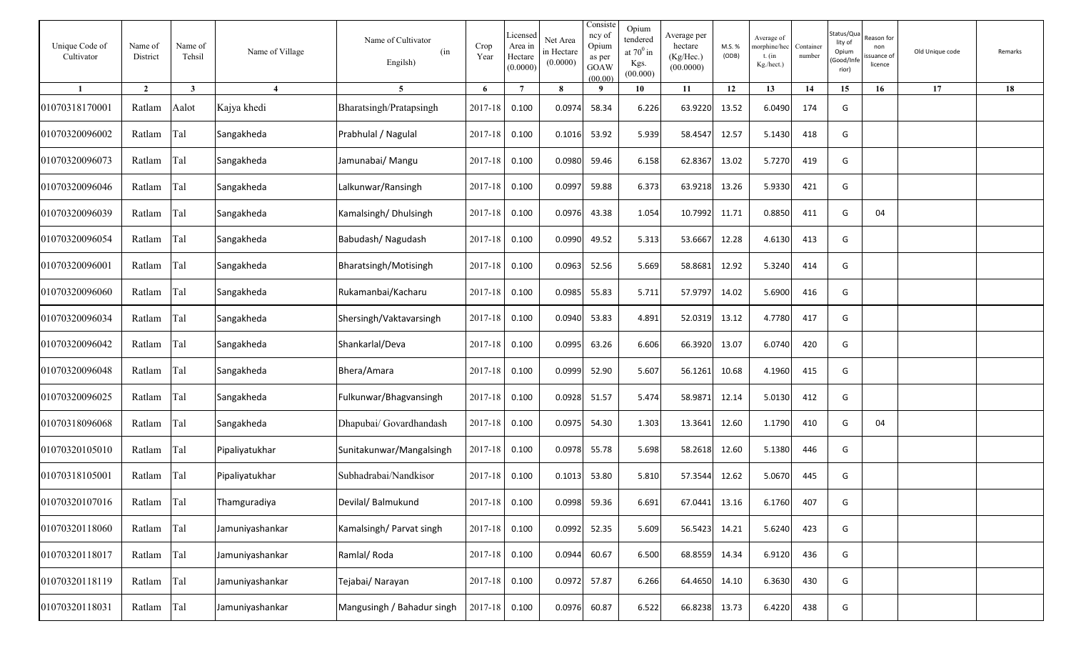| Unique Code of Cultivator | Name of District | Name of Tehsil | Name of Village | Name of Cultivator (in Engilsh) | Crop Year | Licensed Area in Hectare (0.0000) | Net Area in Hectare (0.0000) | Consistency of Opium as per GOAW (00.00) | Opium tendered at $70^0$ in Kgs. (00.000) | Average per hectare (Kg/Hec.) (00.0000) | M.S. % (ODB) | Average of morphine/hect. (in Kg./hect.) | Container number | Status/Quality of Opium (Good/Inferior) | Reason for non issuance of licence | Old Unique code | Remarks |
|---|---|---|---|---|---|---|---|---|---|---|---|---|---|---|---|---|---|
| 1 | 2 | 3 | 4 | 5 | 6 | 7 | 8 | 9 | 10 | 11 | 12 | 13 | 14 | 15 | 16 | 17 | 18 |
| 01070318170001 | Ratlam | Aalot | Kajya khedi | Bharatsingh/Pratapsingh | 2017-18 | 0.100 | 0.0974 | 58.34 | 6.226 | 63.9220 | 13.52 | 6.0490 | 174 | G | | | |
| 01070320096002 | Ratlam | Tal | Sangakheda | Prabhulal / Nagulal | 2017-18 | 0.100 | 0.1016 | 53.92 | 5.939 | 58.4547 | 12.57 | 5.1430 | 418 | G | | | |
| 01070320096073 | Ratlam | Tal | Sangakheda | Jamunabai/ Mangu | 2017-18 | 0.100 | 0.0980 | 59.46 | 6.158 | 62.8367 | 13.02 | 5.7270 | 419 | G | | | |
| 01070320096046 | Ratlam | Tal | Sangakheda | Lalkunwar/Ransingh | 2017-18 | 0.100 | 0.0997 | 59.88 | 6.373 | 63.9218 | 13.26 | 5.9330 | 421 | G | | | |
| 01070320096039 | Ratlam | Tal | Sangakheda | Kamalsingh/ Dhulsingh | 2017-18 | 0.100 | 0.0976 | 43.38 | 1.054 | 10.7992 | 11.71 | 0.8850 | 411 | G | 04 | | |
| 01070320096054 | Ratlam | Tal | Sangakheda | Babudash/ Nagudash | 2017-18 | 0.100 | 0.0990 | 49.52 | 5.313 | 53.6667 | 12.28 | 4.6130 | 413 | G | | | |
| 01070320096001 | Ratlam | Tal | Sangakheda | Bharatsingh/Motisingh | 2017-18 | 0.100 | 0.0963 | 52.56 | 5.669 | 58.8681 | 12.92 | 5.3240 | 414 | G | | | |
| 01070320096060 | Ratlam | Tal | Sangakheda | Rukamanbai/Kacharu | 2017-18 | 0.100 | 0.0985 | 55.83 | 5.711 | 57.9797 | 14.02 | 5.6900 | 416 | G | | | |
| 01070320096034 | Ratlam | Tal | Sangakheda | Shersingh/Vaktavarsingh | 2017-18 | 0.100 | 0.0940 | 53.83 | 4.891 | 52.0319 | 13.12 | 4.7780 | 417 | G | | | |
| 01070320096042 | Ratlam | Tal | Sangakheda | Shankarlal/Deva | 2017-18 | 0.100 | 0.0995 | 63.26 | 6.606 | 66.3920 | 13.07 | 6.0740 | 420 | G | | | |
| 01070320096048 | Ratlam | Tal | Sangakheda | Bhera/Amara | 2017-18 | 0.100 | 0.0999 | 52.90 | 5.607 | 56.1261 | 10.68 | 4.1960 | 415 | G | | | |
| 01070320096025 | Ratlam | Tal | Sangakheda | Fulkunwar/Bhagvansingh | 2017-18 | 0.100 | 0.0928 | 51.57 | 5.474 | 58.9871 | 12.14 | 5.0130 | 412 | G | | | |
| 01070318096068 | Ratlam | Tal | Sangakheda | Dhapubai/ Govardhandash | 2017-18 | 0.100 | 0.0975 | 54.30 | 1.303 | 13.3641 | 12.60 | 1.1790 | 410 | G | 04 | | |
| 01070320105010 | Ratlam | Tal | Pipaliyatukhar | Sunitakunwar/Mangalsingh | 2017-18 | 0.100 | 0.0978 | 55.78 | 5.698 | 58.2618 | 12.60 | 5.1380 | 446 | G | | | |
| 01070318105001 | Ratlam | Tal | Pipaliyatukhar | Subhadrabai/Nandkisor | 2017-18 | 0.100 | 0.1013 | 53.80 | 5.810 | 57.3544 | 12.62 | 5.0670 | 445 | G | | | |
| 01070320107016 | Ratlam | Tal | Thamguradiya | Devilal/ Balmukund | 2017-18 | 0.100 | 0.0998 | 59.36 | 6.691 | 67.0441 | 13.16 | 6.1760 | 407 | G | | | |
| 01070320118060 | Ratlam | Tal | Jamuniyashankar | Kamalsingh/ Parvat singh | 2017-18 | 0.100 | 0.0992 | 52.35 | 5.609 | 56.5423 | 14.21 | 5.6240 | 423 | G | | | |
| 01070320118017 | Ratlam | Tal | Jamuniyashankar | Ramlal/ Roda | 2017-18 | 0.100 | 0.0944 | 60.67 | 6.500 | 68.8559 | 14.34 | 6.9120 | 436 | G | | | |
| 01070320118119 | Ratlam | Tal | Jamuniyashankar | Tejabai/ Narayan | 2017-18 | 0.100 | 0.0972 | 57.87 | 6.266 | 64.4650 | 14.10 | 6.3630 | 430 | G | | | |
| 01070320118031 | Ratlam | Tal | Jamuniyashankar | Mangusingh / Bahadur singh | 2017-18 | 0.100 | 0.0976 | 60.87 | 6.522 | 66.8238 | 13.73 | 6.4220 | 438 | G | | | |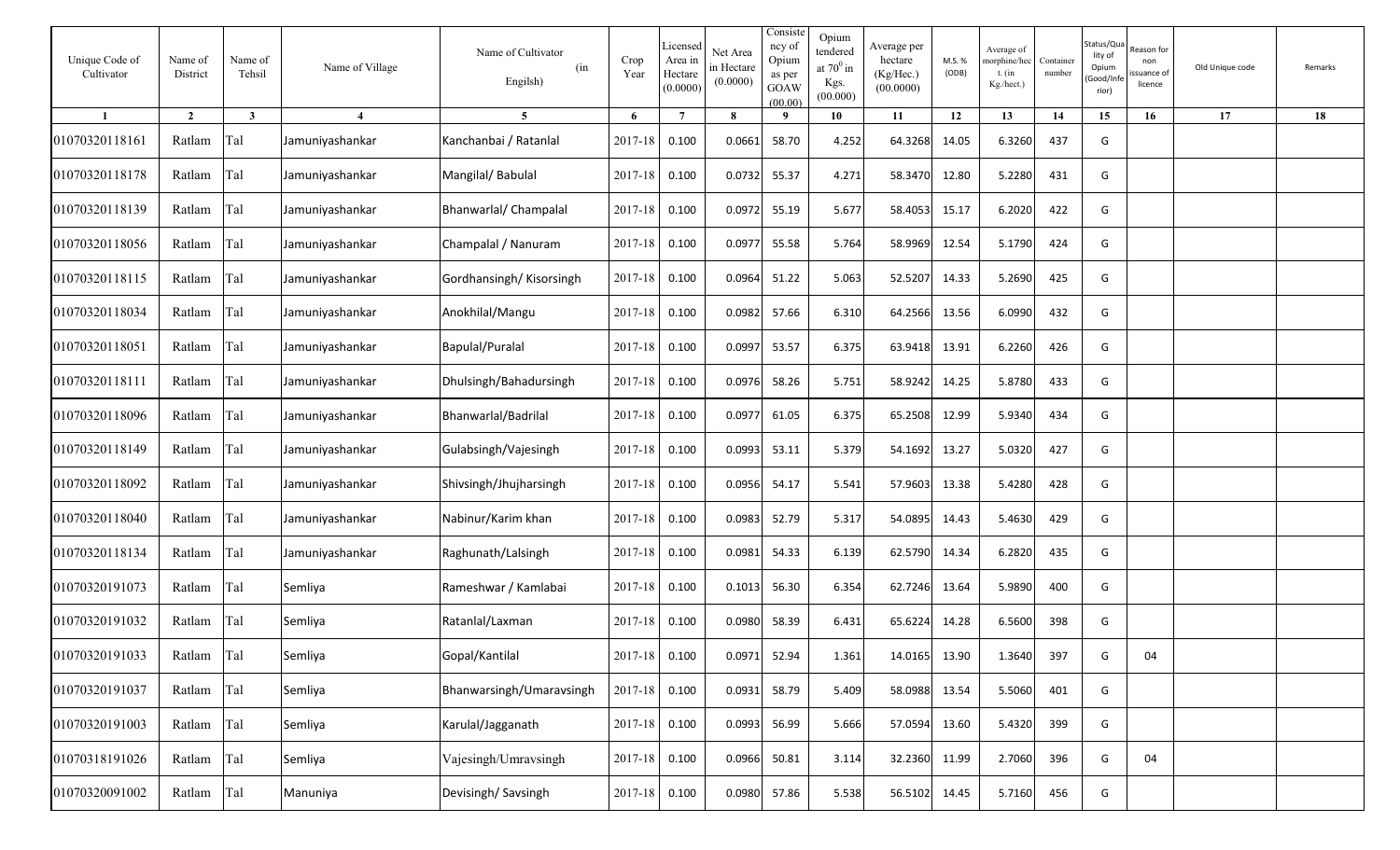| Unique Code of Cultivator | Name of District | Name of Tehsil | Name of Village | Name of Cultivator (in Engilsh) | Crop Year | Licensed Area in Hectare (0.0000) | Net Area in Hectare (0.0000) | Consistency of Opium as per GOAW (00.00) | Opium tendered at $70^0$ in Kgs. (00.000) | Average per hectare (Kg/Hec.) (00.0000) | M.S. % (ODB) | Average of morphine/hect. (in Kg./hect.) | Container number | Status/Quality of Opium (Good/Inferior) | Reason for non issuance of licence | Old Unique code | Remarks |
|---|---|---|---|---|---|---|---|---|---|---|---|---|---|---|---|---|---|
| 1 | 2 | 3 | 4 | 5 | 6 | 7 | 8 | 9 | 10 | 11 | 12 | 13 | 14 | 15 | 16 | 17 | 18 |
| 01070320118161 | Ratlam | Tal | Jamuniyashankar | Kanchanbai / Ratanlal | 2017-18 | 0.100 | 0.0661 | 58.70 | 4.252 | 64.3268 | 14.05 | 6.3260 | 437 | G | | | |
| 01070320118178 | Ratlam | Tal | Jamuniyashankar | Mangilal/ Babulal | 2017-18 | 0.100 | 0.0732 | 55.37 | 4.271 | 58.3470 | 12.80 | 5.2280 | 431 | G | | | |
| 01070320118139 | Ratlam | Tal | Jamuniyashankar | Bhanwarlal/ Champalal | 2017-18 | 0.100 | 0.0972 | 55.19 | 5.677 | 58.4053 | 15.17 | 6.2020 | 422 | G | | | |
| 01070320118056 | Ratlam | Tal | Jamuniyashankar | Champalal / Nanuram | 2017-18 | 0.100 | 0.0977 | 55.58 | 5.764 | 58.9969 | 12.54 | 5.1790 | 424 | G | | | |
| 01070320118115 | Ratlam | Tal | Jamuniyashankar | Gordhansingh/ Kisorsingh | 2017-18 | 0.100 | 0.0964 | 51.22 | 5.063 | 52.5207 | 14.33 | 5.2690 | 425 | G | | | |
| 01070320118034 | Ratlam | Tal | Jamuniyashankar | Anokhilal/Mangu | 2017-18 | 0.100 | 0.0982 | 57.66 | 6.310 | 64.2566 | 13.56 | 6.0990 | 432 | G | | | |
| 01070320118051 | Ratlam | Tal | Jamuniyashankar | Bapulal/Puralal | 2017-18 | 0.100 | 0.0997 | 53.57 | 6.375 | 63.9418 | 13.91 | 6.2260 | 426 | G | | | |
| 01070320118111 | Ratlam | Tal | Jamuniyashankar | Dhulsingh/Bahadursingh | 2017-18 | 0.100 | 0.0976 | 58.26 | 5.751 | 58.9242 | 14.25 | 5.8780 | 433 | G | | | |
| 01070320118096 | Ratlam | Tal | Jamuniyashankar | Bhanwarlal/Badrilal | 2017-18 | 0.100 | 0.0977 | 61.05 | 6.375 | 65.2508 | 12.99 | 5.9340 | 434 | G | | | |
| 01070320118149 | Ratlam | Tal | Jamuniyashankar | Gulabsingh/Vajesingh | 2017-18 | 0.100 | 0.0993 | 53.11 | 5.379 | 54.1692 | 13.27 | 5.0320 | 427 | G | | | |
| 01070320118092 | Ratlam | Tal | Jamuniyashankar | Shivsingh/Jhujharsingh | 2017-18 | 0.100 | 0.0956 | 54.17 | 5.541 | 57.9603 | 13.38 | 5.4280 | 428 | G | | | |
| 01070320118040 | Ratlam | Tal | Jamuniyashankar | Nabinur/Karim khan | 2017-18 | 0.100 | 0.0983 | 52.79 | 5.317 | 54.0895 | 14.43 | 5.4630 | 429 | G | | | |
| 01070320118134 | Ratlam | Tal | Jamuniyashankar | Raghunath/Lalsingh | 2017-18 | 0.100 | 0.0981 | 54.33 | 6.139 | 62.5790 | 14.34 | 6.2820 | 435 | G | | | |
| 01070320191073 | Ratlam | Tal | Semliya | Rameshwar / Kamlabai | 2017-18 | 0.100 | 0.1013 | 56.30 | 6.354 | 62.7246 | 13.64 | 5.9890 | 400 | G | | | |
| 01070320191032 | Ratlam | Tal | Semliya | Ratanlal/Laxman | 2017-18 | 0.100 | 0.0980 | 58.39 | 6.431 | 65.6224 | 14.28 | 6.5600 | 398 | G | | | |
| 01070320191033 | Ratlam | Tal | Semliya | Gopal/Kantilal | 2017-18 | 0.100 | 0.0971 | 52.94 | 1.361 | 14.0165 | 13.90 | 1.3640 | 397 | G | 04 | | |
| 01070320191037 | Ratlam | Tal | Semliya | Bhanwarsingh/Umaravsingh | 2017-18 | 0.100 | 0.0931 | 58.79 | 5.409 | 58.0988 | 13.54 | 5.5060 | 401 | G | | | |
| 01070320191003 | Ratlam | Tal | Semliya | Karulal/Jagganath | 2017-18 | 0.100 | 0.0993 | 56.99 | 5.666 | 57.0594 | 13.60 | 5.4320 | 399 | G | | | |
| 01070318191026 | Ratlam | Tal | Semliya | Vajesingh/Umravsingh | 2017-18 | 0.100 | 0.0966 | 50.81 | 3.114 | 32.2360 | 11.99 | 2.7060 | 396 | G | 04 | | |
| 01070320091002 | Ratlam | Tal | Manuniya | Devisingh/ Savsingh | 2017-18 | 0.100 | 0.0980 | 57.86 | 5.538 | 56.5102 | 14.45 | 5.7160 | 456 | G | | | |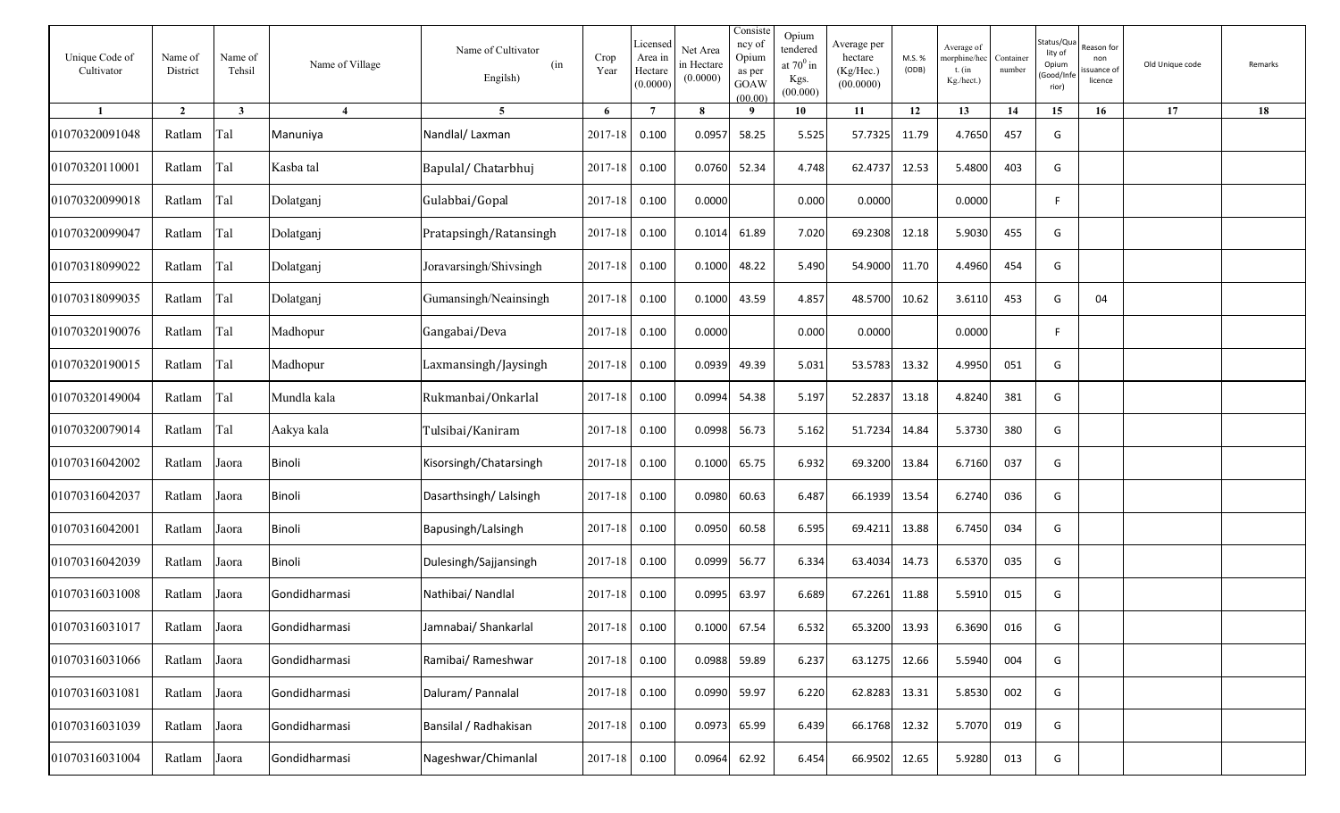| Unique Code of Cultivator | Name of District | Name of Tehsil | Name of Village | Name of Cultivator (in Engilsh) | Crop Year | Licensed Area in Hectare (0.0000) | Net Area in Hectare (0.0000) | Consistency of Opium as per GOAW (00.00) | Opium tendered at $70^0$ in Kgs. (00.000) | Average per hectare (Kg/Hec.) (00.0000) | M.S. % (ODB) | Average of morphine/hect. (in Kg./hect.) | Container number | Status/Quality of Opium (Good/Inferior) | Reason for non issuance of licence | Old Unique code | Remarks |
|---|---|---|---|---|---|---|---|---|---|---|---|---|---|---|---|---|---|
| 1 | 2 | 3 | 4 | 5 | 6 | 7 | 8 | 9 | 10 | 11 | 12 | 13 | 14 | 15 | 16 | 17 | 18 |
| 01070320091048 | Ratlam | Tal | Manuniya | Nandlal/ Laxman | 2017-18 | 0.100 | 0.0957 | 58.25 | 5.525 | 57.7325 | 11.79 | 4.7650 | 457 | G | | | |
| 01070320110001 | Ratlam | Tal | Kasba tal | Bapulal/ Chatarbhuj | 2017-18 | 0.100 | 0.0760 | 52.34 | 4.748 | 62.4737 | 12.53 | 5.4800 | 403 | G | | | |
| 01070320099018 | Ratlam | Tal | Dolatganj | Gulabbai/Gopal | 2017-18 | 0.100 | 0.0000 | | 0.000 | 0.0000 | | 0.0000 | | F | | | |
| 01070320099047 | Ratlam | Tal | Dolatganj | Pratapsingh/Ratansingh | 2017-18 | 0.100 | 0.1014 | 61.89 | 7.020 | 69.2308 | 12.18 | 5.9030 | 455 | G | | | |
| 01070318099022 | Ratlam | Tal | Dolatganj | Joravarsingh/Shivsingh | 2017-18 | 0.100 | 0.1000 | 48.22 | 5.490 | 54.9000 | 11.70 | 4.4960 | 454 | G | | | |
| 01070318099035 | Ratlam | Tal | Dolatganj | Gumansingh/Neainsingh | 2017-18 | 0.100 | 0.1000 | 43.59 | 4.857 | 48.5700 | 10.62 | 3.6110 | 453 | G | 04 | | |
| 01070320190076 | Ratlam | Tal | Madhopur | Gangabai/Deva | 2017-18 | 0.100 | 0.0000 | | 0.000 | 0.0000 | | 0.0000 | | F | | | |
| 01070320190015 | Ratlam | Tal | Madhopur | Laxmansingh/Jaysingh | 2017-18 | 0.100 | 0.0939 | 49.39 | 5.031 | 53.5783 | 13.32 | 4.9950 | 051 | G | | | |
| 01070320149004 | Ratlam | Tal | Mundla kala | Rukmanbai/Onkarlal | 2017-18 | 0.100 | 0.0994 | 54.38 | 5.197 | 52.2837 | 13.18 | 4.8240 | 381 | G | | | |
| 01070320079014 | Ratlam | Tal | Aakya kala | Tulsibai/Kaniram | 2017-18 | 0.100 | 0.0998 | 56.73 | 5.162 | 51.7234 | 14.84 | 5.3730 | 380 | G | | | |
| 01070316042002 | Ratlam | Jaora | Binoli | Kisorsingh/Chatarsingh | 2017-18 | 0.100 | 0.1000 | 65.75 | 6.932 | 69.3200 | 13.84 | 6.7160 | 037 | G | | | |
| 01070316042037 | Ratlam | Jaora | Binoli | Dasarthsingh/ Lalsingh | 2017-18 | 0.100 | 0.0980 | 60.63 | 6.487 | 66.1939 | 13.54 | 6.2740 | 036 | G | | | |
| 01070316042001 | Ratlam | Jaora | Binoli | Bapusingh/Lalsingh | 2017-18 | 0.100 | 0.0950 | 60.58 | 6.595 | 69.4211 | 13.88 | 6.7450 | 034 | G | | | |
| 01070316042039 | Ratlam | Jaora | Binoli | Dulesingh/Sajjansingh | 2017-18 | 0.100 | 0.0999 | 56.77 | 6.334 | 63.4034 | 14.73 | 6.5370 | 035 | G | | | |
| 01070316031008 | Ratlam | Jaora | Gondidharmasi | Nathibai/ Nandlal | 2017-18 | 0.100 | 0.0995 | 63.97 | 6.689 | 67.2261 | 11.88 | 5.5910 | 015 | G | | | |
| 01070316031017 | Ratlam | Jaora | Gondidharmasi | Jamnabai/ Shankarlal | 2017-18 | 0.100 | 0.1000 | 67.54 | 6.532 | 65.3200 | 13.93 | 6.3690 | 016 | G | | | |
| 01070316031066 | Ratlam | Jaora | Gondidharmasi | Ramibai/ Rameshwar | 2017-18 | 0.100 | 0.0988 | 59.89 | 6.237 | 63.1275 | 12.66 | 5.5940 | 004 | G | | | |
| 01070316031081 | Ratlam | Jaora | Gondidharmasi | Daluram/ Pannalal | 2017-18 | 0.100 | 0.0990 | 59.97 | 6.220 | 62.8283 | 13.31 | 5.8530 | 002 | G | | | |
| 01070316031039 | Ratlam | Jaora | Gondidharmasi | Bansilal / Radhakisan | 2017-18 | 0.100 | 0.0973 | 65.99 | 6.439 | 66.1768 | 12.32 | 5.7070 | 019 | G | | | |
| 01070316031004 | Ratlam | Jaora | Gondidharmasi | Nageshwar/Chimanlal | 2017-18 | 0.100 | 0.0964 | 62.92 | 6.454 | 66.9502 | 12.65 | 5.9280 | 013 | G | | | |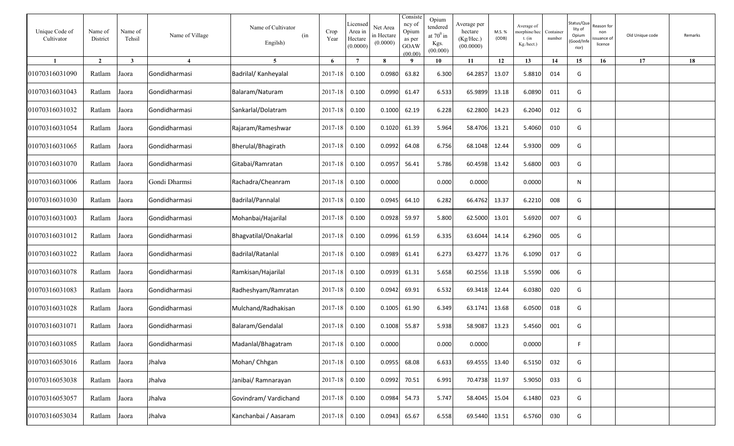| Unique Code of Cultivator | Name of District | Name of Tehsil | Name of Village | Name of Cultivator (in Engilsh) | Crop Year | Licensed Area in Hectare (0.0000) | Net Area in Hectare (0.0000) | Consistency of Opium as per GOAW (00.00) | Opium tendered at $70^0$ in Kgs. (00.000) | Average per hectare (Kg/Hec.) (00.0000) | M.S. % (ODB) | Average of morphine/hect. (in Kg./hect.) | Container number | Status/Quality of Opium (Good/Inferior) | Reason for non issuance of licence | Old Unique code | Remarks |
|---|---|---|---|---|---|---|---|---|---|---|---|---|---|---|---|---|---|
| 1 | 2 | 3 | 4 | 5 | 6 | 7 | 8 | 9 | 10 | 11 | 12 | 13 | 14 | 15 | 16 | 17 | 18 |
| 01070316031090 | Ratlam | Jaora | Gondidharmasi | Badrilal/ Kanheyalal | 2017-18 | 0.100 | 0.0980 | 63.82 | 6.300 | 64.2857 | 13.07 | 5.8810 | 014 | G | | | |
| 01070316031043 | Ratlam | Jaora | Gondidharmasi | Balaram/Naturam | 2017-18 | 0.100 | 0.0990 | 61.47 | 6.533 | 65.9899 | 13.18 | 6.0890 | 011 | G | | | |
| 01070316031032 | Ratlam | Jaora | Gondidharmasi | Sankarlal/Dolatram | 2017-18 | 0.100 | 0.1000 | 62.19 | 6.228 | 62.2800 | 14.23 | 6.2040 | 012 | G | | | |
| 01070316031054 | Ratlam | Jaora | Gondidharmasi | Rajaram/Rameshwar | 2017-18 | 0.100 | 0.1020 | 61.39 | 5.964 | 58.4706 | 13.21 | 5.4060 | 010 | G | | | |
| 01070316031065 | Ratlam | Jaora | Gondidharmasi | Bherulal/Bhagirath | 2017-18 | 0.100 | 0.0992 | 64.08 | 6.756 | 68.1048 | 12.44 | 5.9300 | 009 | G | | | |
| 01070316031070 | Ratlam | Jaora | Gondidharmasi | Gitabai/Ramratan | 2017-18 | 0.100 | 0.0957 | 56.41 | 5.786 | 60.4598 | 13.42 | 5.6800 | 003 | G | | | |
| 01070316031006 | Ratlam | Jaora | Gondi Dharmsi | Rachadra/Cheanram | 2017-18 | 0.100 | 0.0000 | | 0.000 | 0.0000 | | 0.0000 | | N | | | |
| 01070316031030 | Ratlam | Jaora | Gondidharmasi | Badrilal/Pannalal | 2017-18 | 0.100 | 0.0945 | 64.10 | 6.282 | 66.4762 | 13.37 | 6.2210 | 008 | G | | | |
| 01070316031003 | Ratlam | Jaora | Gondidharmasi | Mohanbai/Hajarilal | 2017-18 | 0.100 | 0.0928 | 59.97 | 5.800 | 62.5000 | 13.01 | 5.6920 | 007 | G | | | |
| 01070316031012 | Ratlam | Jaora | Gondidharmasi | Bhagvatilal/Onakarlal | 2017-18 | 0.100 | 0.0996 | 61.59 | 6.335 | 63.6044 | 14.14 | 6.2960 | 005 | G | | | |
| 01070316031022 | Ratlam | Jaora | Gondidharmasi | Badrilal/Ratanlal | 2017-18 | 0.100 | 0.0989 | 61.41 | 6.273 | 63.4277 | 13.76 | 6.1090 | 017 | G | | | |
| 01070316031078 | Ratlam | Jaora | Gondidharmasi | Ramkisan/Hajarilal | 2017-18 | 0.100 | 0.0939 | 61.31 | 5.658 | 60.2556 | 13.18 | 5.5590 | 006 | G | | | |
| 01070316031083 | Ratlam | Jaora | Gondidharmasi | Radheshyam/Ramratan | 2017-18 | 0.100 | 0.0942 | 69.91 | 6.532 | 69.3418 | 12.44 | 6.0380 | 020 | G | | | |
| 01070316031028 | Ratlam | Jaora | Gondidharmasi | Mulchand/Radhakisan | 2017-18 | 0.100 | 0.1005 | 61.90 | 6.349 | 63.1741 | 13.68 | 6.0500 | 018 | G | | | |
| 01070316031071 | Ratlam | Jaora | Gondidharmasi | Balaram/Gendalal | 2017-18 | 0.100 | 0.1008 | 55.87 | 5.938 | 58.9087 | 13.23 | 5.4560 | 001 | G | | | |
| 01070316031085 | Ratlam | Jaora | Gondidharmasi | Madanlal/Bhagatram | 2017-18 | 0.100 | 0.0000 | | 0.000 | 0.0000 | | 0.0000 | | F | | | |
| 01070316053016 | Ratlam | Jaora | Jhalva | Mohan/ Chhgan | 2017-18 | 0.100 | 0.0955 | 68.08 | 6.633 | 69.4555 | 13.40 | 6.5150 | 032 | G | | | |
| 01070316053038 | Ratlam | Jaora | Jhalva | Janibai/ Ramnarayan | 2017-18 | 0.100 | 0.0992 | 70.51 | 6.991 | 70.4738 | 11.97 | 5.9050 | 033 | G | | | |
| 01070316053057 | Ratlam | Jaora | Jhalva | Govindram/ Vardichand | 2017-18 | 0.100 | 0.0984 | 54.73 | 5.747 | 58.4045 | 15.04 | 6.1480 | 023 | G | | | |
| 01070316053034 | Ratlam | Jaora | Jhalva | Kanchanbai / Aasaram | 2017-18 | 0.100 | 0.0943 | 65.67 | 6.558 | 69.5440 | 13.51 | 6.5760 | 030 | G | | | |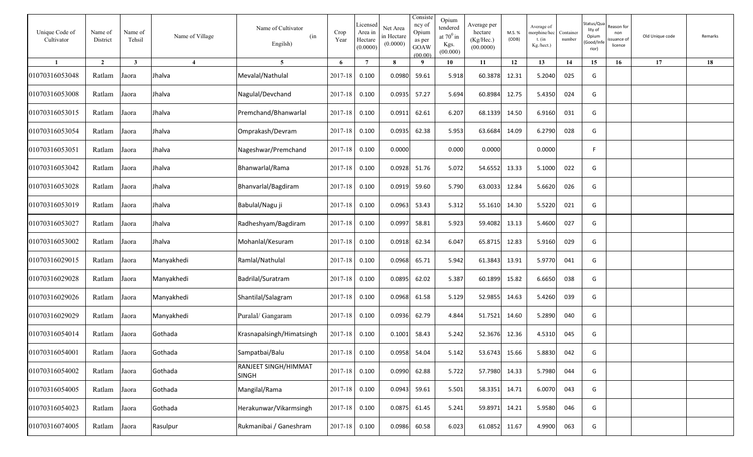| Unique Code of Cultivator | Name of District | Name of Tehsil | Name of Village | Name of Cultivator (in Engilsh) | Crop Year | Licensed Area in Hectare (0.0000) | Net Area in Hectare (0.0000) | Consistency of Opium as per GOAW (00.00) | Opium tendered at $70^0$ in Kgs. (00.000) | Average per hectare (Kg/Hec.) (00.0000) | M.S. % (ODB) | Average of morphine/hect. (in Kg./hect.) | Container number | Status/Quality of Opium (Good/Inferior) | Reason for non issuance of licence | Old Unique code | Remarks |
|---|---|---|---|---|---|---|---|---|---|---|---|---|---|---|---|---|---|
| 1 | 2 | 3 | 4 | 5 | 6 | 7 | 8 | 9 | 10 | 11 | 12 | 13 | 14 | 15 | 16 | 17 | 18 |
| 01070316053048 | Ratlam | Jaora | Jhalva | Mevalal/Nathulal | 2017-18 | 0.100 | 0.0980 | 59.61 | 5.918 | 60.3878 | 12.31 | 5.2040 | 025 | G | | | |
| 01070316053008 | Ratlam | Jaora | Jhalva | Nagulal/Devchand | 2017-18 | 0.100 | 0.0935 | 57.27 | 5.694 | 60.8984 | 12.75 | 5.4350 | 024 | G | | | |
| 01070316053015 | Ratlam | Jaora | Jhalva | Premchand/Bhanwarlal | 2017-18 | 0.100 | 0.0911 | 62.61 | 6.207 | 68.1339 | 14.50 | 6.9160 | 031 | G | | | |
| 01070316053054 | Ratlam | Jaora | Jhalva | Omprakash/Devram | 2017-18 | 0.100 | 0.0935 | 62.38 | 5.953 | 63.6684 | 14.09 | 6.2790 | 028 | G | | | |
| 01070316053051 | Ratlam | Jaora | Jhalva | Nageshwar/Premchand | 2017-18 | 0.100 | 0.0000 | | 0.000 | 0.0000 | | 0.0000 | | F | | | |
| 01070316053042 | Ratlam | Jaora | Jhalva | Bhanwarlal/Rama | 2017-18 | 0.100 | 0.0928 | 51.76 | 5.072 | 54.6552 | 13.33 | 5.1000 | 022 | G | | | |
| 01070316053028 | Ratlam | Jaora | Jhalva | Bhanvarlal/Bagdiram | 2017-18 | 0.100 | 0.0919 | 59.60 | 5.790 | 63.0033 | 12.84 | 5.6620 | 026 | G | | | |
| 01070316053019 | Ratlam | Jaora | Jhalva | Babulal/Nagu ji | 2017-18 | 0.100 | 0.0963 | 53.43 | 5.312 | 55.1610 | 14.30 | 5.5220 | 021 | G | | | |
| 01070316053027 | Ratlam | Jaora | Jhalva | Radheshyam/Bagdiram | 2017-18 | 0.100 | 0.0997 | 58.81 | 5.923 | 59.4082 | 13.13 | 5.4600 | 027 | G | | | |
| 01070316053002 | Ratlam | Jaora | Jhalva | Mohanlal/Kesuram | 2017-18 | 0.100 | 0.0918 | 62.34 | 6.047 | 65.8715 | 12.83 | 5.9160 | 029 | G | | | |
| 01070316029015 | Ratlam | Jaora | Manyakhedi | Ramlal/Nathulal | 2017-18 | 0.100 | 0.0968 | 65.71 | 5.942 | 61.3843 | 13.91 | 5.9770 | 041 | G | | | |
| 01070316029028 | Ratlam | Jaora | Manyakhedi | Badrilal/Suratram | 2017-18 | 0.100 | 0.0895 | 62.02 | 5.387 | 60.1899 | 15.82 | 6.6650 | 038 | G | | | |
| 01070316029026 | Ratlam | Jaora | Manyakhedi | Shantilal/Salagram | 2017-18 | 0.100 | 0.0968 | 61.58 | 5.129 | 52.9855 | 14.63 | 5.4260 | 039 | G | | | |
| 01070316029029 | Ratlam | Jaora | Manyakhedi | Puralal/ Gangaram | 2017-18 | 0.100 | 0.0936 | 62.79 | 4.844 | 51.7521 | 14.60 | 5.2890 | 040 | G | | | |
| 01070316054014 | Ratlam | Jaora | Gothada | Krasnapalsingh/Himatsingh | 2017-18 | 0.100 | 0.1001 | 58.43 | 5.242 | 52.3676 | 12.36 | 4.5310 | 045 | G | | | |
| 01070316054001 | Ratlam | Jaora | Gothada | Sampatbai/Balu | 2017-18 | 0.100 | 0.0958 | 54.04 | 5.142 | 53.6743 | 15.66 | 5.8830 | 042 | G | | | |
| 01070316054002 | Ratlam | Jaora | Gothada | RANJEET SINGH/HIMMAT SINGH | 2017-18 | 0.100 | 0.0990 | 62.88 | 5.722 | 57.7980 | 14.33 | 5.7980 | 044 | G | | | |
| 01070316054005 | Ratlam | Jaora | Gothada | Mangilal/Rama | 2017-18 | 0.100 | 0.0943 | 59.61 | 5.501 | 58.3351 | 14.71 | 6.0070 | 043 | G | | | |
| 01070316054023 | Ratlam | Jaora | Gothada | Herakunwar/Vikarmsingh | 2017-18 | 0.100 | 0.0875 | 61.45 | 5.241 | 59.8971 | 14.21 | 5.9580 | 046 | G | | | |
| 01070316074005 | Ratlam | Jaora | Rasulpur | Rukmanibai / Ganeshram | 2017-18 | 0.100 | 0.0986 | 60.58 | 6.023 | 61.0852 | 11.67 | 4.9900 | 063 | G | | | |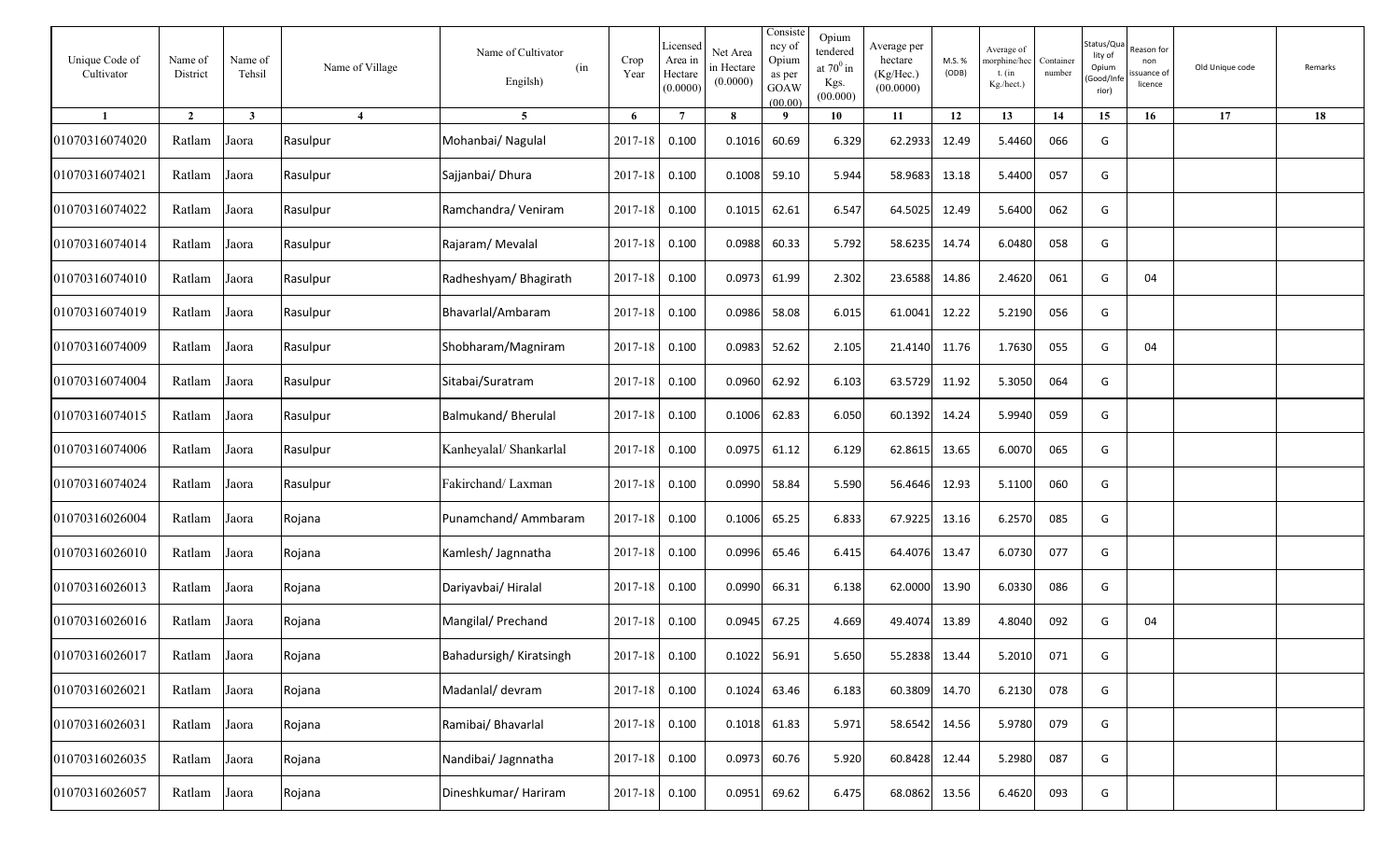| Unique Code of Cultivator | Name of District | Name of Tehsil | Name of Village | Name of Cultivator (in Engilsh) | Crop Year | Licensed Area in Hectare (0.0000) | Net Area in Hectare (0.0000) | Consistency of Opium as per GOAW (00.00) | Opium tendered at $70^0$ in Kgs. (00.000) | Average per hectare (Kg/Hec.) (00.0000) | M.S. % (ODB) | Average of morphine/hect. (in Kg./hect.) | Container number | Status/Quality of Opium (Good/Inferior) | Reason for non issuance of licence | Old Unique code | Remarks |
|---|---|---|---|---|---|---|---|---|---|---|---|---|---|---|---|---|---|
| 1 | 2 | 3 | 4 | 5 | 6 | 7 | 8 | 9 | 10 | 11 | 12 | 13 | 14 | 15 | 16 | 17 | 18 |
| 01070316074020 | Ratlam | Jaora | Rasulpur | Mohanbai/ Nagulal | 2017-18 | 0.100 | 0.1016 | 60.69 | 6.329 | 62.2933 | 12.49 | 5.4460 | 066 | G | | | |
| 01070316074021 | Ratlam | Jaora | Rasulpur | Sajjanbai/ Dhura | 2017-18 | 0.100 | 0.1008 | 59.10 | 5.944 | 58.9683 | 13.18 | 5.4400 | 057 | G | | | |
| 01070316074022 | Ratlam | Jaora | Rasulpur | Ramchandra/ Veniram | 2017-18 | 0.100 | 0.1015 | 62.61 | 6.547 | 64.5025 | 12.49 | 5.6400 | 062 | G | | | |
| 01070316074014 | Ratlam | Jaora | Rasulpur | Rajaram/ Mevalal | 2017-18 | 0.100 | 0.0988 | 60.33 | 5.792 | 58.6235 | 14.74 | 6.0480 | 058 | G | | | |
| 01070316074010 | Ratlam | Jaora | Rasulpur | Radheshyam/ Bhagirath | 2017-18 | 0.100 | 0.0973 | 61.99 | 2.302 | 23.6588 | 14.86 | 2.4620 | 061 | G | 04 | | |
| 01070316074019 | Ratlam | Jaora | Rasulpur | Bhavarlal/Ambaram | 2017-18 | 0.100 | 0.0986 | 58.08 | 6.015 | 61.0041 | 12.22 | 5.2190 | 056 | G | | | |
| 01070316074009 | Ratlam | Jaora | Rasulpur | Shobharam/Magniram | 2017-18 | 0.100 | 0.0983 | 52.62 | 2.105 | 21.4140 | 11.76 | 1.7630 | 055 | G | 04 | | |
| 01070316074004 | Ratlam | Jaora | Rasulpur | Sitabai/Suratram | 2017-18 | 0.100 | 0.0960 | 62.92 | 6.103 | 63.5729 | 11.92 | 5.3050 | 064 | G | | | |
| 01070316074015 | Ratlam | Jaora | Rasulpur | Balmukand/ Bherulal | 2017-18 | 0.100 | 0.1006 | 62.83 | 6.050 | 60.1392 | 14.24 | 5.9940 | 059 | G | | | |
| 01070316074006 | Ratlam | Jaora | Rasulpur | Kanheyalal/ Shankarlal | 2017-18 | 0.100 | 0.0975 | 61.12 | 6.129 | 62.8615 | 13.65 | 6.0070 | 065 | G | | | |
| 01070316074024 | Ratlam | Jaora | Rasulpur | Fakirchand/ Laxman | 2017-18 | 0.100 | 0.0990 | 58.84 | 5.590 | 56.4646 | 12.93 | 5.1100 | 060 | G | | | |
| 01070316026004 | Ratlam | Jaora | Rojana | Punamchand/ Ammbaram | 2017-18 | 0.100 | 0.1006 | 65.25 | 6.833 | 67.9225 | 13.16 | 6.2570 | 085 | G | | | |
| 01070316026010 | Ratlam | Jaora | Rojana | Kamlesh/ Jagnnatha | 2017-18 | 0.100 | 0.0996 | 65.46 | 6.415 | 64.4076 | 13.47 | 6.0730 | 077 | G | | | |
| 01070316026013 | Ratlam | Jaora | Rojana | Dariyavbai/ Hiralal | 2017-18 | 0.100 | 0.0990 | 66.31 | 6.138 | 62.0000 | 13.90 | 6.0330 | 086 | G | | | |
| 01070316026016 | Ratlam | Jaora | Rojana | Mangilal/ Prechand | 2017-18 | 0.100 | 0.0945 | 67.25 | 4.669 | 49.4074 | 13.89 | 4.8040 | 092 | G | 04 | | |
| 01070316026017 | Ratlam | Jaora | Rojana | Bahadursigh/ Kiratsingh | 2017-18 | 0.100 | 0.1022 | 56.91 | 5.650 | 55.2838 | 13.44 | 5.2010 | 071 | G | | | |
| 01070316026021 | Ratlam | Jaora | Rojana | Madanlal/ devram | 2017-18 | 0.100 | 0.1024 | 63.46 | 6.183 | 60.3809 | 14.70 | 6.2130 | 078 | G | | | |
| 01070316026031 | Ratlam | Jaora | Rojana | Ramibai/ Bhavarlal | 2017-18 | 0.100 | 0.1018 | 61.83 | 5.971 | 58.6542 | 14.56 | 5.9780 | 079 | G | | | |
| 01070316026035 | Ratlam | Jaora | Rojana | Nandibai/ Jagnnatha | 2017-18 | 0.100 | 0.0973 | 60.76 | 5.920 | 60.8428 | 12.44 | 5.2980 | 087 | G | | | |
| 01070316026057 | Ratlam | Jaora | Rojana | Dineshkumar/ Hariram | 2017-18 | 0.100 | 0.0951 | 69.62 | 6.475 | 68.0862 | 13.56 | 6.4620 | 093 | G | | | |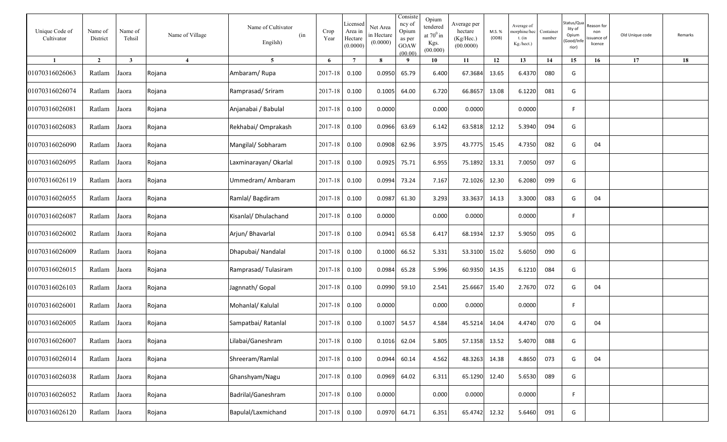| Unique Code of Cultivator | Name of District | Name of Tehsil | Name of Village | Name of Cultivator (in Engilsh) | Crop Year | Licensed Area in Hectare (0.0000) | Net Area in Hectare (0.0000) | Consistency of Opium as per GOAW (00.00) | Opium tendered at $70^0$ in Kgs. (00.000) | Average per hectare (Kg/Hec.) (00.0000) | M.S. % (ODB) | Average of morphine/hect. (in Kg./hect.) | Container number | Status/Quality of Opium (Good/Inferior) | Reason for non issuance of licence | Old Unique code | Remarks |
|---|---|---|---|---|---|---|---|---|---|---|---|---|---|---|---|---|---|
| 1 | 2 | 3 | 4 | 5 | 6 | 7 | 8 | 9 | 10 | 11 | 12 | 13 | 14 | 15 | 16 | 17 | 18 |
| 01070316026063 | Ratlam | Jaora | Rojana | Ambaram/ Rupa | 2017-18 | 0.100 | 0.0950 | 65.79 | 6.400 | 67.3684 | 13.65 | 6.4370 | 080 | G | | | |
| 01070316026074 | Ratlam | Jaora | Rojana | Ramprasad/ Sriram | 2017-18 | 0.100 | 0.1005 | 64.00 | 6.720 | 66.8657 | 13.08 | 6.1220 | 081 | G | | | |
| 01070316026081 | Ratlam | Jaora | Rojana | Anjanabai / Babulal | 2017-18 | 0.100 | 0.0000 | | 0.000 | 0.0000 | | 0.0000 | | F | | | |
| 01070316026083 | Ratlam | Jaora | Rojana | Rekhabai/ Omprakash | 2017-18 | 0.100 | 0.0966 | 63.69 | 6.142 | 63.5818 | 12.12 | 5.3940 | 094 | G | | | |
| 01070316026090 | Ratlam | Jaora | Rojana | Mangilal/ Sobharam | 2017-18 | 0.100 | 0.0908 | 62.96 | 3.975 | 43.7775 | 15.45 | 4.7350 | 082 | G | 04 | | |
| 01070316026095 | Ratlam | Jaora | Rojana | Laxminarayan/ Okarlal | 2017-18 | 0.100 | 0.0925 | 75.71 | 6.955 | 75.1892 | 13.31 | 7.0050 | 097 | G | | | |
| 01070316026119 | Ratlam | Jaora | Rojana | Ummedram/ Ambaram | 2017-18 | 0.100 | 0.0994 | 73.24 | 7.167 | 72.1026 | 12.30 | 6.2080 | 099 | G | | | |
| 01070316026055 | Ratlam | Jaora | Rojana | Ramlal/ Bagdiram | 2017-18 | 0.100 | 0.0987 | 61.30 | 3.293 | 33.3637 | 14.13 | 3.3000 | 083 | G | 04 | | |
| 01070316026087 | Ratlam | Jaora | Rojana | Kisanlal/ Dhulachand | 2017-18 | 0.100 | 0.0000 | | 0.000 | 0.0000 | | 0.0000 | | F | | | |
| 01070316026002 | Ratlam | Jaora | Rojana | Arjun/ Bhavarlal | 2017-18 | 0.100 | 0.0941 | 65.58 | 6.417 | 68.1934 | 12.37 | 5.9050 | 095 | G | | | |
| 01070316026009 | Ratlam | Jaora | Rojana | Dhapubai/ Nandalal | 2017-18 | 0.100 | 0.1000 | 66.52 | 5.331 | 53.3100 | 15.02 | 5.6050 | 090 | G | | | |
| 01070316026015 | Ratlam | Jaora | Rojana | Ramprasad/ Tulasiram | 2017-18 | 0.100 | 0.0984 | 65.28 | 5.996 | 60.9350 | 14.35 | 6.1210 | 084 | G | | | |
| 01070316026103 | Ratlam | Jaora | Rojana | Jagnnath/ Gopal | 2017-18 | 0.100 | 0.0990 | 59.10 | 2.541 | 25.6667 | 15.40 | 2.7670 | 072 | G | 04 | | |
| 01070316026001 | Ratlam | Jaora | Rojana | Mohanlal/ Kalulal | 2017-18 | 0.100 | 0.0000 | | 0.000 | 0.0000 | | 0.0000 | | F | | | |
| 01070316026005 | Ratlam | Jaora | Rojana | Sampatbai/ Ratanlal | 2017-18 | 0.100 | 0.1007 | 54.57 | 4.584 | 45.5214 | 14.04 | 4.4740 | 070 | G | 04 | | |
| 01070316026007 | Ratlam | Jaora | Rojana | Lilabai/Ganeshram | 2017-18 | 0.100 | 0.1016 | 62.04 | 5.805 | 57.1358 | 13.52 | 5.4070 | 088 | G | | | |
| 01070316026014 | Ratlam | Jaora | Rojana | Shreeram/Ramlal | 2017-18 | 0.100 | 0.0944 | 60.14 | 4.562 | 48.3263 | 14.38 | 4.8650 | 073 | G | 04 | | |
| 01070316026038 | Ratlam | Jaora | Rojana | Ghanshyam/Nagu | 2017-18 | 0.100 | 0.0969 | 64.02 | 6.311 | 65.1290 | 12.40 | 5.6530 | 089 | G | | | |
| 01070316026052 | Ratlam | Jaora | Rojana | Badrilal/Ganeshram | 2017-18 | 0.100 | 0.0000 | | 0.000 | 0.0000 | | 0.0000 | | F | | | |
| 01070316026120 | Ratlam | Jaora | Rojana | Bapulal/Laxmichand | 2017-18 | 0.100 | 0.0970 | 64.71 | 6.351 | 65.4742 | 12.32 | 5.6460 | 091 | G | | | |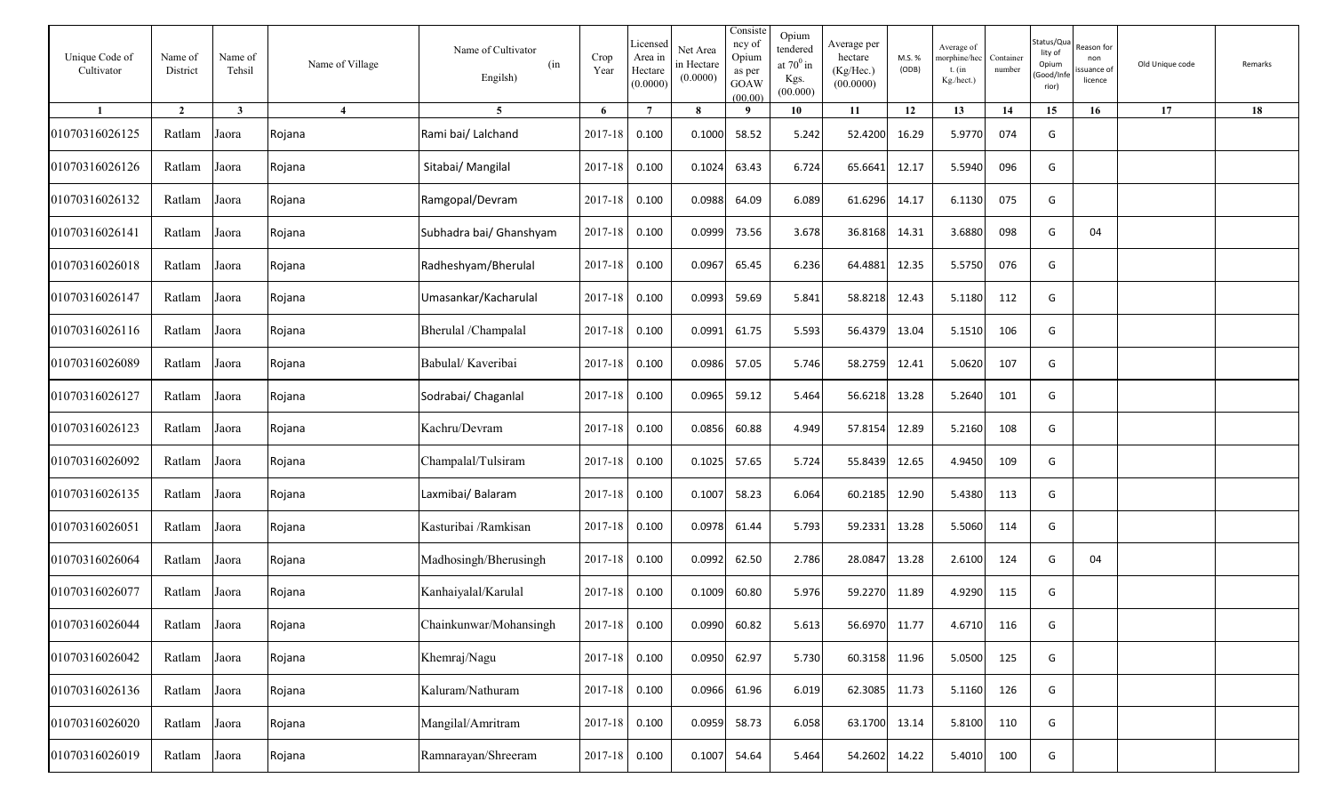| Unique Code of Cultivator | Name of District | Name of Tehsil | Name of Village | Name of Cultivator (in Engilsh) | Crop Year | Licensed Area in Hectare (0.0000) | Net Area in Hectare (0.0000) | Consistency of Opium as per GOAW (00.00) | Opium tendered at $70^0$ in Kgs. (00.000) | Average per hectare (Kg/Hec.) (00.0000) | M.S. % (ODB) | Average of morphine/hect. (in Kg./hect.) | Container number | Status/Quality of Opium (Good/Inferior) | Reason for non issuance of licence | Old Unique code | Remarks |
|---|---|---|---|---|---|---|---|---|---|---|---|---|---|---|---|---|---|
| 1 | 2 | 3 | 4 | 5 | 6 | 7 | 8 | 9 | 10 | 11 | 12 | 13 | 14 | 15 | 16 | 17 | 18 |
| 01070316026125 | Ratlam | Jaora | Rojana | Rami bai/ Lalchand | 2017-18 | 0.100 | 0.1000 | 58.52 | 5.242 | 52.4200 | 16.29 | 5.9770 | 074 | G | | | |
| 01070316026126 | Ratlam | Jaora | Rojana | Sitabai/ Mangilal | 2017-18 | 0.100 | 0.1024 | 63.43 | 6.724 | 65.6641 | 12.17 | 5.5940 | 096 | G | | | |
| 01070316026132 | Ratlam | Jaora | Rojana | Ramgopal/Devram | 2017-18 | 0.100 | 0.0988 | 64.09 | 6.089 | 61.6296 | 14.17 | 6.1130 | 075 | G | | | |
| 01070316026141 | Ratlam | Jaora | Rojana | Subhadra bai/ Ghanshyam | 2017-18 | 0.100 | 0.0999 | 73.56 | 3.678 | 36.8168 | 14.31 | 3.6880 | 098 | G | 04 | | |
| 01070316026018 | Ratlam | Jaora | Rojana | Radheshyam/Bherulal | 2017-18 | 0.100 | 0.0967 | 65.45 | 6.236 | 64.4881 | 12.35 | 5.5750 | 076 | G | | | |
| 01070316026147 | Ratlam | Jaora | Rojana | Umasankar/Kacharulal | 2017-18 | 0.100 | 0.0993 | 59.69 | 5.841 | 58.8218 | 12.43 | 5.1180 | 112 | G | | | |
| 01070316026116 | Ratlam | Jaora | Rojana | Bherulal /Champalal | 2017-18 | 0.100 | 0.0991 | 61.75 | 5.593 | 56.4379 | 13.04 | 5.1510 | 106 | G | | | |
| 01070316026089 | Ratlam | Jaora | Rojana | Babulal/ Kaveribai | 2017-18 | 0.100 | 0.0986 | 57.05 | 5.746 | 58.2759 | 12.41 | 5.0620 | 107 | G | | | |
| 01070316026127 | Ratlam | Jaora | Rojana | Sodrabai/ Chaganlal | 2017-18 | 0.100 | 0.0965 | 59.12 | 5.464 | 56.6218 | 13.28 | 5.2640 | 101 | G | | | |
| 01070316026123 | Ratlam | Jaora | Rojana | Kachru/Devram | 2017-18 | 0.100 | 0.0856 | 60.88 | 4.949 | 57.8154 | 12.89 | 5.2160 | 108 | G | | | |
| 01070316026092 | Ratlam | Jaora | Rojana | Champalal/Tulsiram | 2017-18 | 0.100 | 0.1025 | 57.65 | 5.724 | 55.8439 | 12.65 | 4.9450 | 109 | G | | | |
| 01070316026135 | Ratlam | Jaora | Rojana | Laxmibai/ Balaram | 2017-18 | 0.100 | 0.1007 | 58.23 | 6.064 | 60.2185 | 12.90 | 5.4380 | 113 | G | | | |
| 01070316026051 | Ratlam | Jaora | Rojana | Kasturibai /Ramkisan | 2017-18 | 0.100 | 0.0978 | 61.44 | 5.793 | 59.2331 | 13.28 | 5.5060 | 114 | G | | | |
| 01070316026064 | Ratlam | Jaora | Rojana | Madhosingh/Bherusingh | 2017-18 | 0.100 | 0.0992 | 62.50 | 2.786 | 28.0847 | 13.28 | 2.6100 | 124 | G | 04 | | |
| 01070316026077 | Ratlam | Jaora | Rojana | Kanhaiyalal/Karulal | 2017-18 | 0.100 | 0.1009 | 60.80 | 5.976 | 59.2270 | 11.89 | 4.9290 | 115 | G | | | |
| 01070316026044 | Ratlam | Jaora | Rojana | Chainkunwar/Mohansingh | 2017-18 | 0.100 | 0.0990 | 60.82 | 5.613 | 56.6970 | 11.77 | 4.6710 | 116 | G | | | |
| 01070316026042 | Ratlam | Jaora | Rojana | Khemraj/Nagu | 2017-18 | 0.100 | 0.0950 | 62.97 | 5.730 | 60.3158 | 11.96 | 5.0500 | 125 | G | | | |
| 01070316026136 | Ratlam | Jaora | Rojana | Kaluram/Nathuram | 2017-18 | 0.100 | 0.0966 | 61.96 | 6.019 | 62.3085 | 11.73 | 5.1160 | 126 | G | | | |
| 01070316026020 | Ratlam | Jaora | Rojana | Mangilal/Amritram | 2017-18 | 0.100 | 0.0959 | 58.73 | 6.058 | 63.1700 | 13.14 | 5.8100 | 110 | G | | | |
| 01070316026019 | Ratlam | Jaora | Rojana | Ramnarayan/Shreeram | 2017-18 | 0.100 | 0.1007 | 54.64 | 5.464 | 54.2602 | 14.22 | 5.4010 | 100 | G | | | |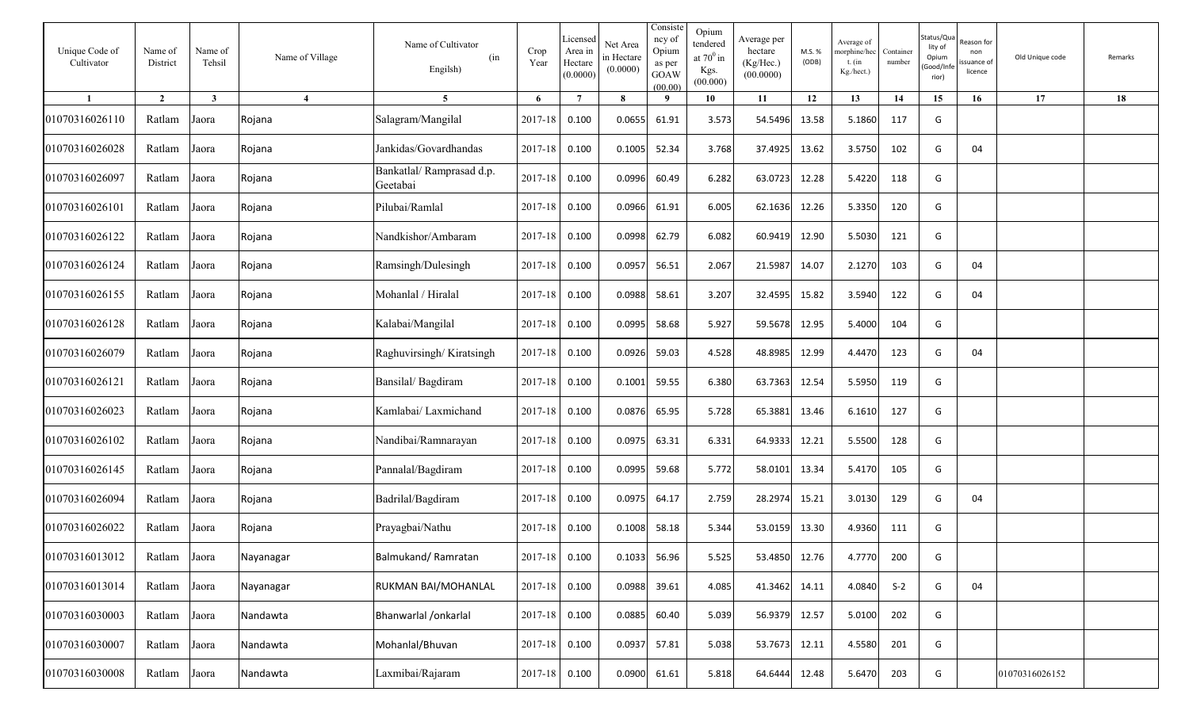| Unique Code of Cultivator | Name of District | Name of Tehsil | Name of Village | Name of Cultivator (in Engilsh) | Crop Year | Licensed Area in Hectare (0.0000) | Net Area in Hectare (0.0000) | Consistency of Opium as per GOAW (00.00) | Opium tendered at $70^0$ in Kgs. (00.000) | Average per hectare (Kg/Hec.) (00.0000) | M.S. % (ODB) | Average of morphine/hect. (in Kg./hect.) | Container number | Status/Quality of Opium (Good/Inferior) | Reason for non issuance of licence | Old Unique code | Remarks |
|---|---|---|---|---|---|---|---|---|---|---|---|---|---|---|---|---|---|
| 1 | 2 | 3 | 4 | 5 | 6 | 7 | 8 | 9 | 10 | 11 | 12 | 13 | 14 | 15 | 16 | 17 | 18 |
| 01070316026110 | Ratlam | Jaora | Rojana | Salagram/Mangilal | 2017-18 | 0.100 | 0.0655 | 61.91 | 3.573 | 54.5496 | 13.58 | 5.1860 | 117 | G | | | |
| 01070316026028 | Ratlam | Jaora | Rojana | Jankidas/Govardhandas | 2017-18 | 0.100 | 0.1005 | 52.34 | 3.768 | 37.4925 | 13.62 | 3.5750 | 102 | G | 04 | | |
| 01070316026097 | Ratlam | Jaora | Rojana | Bankatlal/ Ramprasad d.p. Geetabai | 2017-18 | 0.100 | 0.0996 | 60.49 | 6.282 | 63.0723 | 12.28 | 5.4220 | 118 | G | | | |
| 01070316026101 | Ratlam | Jaora | Rojana | Pilubai/Ramlal | 2017-18 | 0.100 | 0.0966 | 61.91 | 6.005 | 62.1636 | 12.26 | 5.3350 | 120 | G | | | |
| 01070316026122 | Ratlam | Jaora | Rojana | Nandkishor/Ambaram | 2017-18 | 0.100 | 0.0998 | 62.79 | 6.082 | 60.9419 | 12.90 | 5.5030 | 121 | G | | | |
| 01070316026124 | Ratlam | Jaora | Rojana | Ramsingh/Dulesingh | 2017-18 | 0.100 | 0.0957 | 56.51 | 2.067 | 21.5987 | 14.07 | 2.1270 | 103 | G | 04 | | |
| 01070316026155 | Ratlam | Jaora | Rojana | Mohanlal / Hiralal | 2017-18 | 0.100 | 0.0988 | 58.61 | 3.207 | 32.4595 | 15.82 | 3.5940 | 122 | G | 04 | | |
| 01070316026128 | Ratlam | Jaora | Rojana | Kalabai/Mangilal | 2017-18 | 0.100 | 0.0995 | 58.68 | 5.927 | 59.5678 | 12.95 | 5.4000 | 104 | G | | | |
| 01070316026079 | Ratlam | Jaora | Rojana | Raghuvirsingh/ Kiratsingh | 2017-18 | 0.100 | 0.0926 | 59.03 | 4.528 | 48.8985 | 12.99 | 4.4470 | 123 | G | 04 | | |
| 01070316026121 | Ratlam | Jaora | Rojana | Bansilal/ Bagdiram | 2017-18 | 0.100 | 0.1001 | 59.55 | 6.380 | 63.7363 | 12.54 | 5.5950 | 119 | G | | | |
| 01070316026023 | Ratlam | Jaora | Rojana | Kamlabai/ Laxmichand | 2017-18 | 0.100 | 0.0876 | 65.95 | 5.728 | 65.3881 | 13.46 | 6.1610 | 127 | G | | | |
| 01070316026102 | Ratlam | Jaora | Rojana | Nandibai/Ramnarayan | 2017-18 | 0.100 | 0.0975 | 63.31 | 6.331 | 64.9333 | 12.21 | 5.5500 | 128 | G | | | |
| 01070316026145 | Ratlam | Jaora | Rojana | Pannalal/Bagdiram | 2017-18 | 0.100 | 0.0995 | 59.68 | 5.772 | 58.0101 | 13.34 | 5.4170 | 105 | G | | | |
| 01070316026094 | Ratlam | Jaora | Rojana | Badrilal/Bagdiram | 2017-18 | 0.100 | 0.0975 | 64.17 | 2.759 | 28.2974 | 15.21 | 3.0130 | 129 | G | 04 | | |
| 01070316026022 | Ratlam | Jaora | Rojana | Prayagbai/Nathu | 2017-18 | 0.100 | 0.1008 | 58.18 | 5.344 | 53.0159 | 13.30 | 4.9360 | 111 | G | | | |
| 01070316013012 | Ratlam | Jaora | Nayanagar | Balmukand/ Ramratan | 2017-18 | 0.100 | 0.1033 | 56.96 | 5.525 | 53.4850 | 12.76 | 4.7770 | 200 | G | | | |
| 01070316013014 | Ratlam | Jaora | Nayanagar | RUKMAN BAI/MOHANLAL | 2017-18 | 0.100 | 0.0988 | 39.61 | 4.085 | 41.3462 | 14.11 | 4.0840 | S-2 | G | 04 | | |
| 01070316030003 | Ratlam | Jaora | Nandawta | Bhanwarlal /onkarlal | 2017-18 | 0.100 | 0.0885 | 60.40 | 5.039 | 56.9379 | 12.57 | 5.0100 | 202 | G | | | |
| 01070316030007 | Ratlam | Jaora | Nandawta | Mohanlal/Bhuvan | 2017-18 | 0.100 | 0.0937 | 57.81 | 5.038 | 53.7673 | 12.11 | 4.5580 | 201 | G | | | |
| 01070316030008 | Ratlam | Jaora | Nandawta | Laxmibai/Rajaram | 2017-18 | 0.100 | 0.0900 | 61.61 | 5.818 | 64.6444 | 12.48 | 5.6470 | 203 | G | | 01070316026152 | |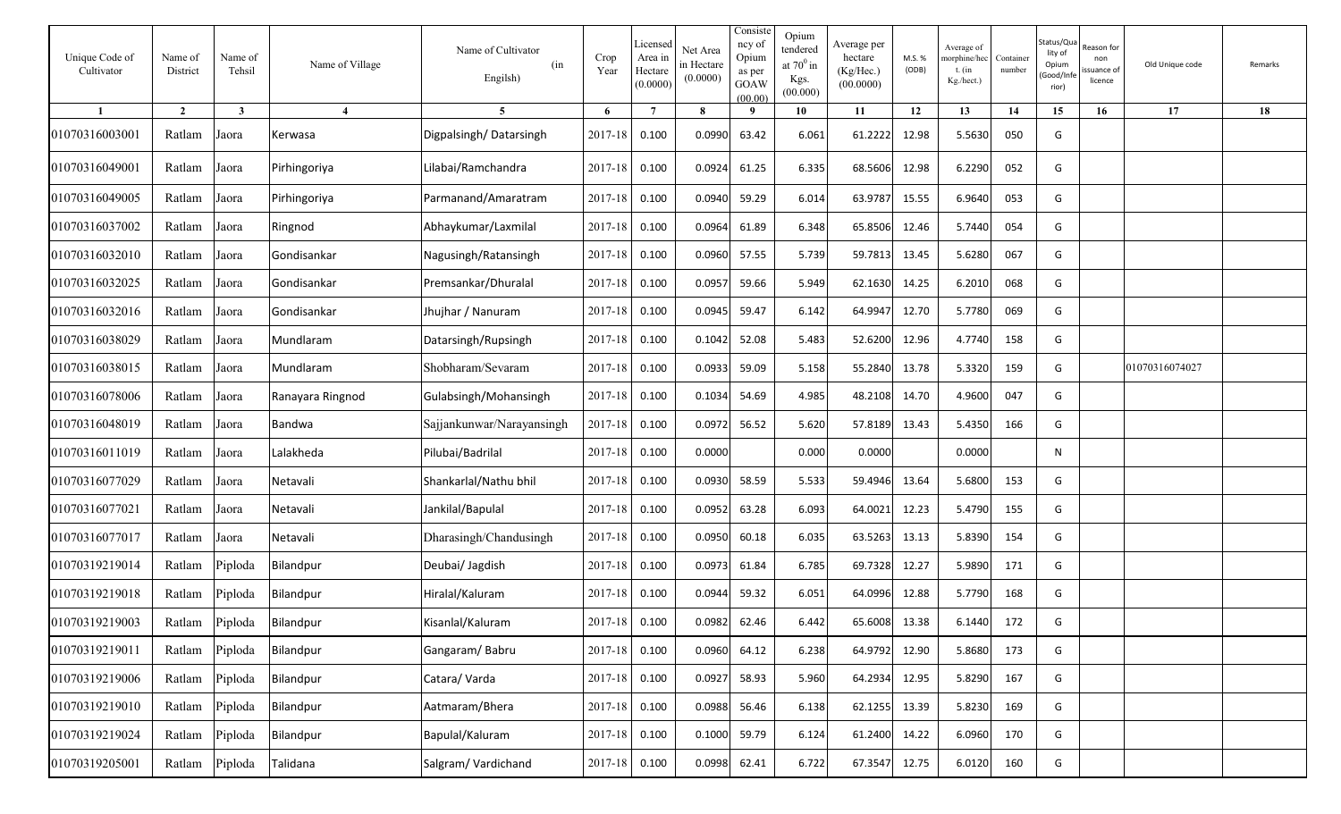| Unique Code of Cultivator | Name of District | Name of Tehsil | Name of Village | Name of Cultivator (in Engilsh) | Crop Year | Licensed Area in Hectare (0.0000) | Net Area in Hectare (0.0000) | Consistency of Opium as per GOAW (00.00) | Opium tendered at $70^0$ in Kgs. (00.000) | Average per hectare (Kg/Hec.) (00.0000) | M.S. % (ODB) | Average of morphine/hect. (in Kg./hect.) | Container number | Status/Quality of Opium (Good/Inferior) | Reason for non issuance of licence | Old Unique code | Remarks |
|---|---|---|---|---|---|---|---|---|---|---|---|---|---|---|---|---|---|
| 1 | 2 | 3 | 4 | 5 | 6 | 7 | 8 | 9 | 10 | 11 | 12 | 13 | 14 | 15 | 16 | 17 | 18 |
| 01070316003001 | Ratlam | Jaora | Kerwasa | Digpalsingh/ Datarsingh | 2017-18 | 0.100 | 0.0990 | 63.42 | 6.061 | 61.2222 | 12.98 | 5.5630 | 050 | G | | | |
| 01070316049001 | Ratlam | Jaora | Pirhingoriya | Lilabai/Ramchandra | 2017-18 | 0.100 | 0.0924 | 61.25 | 6.335 | 68.5606 | 12.98 | 6.2290 | 052 | G | | | |
| 01070316049005 | Ratlam | Jaora | Pirhingoriya | Parmanand/Amaratram | 2017-18 | 0.100 | 0.0940 | 59.29 | 6.014 | 63.9787 | 15.55 | 6.9640 | 053 | G | | | |
| 01070316037002 | Ratlam | Jaora | Ringnod | Abhaykumar/Laxmilal | 2017-18 | 0.100 | 0.0964 | 61.89 | 6.348 | 65.8506 | 12.46 | 5.7440 | 054 | G | | | |
| 01070316032010 | Ratlam | Jaora | Gondisankar | Nagusingh/Ratansingh | 2017-18 | 0.100 | 0.0960 | 57.55 | 5.739 | 59.7813 | 13.45 | 5.6280 | 067 | G | | | |
| 01070316032025 | Ratlam | Jaora | Gondisankar | Premsankar/Dhuralal | 2017-18 | 0.100 | 0.0957 | 59.66 | 5.949 | 62.1630 | 14.25 | 6.2010 | 068 | G | | | |
| 01070316032016 | Ratlam | Jaora | Gondisankar | Jhujhar / Nanuram | 2017-18 | 0.100 | 0.0945 | 59.47 | 6.142 | 64.9947 | 12.70 | 5.7780 | 069 | G | | | |
| 01070316038029 | Ratlam | Jaora | Mundlaram | Datarsingh/Rupsingh | 2017-18 | 0.100 | 0.1042 | 52.08 | 5.483 | 52.6200 | 12.96 | 4.7740 | 158 | G | | | |
| 01070316038015 | Ratlam | Jaora | Mundlaram | Shobharam/Sevaram | 2017-18 | 0.100 | 0.0933 | 59.09 | 5.158 | 55.2840 | 13.78 | 5.3320 | 159 | G | | 01070316074027 | |
| 01070316078006 | Ratlam | Jaora | Ranayara Ringnod | Gulabsingh/Mohansingh | 2017-18 | 0.100 | 0.1034 | 54.69 | 4.985 | 48.2108 | 14.70 | 4.9600 | 047 | G | | | |
| 01070316048019 | Ratlam | Jaora | Bandwa | Sajjankunwar/Narayansingh | 2017-18 | 0.100 | 0.0972 | 56.52 | 5.620 | 57.8189 | 13.43 | 5.4350 | 166 | G | | | |
| 01070316011019 | Ratlam | Jaora | Lalakheda | Pilubai/Badrilal | 2017-18 | 0.100 | 0.0000 | | 0.000 | 0.0000 | | 0.0000 | | N | | | |
| 01070316077029 | Ratlam | Jaora | Netavali | Shankarlal/Nathu bhil | 2017-18 | 0.100 | 0.0930 | 58.59 | 5.533 | 59.4946 | 13.64 | 5.6800 | 153 | G | | | |
| 01070316077021 | Ratlam | Jaora | Netavali | Jankilal/Bapulal | 2017-18 | 0.100 | 0.0952 | 63.28 | 6.093 | 64.0021 | 12.23 | 5.4790 | 155 | G | | | |
| 01070316077017 | Ratlam | Jaora | Netavali | Dharasingh/Chandusingh | 2017-18 | 0.100 | 0.0950 | 60.18 | 6.035 | 63.5263 | 13.13 | 5.8390 | 154 | G | | | |
| 01070319219014 | Ratlam | Piploda | Bilandpur | Deubai/ Jagdish | 2017-18 | 0.100 | 0.0973 | 61.84 | 6.785 | 69.7328 | 12.27 | 5.9890 | 171 | G | | | |
| 01070319219018 | Ratlam | Piploda | Bilandpur | Hiralal/Kaluram | 2017-18 | 0.100 | 0.0944 | 59.32 | 6.051 | 64.0996 | 12.88 | 5.7790 | 168 | G | | | |
| 01070319219003 | Ratlam | Piploda | Bilandpur | Kisanlal/Kaluram | 2017-18 | 0.100 | 0.0982 | 62.46 | 6.442 | 65.6008 | 13.38 | 6.1440 | 172 | G | | | |
| 01070319219011 | Ratlam | Piploda | Bilandpur | Gangaram/ Babru | 2017-18 | 0.100 | 0.0960 | 64.12 | 6.238 | 64.9792 | 12.90 | 5.8680 | 173 | G | | | |
| 01070319219006 | Ratlam | Piploda | Bilandpur | Catara/ Varda | 2017-18 | 0.100 | 0.0927 | 58.93 | 5.960 | 64.2934 | 12.95 | 5.8290 | 167 | G | | | |
| 01070319219010 | Ratlam | Piploda | Bilandpur | Aatmaram/Bhera | 2017-18 | 0.100 | 0.0988 | 56.46 | 6.138 | 62.1255 | 13.39 | 5.8230 | 169 | G | | | |
| 01070319219024 | Ratlam | Piploda | Bilandpur | Bapulal/Kaluram | 2017-18 | 0.100 | 0.1000 | 59.79 | 6.124 | 61.2400 | 14.22 | 6.0960 | 170 | G | | | |
| 01070319205001 | Ratlam | Piploda | Talidana | Salgram/ Vardichand | 2017-18 | 0.100 | 0.0998 | 62.41 | 6.722 | 67.3547 | 12.75 | 6.0120 | 160 | G | | | |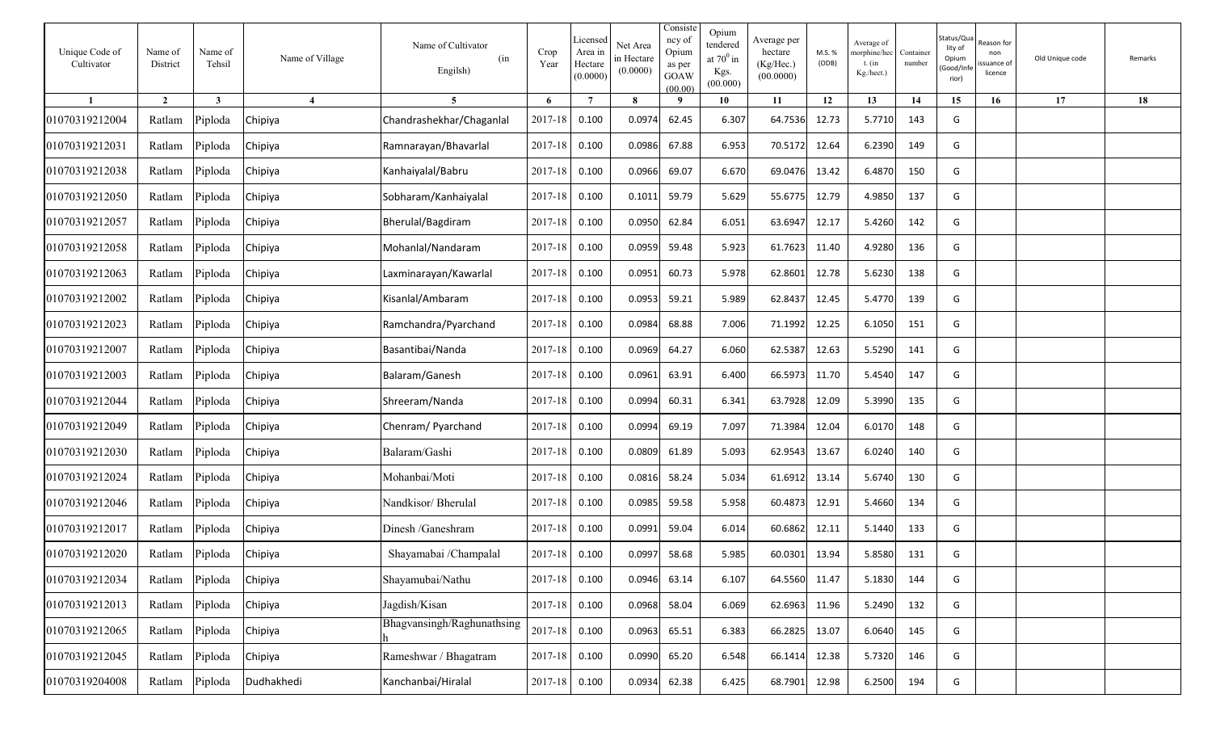| Unique Code of Cultivator | Name of District | Name of Tehsil | Name of Village | Name of Cultivator (in Engilsh) | Crop Year | Licensed Area in Hectare (0.0000) | Net Area in Hectare (0.0000) | Consistency of Opium as per GOAW (00.00) | Opium tendered at $70^0$ in Kgs. (00.000) | Average per hectare (Kg/Hec.) (00.0000) | M.S. % (ODB) | Average of morphine/hect. (in Kg./hect.) | Container number | Status/Quality of Opium (Good/Inferior) | Reason for non issuance of licence | Old Unique code | Remarks |
|---|---|---|---|---|---|---|---|---|---|---|---|---|---|---|---|---|---|
| 1 | 2 | 3 | 4 | 5 | 6 | 7 | 8 | 9 | 10 | 11 | 12 | 13 | 14 | 15 | 16 | 17 | 18 |
| 01070319212004 | Ratlam | Piploda | Chipiya | Chandrashekhar/Chaganlal | 2017-18 | 0.100 | 0.0974 | 62.45 | 6.307 | 64.7536 | 12.73 | 5.7710 | 143 | G | | | |
| 01070319212031 | Ratlam | Piploda | Chipiya | Ramnarayan/Bhavarlal | 2017-18 | 0.100 | 0.0986 | 67.88 | 6.953 | 70.5172 | 12.64 | 6.2390 | 149 | G | | | |
| 01070319212038 | Ratlam | Piploda | Chipiya | Kanhaiyalal/Babru | 2017-18 | 0.100 | 0.0966 | 69.07 | 6.670 | 69.0476 | 13.42 | 6.4870 | 150 | G | | | |
| 01070319212050 | Ratlam | Piploda | Chipiya | Sobharam/Kanhaiyalal | 2017-18 | 0.100 | 0.1011 | 59.79 | 5.629 | 55.6775 | 12.79 | 4.9850 | 137 | G | | | |
| 01070319212057 | Ratlam | Piploda | Chipiya | Bherulal/Bagdiram | 2017-18 | 0.100 | 0.0950 | 62.84 | 6.051 | 63.6947 | 12.17 | 5.4260 | 142 | G | | | |
| 01070319212058 | Ratlam | Piploda | Chipiya | Mohanlal/Nandaram | 2017-18 | 0.100 | 0.0959 | 59.48 | 5.923 | 61.7623 | 11.40 | 4.9280 | 136 | G | | | |
| 01070319212063 | Ratlam | Piploda | Chipiya | Laxminarayan/Kawarlal | 2017-18 | 0.100 | 0.0951 | 60.73 | 5.978 | 62.8601 | 12.78 | 5.6230 | 138 | G | | | |
| 01070319212002 | Ratlam | Piploda | Chipiya | Kisanlal/Ambaram | 2017-18 | 0.100 | 0.0953 | 59.21 | 5.989 | 62.8437 | 12.45 | 5.4770 | 139 | G | | | |
| 01070319212023 | Ratlam | Piploda | Chipiya | Ramchandra/Pyarchand | 2017-18 | 0.100 | 0.0984 | 68.88 | 7.006 | 71.1992 | 12.25 | 6.1050 | 151 | G | | | |
| 01070319212007 | Ratlam | Piploda | Chipiya | Basantibai/Nanda | 2017-18 | 0.100 | 0.0969 | 64.27 | 6.060 | 62.5387 | 12.63 | 5.5290 | 141 | G | | | |
| 01070319212003 | Ratlam | Piploda | Chipiya | Balaram/Ganesh | 2017-18 | 0.100 | 0.0961 | 63.91 | 6.400 | 66.5973 | 11.70 | 5.4540 | 147 | G | | | |
| 01070319212044 | Ratlam | Piploda | Chipiya | Shreeram/Nanda | 2017-18 | 0.100 | 0.0994 | 60.31 | 6.341 | 63.7928 | 12.09 | 5.3990 | 135 | G | | | |
| 01070319212049 | Ratlam | Piploda | Chipiya | Chenram/ Pyarchand | 2017-18 | 0.100 | 0.0994 | 69.19 | 7.097 | 71.3984 | 12.04 | 6.0170 | 148 | G | | | |
| 01070319212030 | Ratlam | Piploda | Chipiya | Balaram/Gashi | 2017-18 | 0.100 | 0.0809 | 61.89 | 5.093 | 62.9543 | 13.67 | 6.0240 | 140 | G | | | |
| 01070319212024 | Ratlam | Piploda | Chipiya | Mohanbai/Moti | 2017-18 | 0.100 | 0.0816 | 58.24 | 5.034 | 61.6912 | 13.14 | 5.6740 | 130 | G | | | |
| 01070319212046 | Ratlam | Piploda | Chipiya | Nandkisor/ Bherulal | 2017-18 | 0.100 | 0.0985 | 59.58 | 5.958 | 60.4873 | 12.91 | 5.4660 | 134 | G | | | |
| 01070319212017 | Ratlam | Piploda | Chipiya | Dinesh /Ganeshram | 2017-18 | 0.100 | 0.0991 | 59.04 | 6.014 | 60.6862 | 12.11 | 5.1440 | 133 | G | | | |
| 01070319212020 | Ratlam | Piploda | Chipiya | Shayamabai /Champalal | 2017-18 | 0.100 | 0.0997 | 58.68 | 5.985 | 60.0301 | 13.94 | 5.8580 | 131 | G | | | |
| 01070319212034 | Ratlam | Piploda | Chipiya | Shayamubai/Nathu | 2017-18 | 0.100 | 0.0946 | 63.14 | 6.107 | 64.5560 | 11.47 | 5.1830 | 144 | G | | | |
| 01070319212013 | Ratlam | Piploda | Chipiya | Jagdish/Kisan | 2017-18 | 0.100 | 0.0968 | 58.04 | 6.069 | 62.6963 | 11.96 | 5.2490 | 132 | G | | | |
| 01070319212065 | Ratlam | Piploda | Chipiya | Bhagvansingh/Raghunathsingh | 2017-18 | 0.100 | 0.0963 | 65.51 | 6.383 | 66.2825 | 13.07 | 6.0640 | 145 | G | | | |
| 01070319212045 | Ratlam | Piploda | Chipiya | Rameshwar / Bhagatram | 2017-18 | 0.100 | 0.0990 | 65.20 | 6.548 | 66.1414 | 12.38 | 5.7320 | 146 | G | | | |
| 01070319204008 | Ratlam | Piploda | Dudhakhedi | Kanchanbai/Hiralal | 2017-18 | 0.100 | 0.0934 | 62.38 | 6.425 | 68.7901 | 12.98 | 6.2500 | 194 | G | | | |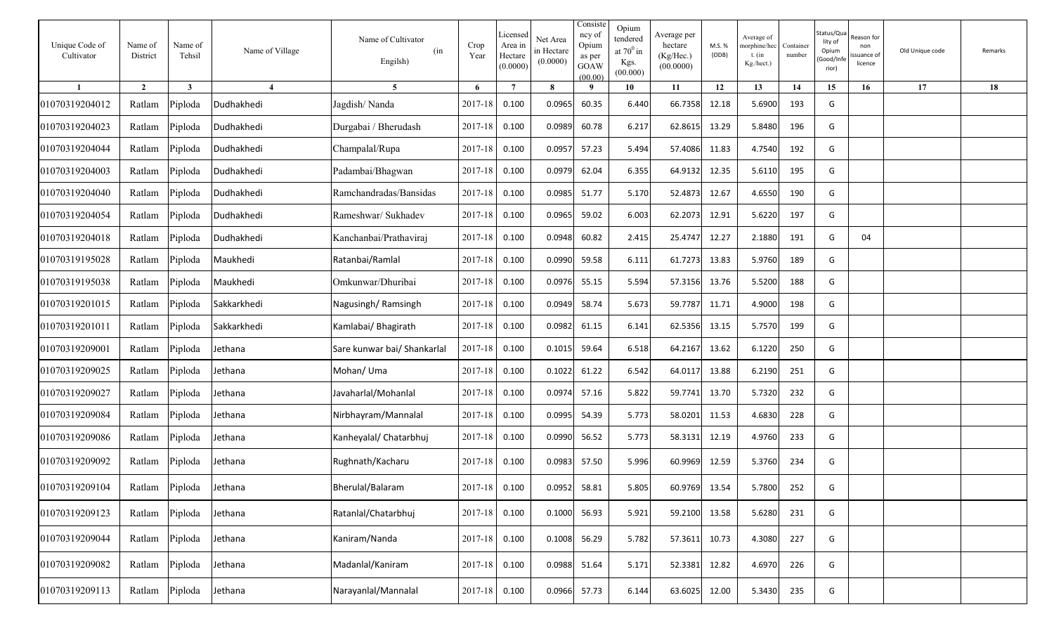| Unique Code of Cultivator | Name of District | Name of Tehsil | Name of Village | Name of Cultivator (in Engilsh) | Crop Year | Licensed Area in Hectare (0.0000) | Net Area in Hectare (0.0000) | Consistency of Opium as per GOAW (00.00) | Opium tendered at $70^0$ in Kgs. (00.000) | Average per hectare (Kg/Hec.) (00.0000) | M.S. % (ODB) | Average of morphine/hect. (in Kg./hect.) | Container number | Status/Quality of Opium (Good/Inferior) | Reason for non issuance of licence | Old Unique code | Remarks |
|---|---|---|---|---|---|---|---|---|---|---|---|---|---|---|---|---|---|
| 1 | 2 | 3 | 4 | 5 | 6 | 7 | 8 | 9 | 10 | 11 | 12 | 13 | 14 | 15 | 16 | 17 | 18 |
| 01070319204012 | Ratlam | Piploda | Dudhakhedi | Jagdish/ Nanda | 2017-18 | 0.100 | 0.0965 | 60.35 | 6.440 | 66.7358 | 12.18 | 5.6900 | 193 | G | | | |
| 01070319204023 | Ratlam | Piploda | Dudhakhedi | Durgabai / Bherudash | 2017-18 | 0.100 | 0.0989 | 60.78 | 6.217 | 62.8615 | 13.29 | 5.8480 | 196 | G | | | |
| 01070319204044 | Ratlam | Piploda | Dudhakhedi | Champalal/Rupa | 2017-18 | 0.100 | 0.0957 | 57.23 | 5.494 | 57.4086 | 11.83 | 4.7540 | 192 | G | | | |
| 01070319204003 | Ratlam | Piploda | Dudhakhedi | Padambai/Bhagwan | 2017-18 | 0.100 | 0.0979 | 62.04 | 6.355 | 64.9132 | 12.35 | 5.6110 | 195 | G | | | |
| 01070319204040 | Ratlam | Piploda | Dudhakhedi | Ramchandradas/Bansidas | 2017-18 | 0.100 | 0.0985 | 51.77 | 5.170 | 52.4873 | 12.67 | 4.6550 | 190 | G | | | |
| 01070319204054 | Ratlam | Piploda | Dudhakhedi | Rameshwar/ Sukhadev | 2017-18 | 0.100 | 0.0965 | 59.02 | 6.003 | 62.2073 | 12.91 | 5.6220 | 197 | G | | | |
| 01070319204018 | Ratlam | Piploda | Dudhakhedi | Kanchanbai/Prathaviraj | 2017-18 | 0.100 | 0.0948 | 60.82 | 2.415 | 25.4747 | 12.27 | 2.1880 | 191 | G | 04 | | |
| 01070319195028 | Ratlam | Piploda | Maukhedi | Ratanbai/Ramlal | 2017-18 | 0.100 | 0.0990 | 59.58 | 6.111 | 61.7273 | 13.83 | 5.9760 | 189 | G | | | |
| 01070319195038 | Ratlam | Piploda | Maukhedi | Omkunwar/Dhuribai | 2017-18 | 0.100 | 0.0976 | 55.15 | 5.594 | 57.3156 | 13.76 | 5.5200 | 188 | G | | | |
| 01070319201015 | Ratlam | Piploda | Sakkarkhedi | Nagusingh/ Ramsingh | 2017-18 | 0.100 | 0.0949 | 58.74 | 5.673 | 59.7787 | 11.71 | 4.9000 | 198 | G | | | |
| 01070319201011 | Ratlam | Piploda | Sakkarkhedi | Kamlabai/ Bhagirath | 2017-18 | 0.100 | 0.0982 | 61.15 | 6.141 | 62.5356 | 13.15 | 5.7570 | 199 | G | | | |
| 01070319209001 | Ratlam | Piploda | Jethana | Sare kunwar bai/ Shankarlal | 2017-18 | 0.100 | 0.1015 | 59.64 | 6.518 | 64.2167 | 13.62 | 6.1220 | 250 | G | | | |
| 01070319209025 | Ratlam | Piploda | Jethana | Mohan/ Uma | 2017-18 | 0.100 | 0.1022 | 61.22 | 6.542 | 64.0117 | 13.88 | 6.2190 | 251 | G | | | |
| 01070319209027 | Ratlam | Piploda | Jethana | Javaharlal/Mohanlal | 2017-18 | 0.100 | 0.0974 | 57.16 | 5.822 | 59.7741 | 13.70 | 5.7320 | 232 | G | | | |
| 01070319209084 | Ratlam | Piploda | Jethana | Nirbhayram/Mannalal | 2017-18 | 0.100 | 0.0995 | 54.39 | 5.773 | 58.0201 | 11.53 | 4.6830 | 228 | G | | | |
| 01070319209086 | Ratlam | Piploda | Jethana | Kanheyalal/ Chatarbhuj | 2017-18 | 0.100 | 0.0990 | 56.52 | 5.773 | 58.3131 | 12.19 | 4.9760 | 233 | G | | | |
| 01070319209092 | Ratlam | Piploda | Jethana | Rughnath/Kacharu | 2017-18 | 0.100 | 0.0983 | 57.50 | 5.996 | 60.9969 | 12.59 | 5.3760 | 234 | G | | | |
| 01070319209104 | Ratlam | Piploda | Jethana | Bherulal/Balaram | 2017-18 | 0.100 | 0.0952 | 58.81 | 5.805 | 60.9769 | 13.54 | 5.7800 | 252 | G | | | |
| 01070319209123 | Ratlam | Piploda | Jethana | Ratanlal/Chatarbhuj | 2017-18 | 0.100 | 0.1000 | 56.93 | 5.921 | 59.2100 | 13.58 | 5.6280 | 231 | G | | | |
| 01070319209044 | Ratlam | Piploda | Jethana | Kaniram/Nanda | 2017-18 | 0.100 | 0.1008 | 56.29 | 5.782 | 57.3611 | 10.73 | 4.3080 | 227 | G | | | |
| 01070319209082 | Ratlam | Piploda | Jethana | Madanlal/Kaniram | 2017-18 | 0.100 | 0.0988 | 51.64 | 5.171 | 52.3381 | 12.82 | 4.6970 | 226 | G | | | |
| 01070319209113 | Ratlam | Piploda | Jethana | Narayanlal/Mannalal | 2017-18 | 0.100 | 0.0966 | 57.73 | 6.144 | 63.6025 | 12.00 | 5.3430 | 235 | G | | | |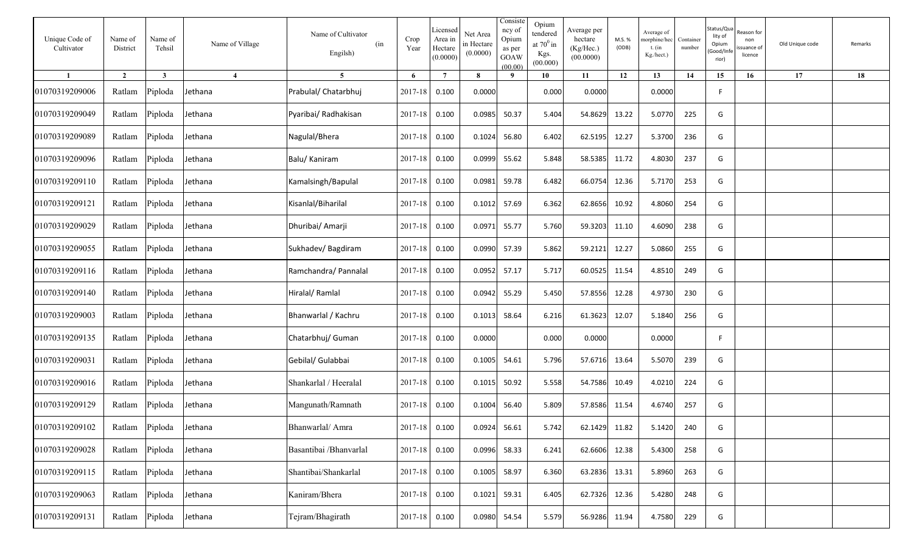| Unique Code of Cultivator | Name of District | Name of Tehsil | Name of Village | Name of Cultivator (in Engilsh) | Crop Year | Licensed Area in Hectare (0.0000) | Net Area in Hectare (0.0000) | Consistency of Opium as per GOAW (00.00) | Opium tendered at $70^0$ in Kgs. (00.000) | Average per hectare (Kg/Hec.) (00.0000) | M.S. % (ODB) | Average of morphine/hect. (in Kg./hect.) | Container number | Status/Quality of Opium (Good/Inferior) | Reason for non issuance of licence | Old Unique code | Remarks |
|---|---|---|---|---|---|---|---|---|---|---|---|---|---|---|---|---|---|
| 1 | 2 | 3 | 4 | 5 | 6 | 7 | 8 | 9 | 10 | 11 | 12 | 13 | 14 | 15 | 16 | 17 | 18 |
| 01070319209006 | Ratlam | Piploda | Jethana | Prabulal/ Chatarbhuj | 2017-18 | 0.100 | 0.0000 | | 0.000 | 0.0000 | | 0.0000 | | F | | | |
| 01070319209049 | Ratlam | Piploda | Jethana | Pyaribai/ Radhakisan | 2017-18 | 0.100 | 0.0985 | 50.37 | 5.404 | 54.8629 | 13.22 | 5.0770 | 225 | G | | | |
| 01070319209089 | Ratlam | Piploda | Jethana | Nagulal/Bhera | 2017-18 | 0.100 | 0.1024 | 56.80 | 6.402 | 62.5195 | 12.27 | 5.3700 | 236 | G | | | |
| 01070319209096 | Ratlam | Piploda | Jethana | Balu/ Kaniram | 2017-18 | 0.100 | 0.0999 | 55.62 | 5.848 | 58.5385 | 11.72 | 4.8030 | 237 | G | | | |
| 01070319209110 | Ratlam | Piploda | Jethana | Kamalsingh/Bapulal | 2017-18 | 0.100 | 0.0981 | 59.78 | 6.482 | 66.0754 | 12.36 | 5.7170 | 253 | G | | | |
| 01070319209121 | Ratlam | Piploda | Jethana | Kisanlal/Biharilal | 2017-18 | 0.100 | 0.1012 | 57.69 | 6.362 | 62.8656 | 10.92 | 4.8060 | 254 | G | | | |
| 01070319209029 | Ratlam | Piploda | Jethana | Dhuribai/ Amarji | 2017-18 | 0.100 | 0.0971 | 55.77 | 5.760 | 59.3203 | 11.10 | 4.6090 | 238 | G | | | |
| 01070319209055 | Ratlam | Piploda | Jethana | Sukhadev/ Bagdiram | 2017-18 | 0.100 | 0.0990 | 57.39 | 5.862 | 59.2121 | 12.27 | 5.0860 | 255 | G | | | |
| 01070319209116 | Ratlam | Piploda | Jethana | Ramchandra/ Pannalal | 2017-18 | 0.100 | 0.0952 | 57.17 | 5.717 | 60.0525 | 11.54 | 4.8510 | 249 | G | | | |
| 01070319209140 | Ratlam | Piploda | Jethana | Hiralal/ Ramlal | 2017-18 | 0.100 | 0.0942 | 55.29 | 5.450 | 57.8556 | 12.28 | 4.9730 | 230 | G | | | |
| 01070319209003 | Ratlam | Piploda | Jethana | Bhanwarlal / Kachru | 2017-18 | 0.100 | 0.1013 | 58.64 | 6.216 | 61.3623 | 12.07 | 5.1840 | 256 | G | | | |
| 01070319209135 | Ratlam | Piploda | Jethana | Chatarbhuj/ Guman | 2017-18 | 0.100 | 0.0000 | | 0.000 | 0.0000 | | 0.0000 | | F | | | |
| 01070319209031 | Ratlam | Piploda | Jethana | Gebilal/ Gulabbai | 2017-18 | 0.100 | 0.1005 | 54.61 | 5.796 | 57.6716 | 13.64 | 5.5070 | 239 | G | | | |
| 01070319209016 | Ratlam | Piploda | Jethana | Shankarlal / Heeralal | 2017-18 | 0.100 | 0.1015 | 50.92 | 5.558 | 54.7586 | 10.49 | 4.0210 | 224 | G | | | |
| 01070319209129 | Ratlam | Piploda | Jethana | Mangunath/Ramnath | 2017-18 | 0.100 | 0.1004 | 56.40 | 5.809 | 57.8586 | 11.54 | 4.6740 | 257 | G | | | |
| 01070319209102 | Ratlam | Piploda | Jethana | Bhanwarlal/ Amra | 2017-18 | 0.100 | 0.0924 | 56.61 | 5.742 | 62.1429 | 11.82 | 5.1420 | 240 | G | | | |
| 01070319209028 | Ratlam | Piploda | Jethana | Basantibai /Bhanvarlal | 2017-18 | 0.100 | 0.0996 | 58.33 | 6.241 | 62.6606 | 12.38 | 5.4300 | 258 | G | | | |
| 01070319209115 | Ratlam | Piploda | Jethana | Shantibai/Shankarlal | 2017-18 | 0.100 | 0.1005 | 58.97 | 6.360 | 63.2836 | 13.31 | 5.8960 | 263 | G | | | |
| 01070319209063 | Ratlam | Piploda | Jethana | Kaniram/Bhera | 2017-18 | 0.100 | 0.1021 | 59.31 | 6.405 | 62.7326 | 12.36 | 5.4280 | 248 | G | | | |
| 01070319209131 | Ratlam | Piploda | Jethana | Tejram/Bhagirath | 2017-18 | 0.100 | 0.0980 | 54.54 | 5.579 | 56.9286 | 11.94 | 4.7580 | 229 | G | | | |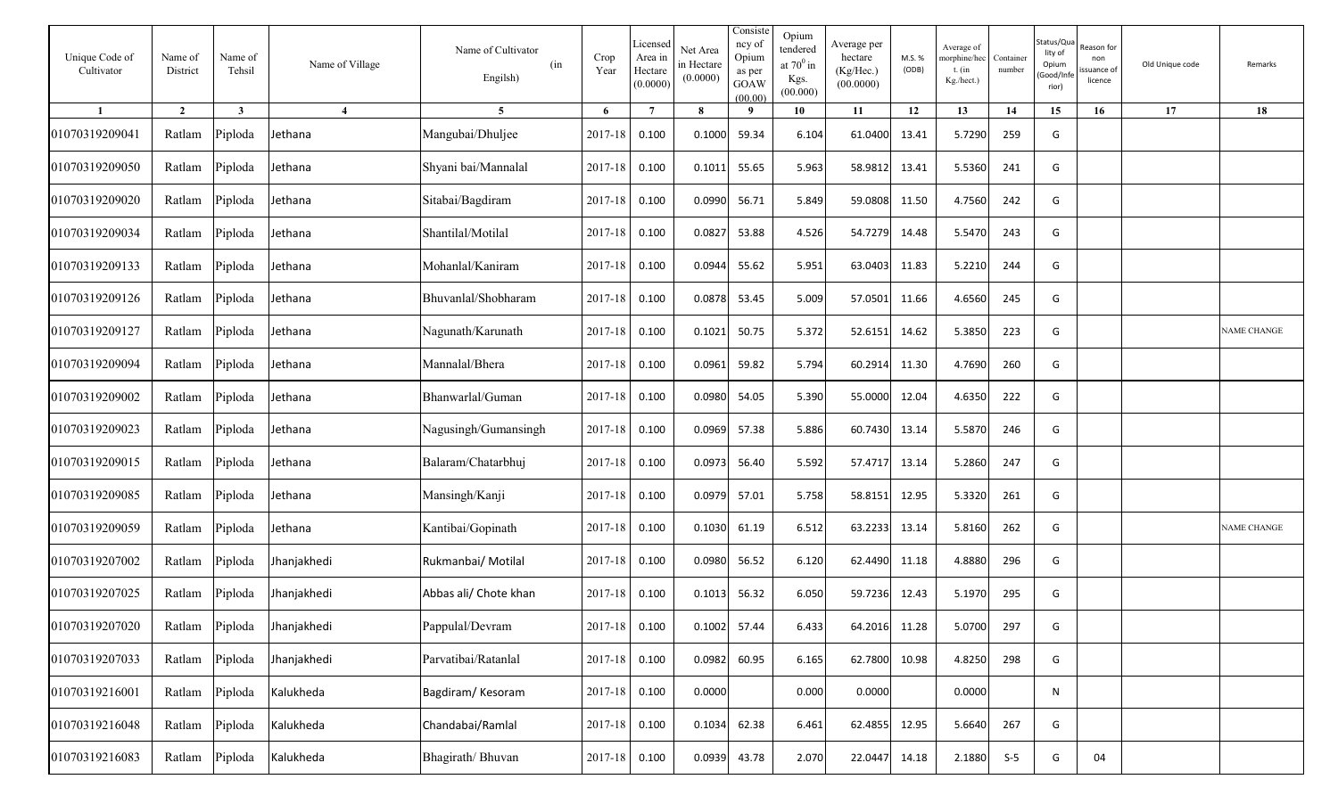| Unique Code of Cultivator | Name of District | Name of Tehsil | Name of Village | Name of Cultivator (in Engilsh) | Crop Year | Licensed Area in Hectare (0.0000) | Net Area in Hectare (0.0000) | Consistency of Opium as per GOAW (00.00) | Opium tendered at $70^0$ in Kgs. (00.000) | Average per hectare (Kg/Hec.) (00.0000) | M.S. % (ODB) | Average of morphine/hect. (in Kg./hect.) | Container number | Status/Quality of Opium (Good/Inferior) | Reason for non issuance of licence | Old Unique code | Remarks |
|---|---|---|---|---|---|---|---|---|---|---|---|---|---|---|---|---|---|
| 1 | 2 | 3 | 4 | 5 | 6 | 7 | 8 | 9 | 10 | 11 | 12 | 13 | 14 | 15 | 16 | 17 | 18 |
| 01070319209041 | Ratlam | Piploda | Jethana | Mangubai/Dhuljee | 2017-18 | 0.100 | 0.1000 | 59.34 | 6.104 | 61.0400 | 13.41 | 5.7290 | 259 | G | | | |
| 01070319209050 | Ratlam | Piploda | Jethana | Shyani bai/Mannalal | 2017-18 | 0.100 | 0.1011 | 55.65 | 5.963 | 58.9812 | 13.41 | 5.5360 | 241 | G | | | |
| 01070319209020 | Ratlam | Piploda | Jethana | Sitabai/Bagdiram | 2017-18 | 0.100 | 0.0990 | 56.71 | 5.849 | 59.0808 | 11.50 | 4.7560 | 242 | G | | | |
| 01070319209034 | Ratlam | Piploda | Jethana | Shantilal/Motilal | 2017-18 | 0.100 | 0.0827 | 53.88 | 4.526 | 54.7279 | 14.48 | 5.5470 | 243 | G | | | |
| 01070319209133 | Ratlam | Piploda | Jethana | Mohanlal/Kaniram | 2017-18 | 0.100 | 0.0944 | 55.62 | 5.951 | 63.0403 | 11.83 | 5.2210 | 244 | G | | | |
| 01070319209126 | Ratlam | Piploda | Jethana | Bhuvanlal/Shobharam | 2017-18 | 0.100 | 0.0878 | 53.45 | 5.009 | 57.0501 | 11.66 | 4.6560 | 245 | G | | | |
| 01070319209127 | Ratlam | Piploda | Jethana | Nagunath/Karunath | 2017-18 | 0.100 | 0.1021 | 50.75 | 5.372 | 52.6151 | 14.62 | 5.3850 | 223 | G | | | NAME CHANGE |
| 01070319209094 | Ratlam | Piploda | Jethana | Mannalal/Bhera | 2017-18 | 0.100 | 0.0961 | 59.82 | 5.794 | 60.2914 | 11.30 | 4.7690 | 260 | G | | | |
| 01070319209002 | Ratlam | Piploda | Jethana | Bhanwarlal/Guman | 2017-18 | 0.100 | 0.0980 | 54.05 | 5.390 | 55.0000 | 12.04 | 4.6350 | 222 | G | | | |
| 01070319209023 | Ratlam | Piploda | Jethana | Nagusingh/Gumansingh | 2017-18 | 0.100 | 0.0969 | 57.38 | 5.886 | 60.7430 | 13.14 | 5.5870 | 246 | G | | | |
| 01070319209015 | Ratlam | Piploda | Jethana | Balaram/Chatarbhuj | 2017-18 | 0.100 | 0.0973 | 56.40 | 5.592 | 57.4717 | 13.14 | 5.2860 | 247 | G | | | |
| 01070319209085 | Ratlam | Piploda | Jethana | Mansingh/Kanji | 2017-18 | 0.100 | 0.0979 | 57.01 | 5.758 | 58.8151 | 12.95 | 5.3320 | 261 | G | | | |
| 01070319209059 | Ratlam | Piploda | Jethana | Kantibai/Gopinath | 2017-18 | 0.100 | 0.1030 | 61.19 | 6.512 | 63.2233 | 13.14 | 5.8160 | 262 | G | | | NAME CHANGE |
| 01070319207002 | Ratlam | Piploda | Jhanjakhedi | Rukmanbai/ Motilal | 2017-18 | 0.100 | 0.0980 | 56.52 | 6.120 | 62.4490 | 11.18 | 4.8880 | 296 | G | | | |
| 01070319207025 | Ratlam | Piploda | Jhanjakhedi | Abbas ali/ Chote khan | 2017-18 | 0.100 | 0.1013 | 56.32 | 6.050 | 59.7236 | 12.43 | 5.1970 | 295 | G | | | |
| 01070319207020 | Ratlam | Piploda | Jhanjakhedi | Pappulal/Devram | 2017-18 | 0.100 | 0.1002 | 57.44 | 6.433 | 64.2016 | 11.28 | 5.0700 | 297 | G | | | |
| 01070319207033 | Ratlam | Piploda | Jhanjakhedi | Parvatibai/Ratanlal | 2017-18 | 0.100 | 0.0982 | 60.95 | 6.165 | 62.7800 | 10.98 | 4.8250 | 298 | G | | | |
| 01070319216001 | Ratlam | Piploda | Kalukheda | Bagdiram/ Kesoram | 2017-18 | 0.100 | 0.0000 | | 0.000 | 0.0000 | | 0.0000 | | N | | | |
| 01070319216048 | Ratlam | Piploda | Kalukheda | Chandabai/Ramlal | 2017-18 | 0.100 | 0.1034 | 62.38 | 6.461 | 62.4855 | 12.95 | 5.6640 | 267 | G | | | |
| 01070319216083 | Ratlam | Piploda | Kalukheda | Bhagirath/ Bhuvan | 2017-18 | 0.100 | 0.0939 | 43.78 | 2.070 | 22.0447 | 14.18 | 2.1880 | S-5 | G | 04 | | |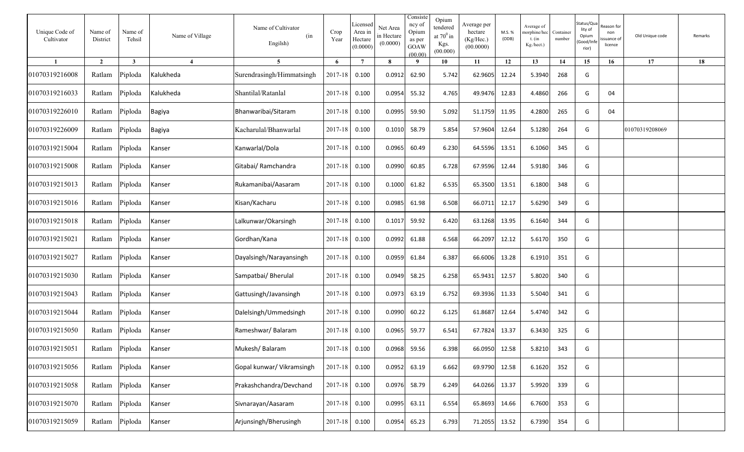| Unique Code of Cultivator | Name of District | Name of Tehsil | Name of Village | Name of Cultivator (in Engilsh) | Crop Year | Licensed Area in Hectare (0.0000) | Net Area in Hectare (0.0000) | Consistency of Opium as per GOAW (00.00) | Opium tendered at $70^0$ in Kgs. (00.000) | Average per hectare (Kg/Hec.) (00.0000) | M.S. % (ODB) | Average of morphine/hect. (in Kg./hect.) | Container number | Status/Quality of Opium (Good/Inferior) | Reason for non issuance of licence | Old Unique code | Remarks |
|---|---|---|---|---|---|---|---|---|---|---|---|---|---|---|---|---|---|
| 1 | 2 | 3 | 4 | 5 | 6 | 7 | 8 | 9 | 10 | 11 | 12 | 13 | 14 | 15 | 16 | 17 | 18 |
| 01070319216008 | Ratlam | Piploda | Kalukheda | Surendrasingh/Himmatsingh | 2017-18 | 0.100 | 0.0912 | 62.90 | 5.742 | 62.9605 | 12.24 | 5.3940 | 268 | G | | | |
| 01070319216033 | Ratlam | Piploda | Kalukheda | Shantilal/Ratanlal | 2017-18 | 0.100 | 0.0954 | 55.32 | 4.765 | 49.9476 | 12.83 | 4.4860 | 266 | G | 04 | | |
| 01070319226010 | Ratlam | Piploda | Bagiya | Bhanwaribai/Sitaram | 2017-18 | 0.100 | 0.0995 | 59.90 | 5.092 | 51.1759 | 11.95 | 4.2800 | 265 | G | 04 | | |
| 01070319226009 | Ratlam | Piploda | Bagiya | Kacharulal/Bhanwarlal | 2017-18 | 0.100 | 0.1010 | 58.79 | 5.854 | 57.9604 | 12.64 | 5.1280 | 264 | G | | 01070319208069 | |
| 01070319215004 | Ratlam | Piploda | Kanser | Kanwarlal/Dola | 2017-18 | 0.100 | 0.0965 | 60.49 | 6.230 | 64.5596 | 13.51 | 6.1060 | 345 | G | | | |
| 01070319215008 | Ratlam | Piploda | Kanser | Gitabai/ Ramchandra | 2017-18 | 0.100 | 0.0990 | 60.85 | 6.728 | 67.9596 | 12.44 | 5.9180 | 346 | G | | | |
| 01070319215013 | Ratlam | Piploda | Kanser | Rukamanibai/Aasaram | 2017-18 | 0.100 | 0.1000 | 61.82 | 6.535 | 65.3500 | 13.51 | 6.1800 | 348 | G | | | |
| 01070319215016 | Ratlam | Piploda | Kanser | Kisan/Kacharu | 2017-18 | 0.100 | 0.0985 | 61.98 | 6.508 | 66.0711 | 12.17 | 5.6290 | 349 | G | | | |
| 01070319215018 | Ratlam | Piploda | Kanser | Lalkunwar/Okarsingh | 2017-18 | 0.100 | 0.1017 | 59.92 | 6.420 | 63.1268 | 13.95 | 6.1640 | 344 | G | | | |
| 01070319215021 | Ratlam | Piploda | Kanser | Gordhan/Kana | 2017-18 | 0.100 | 0.0992 | 61.88 | 6.568 | 66.2097 | 12.12 | 5.6170 | 350 | G | | | |
| 01070319215027 | Ratlam | Piploda | Kanser | Dayalsingh/Narayansingh | 2017-18 | 0.100 | 0.0959 | 61.84 | 6.387 | 66.6006 | 13.28 | 6.1910 | 351 | G | | | |
| 01070319215030 | Ratlam | Piploda | Kanser | Sampatbai/ Bherulal | 2017-18 | 0.100 | 0.0949 | 58.25 | 6.258 | 65.9431 | 12.57 | 5.8020 | 340 | G | | | |
| 01070319215043 | Ratlam | Piploda | Kanser | Gattusingh/Javansingh | 2017-18 | 0.100 | 0.0973 | 63.19 | 6.752 | 69.3936 | 11.33 | 5.5040 | 341 | G | | | |
| 01070319215044 | Ratlam | Piploda | Kanser | Dalelsingh/Ummedsingh | 2017-18 | 0.100 | 0.0990 | 60.22 | 6.125 | 61.8687 | 12.64 | 5.4740 | 342 | G | | | |
| 01070319215050 | Ratlam | Piploda | Kanser | Rameshwar/ Balaram | 2017-18 | 0.100 | 0.0965 | 59.77 | 6.541 | 67.7824 | 13.37 | 6.3430 | 325 | G | | | |
| 01070319215051 | Ratlam | Piploda | Kanser | Mukesh/ Balaram | 2017-18 | 0.100 | 0.0968 | 59.56 | 6.398 | 66.0950 | 12.58 | 5.8210 | 343 | G | | | |
| 01070319215056 | Ratlam | Piploda | Kanser | Gopal kunwar/ Vikramsingh | 2017-18 | 0.100 | 0.0952 | 63.19 | 6.662 | 69.9790 | 12.58 | 6.1620 | 352 | G | | | |
| 01070319215058 | Ratlam | Piploda | Kanser | Prakashchandra/Devchand | 2017-18 | 0.100 | 0.0976 | 58.79 | 6.249 | 64.0266 | 13.37 | 5.9920 | 339 | G | | | |
| 01070319215070 | Ratlam | Piploda | Kanser | Sivnarayan/Aasaram | 2017-18 | 0.100 | 0.0995 | 63.11 | 6.554 | 65.8693 | 14.66 | 6.7600 | 353 | G | | | |
| 01070319215059 | Ratlam | Piploda | Kanser | Arjunsingh/Bherusingh | 2017-18 | 0.100 | 0.0954 | 65.23 | 6.793 | 71.2055 | 13.52 | 6.7390 | 354 | G | | | |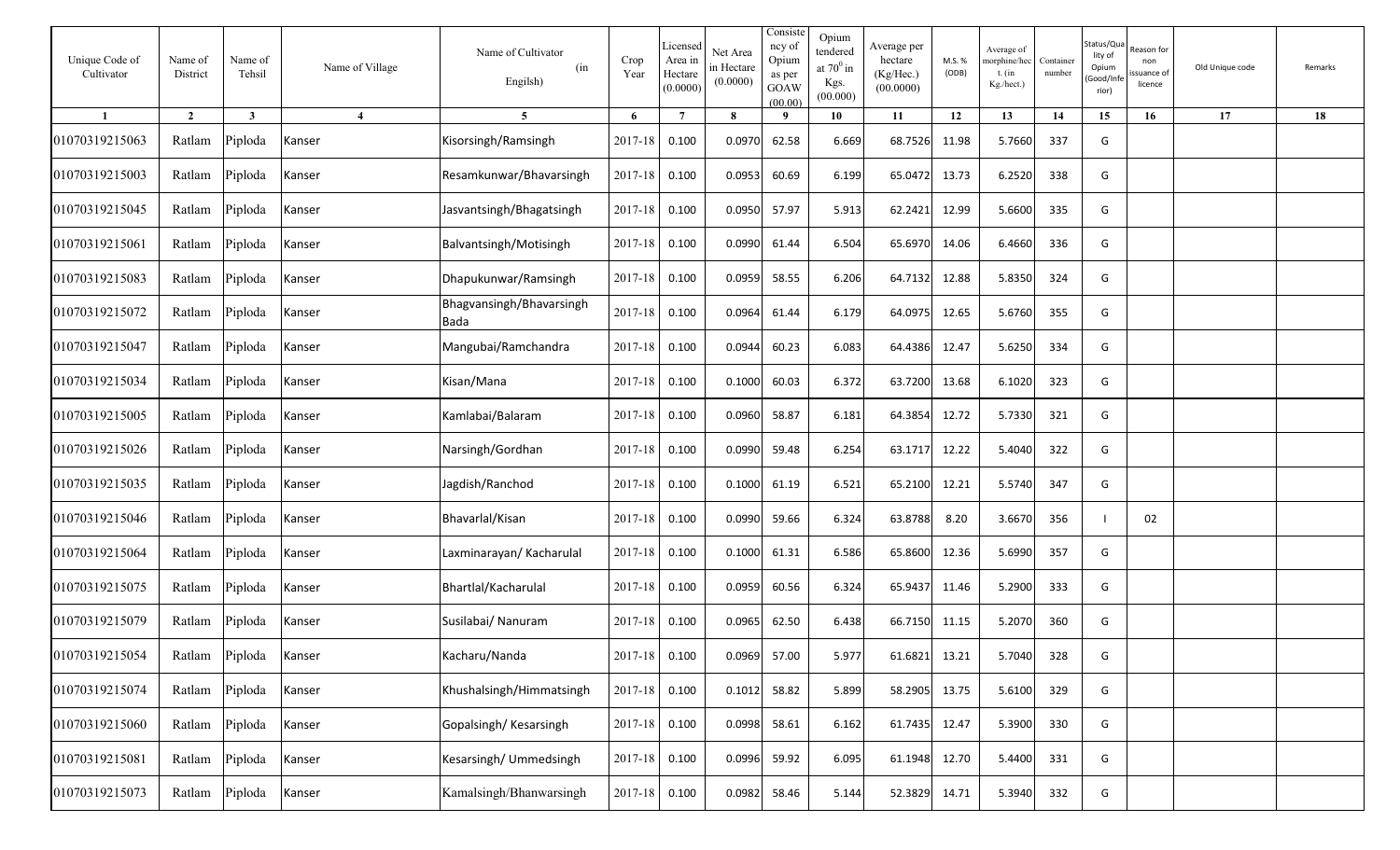| Unique Code of Cultivator | Name of District | Name of Tehsil | Name of Village | Name of Cultivator (in Engilsh) | Crop Year | Licensed Area in Hectare (0.0000) | Net Area in Hectare (0.0000) | Consistency of Opium as per GOAW (00.00) | Opium tendered at $70^0$ in Kgs. (00.000) | Average per hectare (Kg/Hec.) (00.0000) | M.S. % (ODB) | Average of morphine/hect. (in Kg./hect.) | Container number | Status/Quality of Opium (Good/Inferior) | Reason for non issuance of licence | Old Unique code | Remarks |
|---|---|---|---|---|---|---|---|---|---|---|---|---|---|---|---|---|---|
| 1 | 2 | 3 | 4 | 5 | 6 | 7 | 8 | 9 | 10 | 11 | 12 | 13 | 14 | 15 | 16 | 17 | 18 |
| 01070319215063 | Ratlam | Piploda | Kanser | Kisorsingh/Ramsingh | 2017-18 | 0.100 | 0.0970 | 62.58 | 6.669 | 68.7526 | 11.98 | 5.7660 | 337 | G | | | |
| 01070319215003 | Ratlam | Piploda | Kanser | Resamkunwar/Bhavarsingh | 2017-18 | 0.100 | 0.0953 | 60.69 | 6.199 | 65.0472 | 13.73 | 6.2520 | 338 | G | | | |
| 01070319215045 | Ratlam | Piploda | Kanser | Jasvantsingh/Bhagatsingh | 2017-18 | 0.100 | 0.0950 | 57.97 | 5.913 | 62.2421 | 12.99 | 5.6600 | 335 | G | | | |
| 01070319215061 | Ratlam | Piploda | Kanser | Balvantsingh/Motisingh | 2017-18 | 0.100 | 0.0990 | 61.44 | 6.504 | 65.6970 | 14.06 | 6.4660 | 336 | G | | | |
| 01070319215083 | Ratlam | Piploda | Kanser | Dhapukunwar/Ramsingh | 2017-18 | 0.100 | 0.0959 | 58.55 | 6.206 | 64.7132 | 12.88 | 5.8350 | 324 | G | | | |
| 01070319215072 | Ratlam | Piploda | Kanser | Bhagvansingh/Bhavarsingh Bada | 2017-18 | 0.100 | 0.0964 | 61.44 | 6.179 | 64.0975 | 12.65 | 5.6760 | 355 | G | | | |
| 01070319215047 | Ratlam | Piploda | Kanser | Mangubai/Ramchandra | 2017-18 | 0.100 | 0.0944 | 60.23 | 6.083 | 64.4386 | 12.47 | 5.6250 | 334 | G | | | |
| 01070319215034 | Ratlam | Piploda | Kanser | Kisan/Mana | 2017-18 | 0.100 | 0.1000 | 60.03 | 6.372 | 63.7200 | 13.68 | 6.1020 | 323 | G | | | |
| 01070319215005 | Ratlam | Piploda | Kanser | Kamlabai/Balaram | 2017-18 | 0.100 | 0.0960 | 58.87 | 6.181 | 64.3854 | 12.72 | 5.7330 | 321 | G | | | |
| 01070319215026 | Ratlam | Piploda | Kanser | Narsingh/Gordhan | 2017-18 | 0.100 | 0.0990 | 59.48 | 6.254 | 63.1717 | 12.22 | 5.4040 | 322 | G | | | |
| 01070319215035 | Ratlam | Piploda | Kanser | Jagdish/Ranchod | 2017-18 | 0.100 | 0.1000 | 61.19 | 6.521 | 65.2100 | 12.21 | 5.5740 | 347 | G | | | |
| 01070319215046 | Ratlam | Piploda | Kanser | Bhavarlal/Kisan | 2017-18 | 0.100 | 0.0990 | 59.66 | 6.324 | 63.8788 | 8.20 | 3.6670 | 356 | I | 02 | | |
| 01070319215064 | Ratlam | Piploda | Kanser | Laxminarayan/ Kacharulal | 2017-18 | 0.100 | 0.1000 | 61.31 | 6.586 | 65.8600 | 12.36 | 5.6990 | 357 | G | | | |
| 01070319215075 | Ratlam | Piploda | Kanser | Bhartlal/Kacharulal | 2017-18 | 0.100 | 0.0959 | 60.56 | 6.324 | 65.9437 | 11.46 | 5.2900 | 333 | G | | | |
| 01070319215079 | Ratlam | Piploda | Kanser | Susilabai/ Nanuram | 2017-18 | 0.100 | 0.0965 | 62.50 | 6.438 | 66.7150 | 11.15 | 5.2070 | 360 | G | | | |
| 01070319215054 | Ratlam | Piploda | Kanser | Kacharu/Nanda | 2017-18 | 0.100 | 0.0969 | 57.00 | 5.977 | 61.6821 | 13.21 | 5.7040 | 328 | G | | | |
| 01070319215074 | Ratlam | Piploda | Kanser | Khushalsingh/Himmatsingh | 2017-18 | 0.100 | 0.1012 | 58.82 | 5.899 | 58.2905 | 13.75 | 5.6100 | 329 | G | | | |
| 01070319215060 | Ratlam | Piploda | Kanser | Gopalsingh/ Kesarsingh | 2017-18 | 0.100 | 0.0998 | 58.61 | 6.162 | 61.7435 | 12.47 | 5.3900 | 330 | G | | | |
| 01070319215081 | Ratlam | Piploda | Kanser | Kesarsingh/ Ummedsingh | 2017-18 | 0.100 | 0.0996 | 59.92 | 6.095 | 61.1948 | 12.70 | 5.4400 | 331 | G | | | |
| 01070319215073 | Ratlam | Piploda | Kanser | Kamalsingh/Bhanwarsingh | 2017-18 | 0.100 | 0.0982 | 58.46 | 5.144 | 52.3829 | 14.71 | 5.3940 | 332 | G | | | |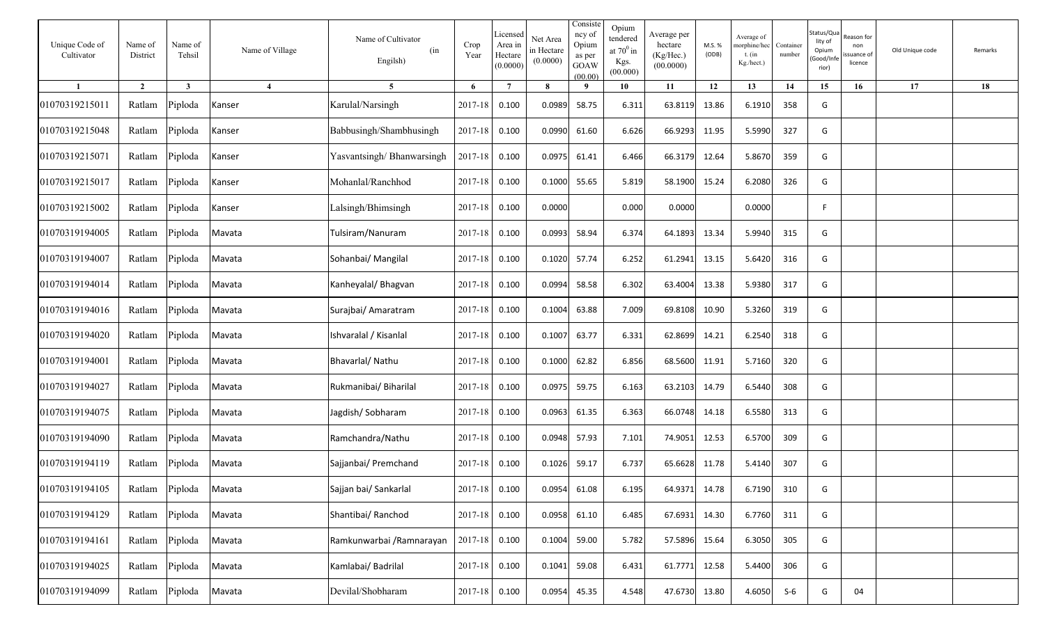| Unique Code of Cultivator | Name of District | Name of Tehsil | Name of Village | Name of Cultivator (in Engilsh) | Crop Year | Licensed Area in Hectare (0.0000) | Net Area in Hectare (0.0000) | Consistency of Opium as per GOAW (00.00) | Opium tendered at $70^0$ in Kgs. (00.000) | Average per hectare (Kg/Hec.) (00.0000) | M.S. % (ODB) | Average of morphine/hect. (in Kg./hect.) | Container number | Status/Quality of Opium (Good/Inferior) | Reason for non issuance of licence | Old Unique code | Remarks |
|---|---|---|---|---|---|---|---|---|---|---|---|---|---|---|---|---|---|
| 1 | 2 | 3 | 4 | 5 | 6 | 7 | 8 | 9 | 10 | 11 | 12 | 13 | 14 | 15 | 16 | 17 | 18 |
| 01070319215011 | Ratlam | Piploda | Kanser | Karulal/Narsingh | 2017-18 | 0.100 | 0.0989 | 58.75 | 6.311 | 63.8119 | 13.86 | 6.1910 | 358 | G | | | |
| 01070319215048 | Ratlam | Piploda | Kanser | Babbusingh/Shambhusingh | 2017-18 | 0.100 | 0.0990 | 61.60 | 6.626 | 66.9293 | 11.95 | 5.5990 | 327 | G | | | |
| 01070319215071 | Ratlam | Piploda | Kanser | Yasvantsingh/ Bhanwarsingh | 2017-18 | 0.100 | 0.0975 | 61.41 | 6.466 | 66.3179 | 12.64 | 5.8670 | 359 | G | | | |
| 01070319215017 | Ratlam | Piploda | Kanser | Mohanlal/Ranchhod | 2017-18 | 0.100 | 0.1000 | 55.65 | 5.819 | 58.1900 | 15.24 | 6.2080 | 326 | G | | | |
| 01070319215002 | Ratlam | Piploda | Kanser | Lalsingh/Bhimsingh | 2017-18 | 0.100 | 0.0000 | | 0.000 | 0.0000 | | 0.0000 | | F | | | |
| 01070319194005 | Ratlam | Piploda | Mavata | Tulsiram/Nanuram | 2017-18 | 0.100 | 0.0993 | 58.94 | 6.374 | 64.1893 | 13.34 | 5.9940 | 315 | G | | | |
| 01070319194007 | Ratlam | Piploda | Mavata | Sohanbai/ Mangilal | 2017-18 | 0.100 | 0.1020 | 57.74 | 6.252 | 61.2941 | 13.15 | 5.6420 | 316 | G | | | |
| 01070319194014 | Ratlam | Piploda | Mavata | Kanheyalal/ Bhagvan | 2017-18 | 0.100 | 0.0994 | 58.58 | 6.302 | 63.4004 | 13.38 | 5.9380 | 317 | G | | | |
| 01070319194016 | Ratlam | Piploda | Mavata | Surajbai/ Amaratram | 2017-18 | 0.100 | 0.1004 | 63.88 | 7.009 | 69.8108 | 10.90 | 5.3260 | 319 | G | | | |
| 01070319194020 | Ratlam | Piploda | Mavata | Ishvaralal / Kisanlal | 2017-18 | 0.100 | 0.1007 | 63.77 | 6.331 | 62.8699 | 14.21 | 6.2540 | 318 | G | | | |
| 01070319194001 | Ratlam | Piploda | Mavata | Bhavarlal/ Nathu | 2017-18 | 0.100 | 0.1000 | 62.82 | 6.856 | 68.5600 | 11.91 | 5.7160 | 320 | G | | | |
| 01070319194027 | Ratlam | Piploda | Mavata | Rukmanibai/ Biharilal | 2017-18 | 0.100 | 0.0975 | 59.75 | 6.163 | 63.2103 | 14.79 | 6.5440 | 308 | G | | | |
| 01070319194075 | Ratlam | Piploda | Mavata | Jagdish/ Sobharam | 2017-18 | 0.100 | 0.0963 | 61.35 | 6.363 | 66.0748 | 14.18 | 6.5580 | 313 | G | | | |
| 01070319194090 | Ratlam | Piploda | Mavata | Ramchandra/Nathu | 2017-18 | 0.100 | 0.0948 | 57.93 | 7.101 | 74.9051 | 12.53 | 6.5700 | 309 | G | | | |
| 01070319194119 | Ratlam | Piploda | Mavata | Sajjanbai/ Premchand | 2017-18 | 0.100 | 0.1026 | 59.17 | 6.737 | 65.6628 | 11.78 | 5.4140 | 307 | G | | | |
| 01070319194105 | Ratlam | Piploda | Mavata | Sajjan bai/ Sankarlal | 2017-18 | 0.100 | 0.0954 | 61.08 | 6.195 | 64.9371 | 14.78 | 6.7190 | 310 | G | | | |
| 01070319194129 | Ratlam | Piploda | Mavata | Shantibai/ Ranchod | 2017-18 | 0.100 | 0.0958 | 61.10 | 6.485 | 67.6931 | 14.30 | 6.7760 | 311 | G | | | |
| 01070319194161 | Ratlam | Piploda | Mavata | Ramkunwarbai /Ramnarayan | 2017-18 | 0.100 | 0.1004 | 59.00 | 5.782 | 57.5896 | 15.64 | 6.3050 | 305 | G | | | |
| 01070319194025 | Ratlam | Piploda | Mavata | Kamlabai/ Badrilal | 2017-18 | 0.100 | 0.1041 | 59.08 | 6.431 | 61.7771 | 12.58 | 5.4400 | 306 | G | | | |
| 01070319194099 | Ratlam | Piploda | Mavata | Devilal/Shobharam | 2017-18 | 0.100 | 0.0954 | 45.35 | 4.548 | 47.6730 | 13.80 | 4.6050 | S-6 | G | 04 | | |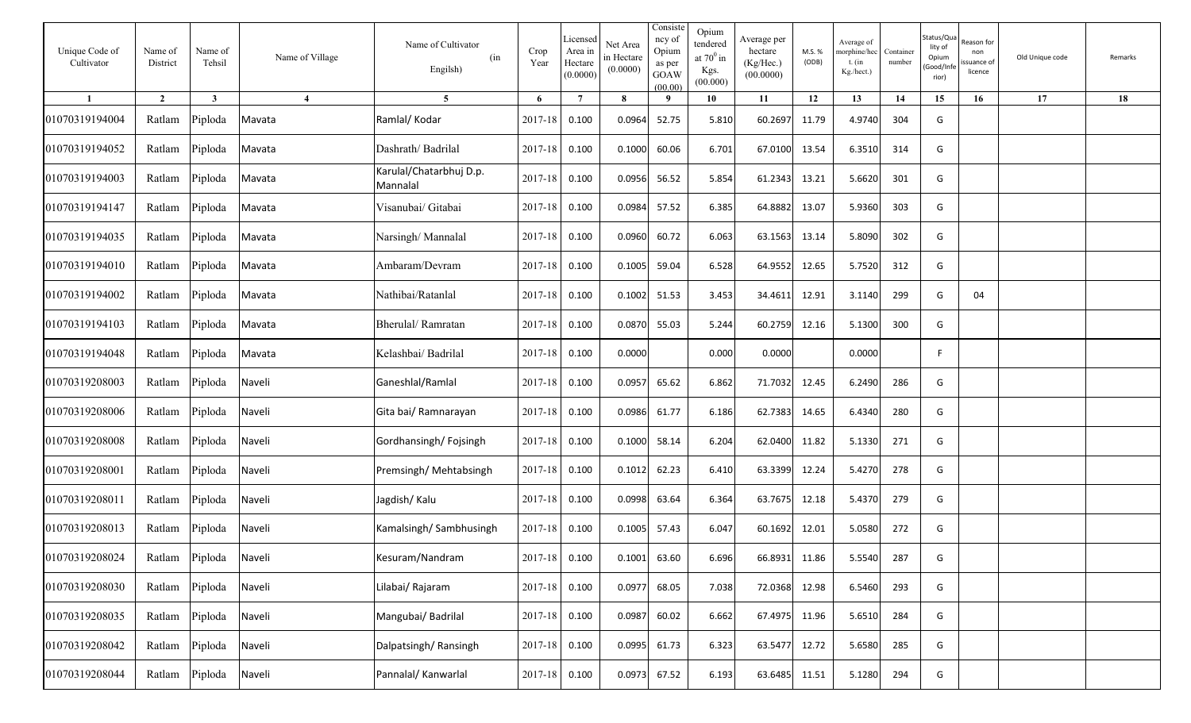| Unique Code of Cultivator | Name of District | Name of Tehsil | Name of Village | Name of Cultivator (in Engilsh) | Crop Year | Licensed Area in Hectare (0.0000) | Net Area in Hectare (0.0000) | Consistency of Opium as per GOAW (00.00) | Opium tendered at $70^0$ in Kgs. (00.000) | Average per hectare (Kg/Hec.) (00.0000) | M.S.% (ODB) | Average of morphine/hect. (in Kg./hect.) | Container number | Status/Quality of Opium (Good/Inferior) | Reason for non issuance of licence | Old Unique code | Remarks |
|---|---|---|---|---|---|---|---|---|---|---|---|---|---|---|---|---|---|
| 1 | 2 | 3 | 4 | 5 | 6 | 7 | 8 | 9 | 10 | 11 | 12 | 13 | 14 | 15 | 16 | 17 | 18 |
| 01070319194004 | Ratlam | Piploda | Mavata | Ramlal/ Kodar | 2017-18 | 0.100 | 0.0964 | 52.75 | 5.810 | 60.2697 | 11.79 | 4.9740 | 304 | G | | | |
| 01070319194052 | Ratlam | Piploda | Mavata | Dashrath/ Badrilal | 2017-18 | 0.100 | 0.1000 | 60.06 | 6.701 | 67.0100 | 13.54 | 6.3510 | 314 | G | | | |
| 01070319194003 | Ratlam | Piploda | Mavata | Karulal/Chatarbhuj D.p. Mannalal | 2017-18 | 0.100 | 0.0956 | 56.52 | 5.854 | 61.2343 | 13.21 | 5.6620 | 301 | G | | | |
| 01070319194147 | Ratlam | Piploda | Mavata | Visanubai/ Gitabai | 2017-18 | 0.100 | 0.0984 | 57.52 | 6.385 | 64.8882 | 13.07 | 5.9360 | 303 | G | | | |
| 01070319194035 | Ratlam | Piploda | Mavata | Narsingh/ Mannalal | 2017-18 | 0.100 | 0.0960 | 60.72 | 6.063 | 63.1563 | 13.14 | 5.8090 | 302 | G | | | |
| 01070319194010 | Ratlam | Piploda | Mavata | Ambaram/Devram | 2017-18 | 0.100 | 0.1005 | 59.04 | 6.528 | 64.9552 | 12.65 | 5.7520 | 312 | G | | | |
| 01070319194002 | Ratlam | Piploda | Mavata | Nathibai/Ratanlal | 2017-18 | 0.100 | 0.1002 | 51.53 | 3.453 | 34.4611 | 12.91 | 3.1140 | 299 | G | 04 | | |
| 01070319194103 | Ratlam | Piploda | Mavata | Bherulal/ Ramratan | 2017-18 | 0.100 | 0.0870 | 55.03 | 5.244 | 60.2759 | 12.16 | 5.1300 | 300 | G | | | |
| 01070319194048 | Ratlam | Piploda | Mavata | Kelashbai/ Badrilal | 2017-18 | 0.100 | 0.0000 | | 0.000 | 0.0000 | | 0.0000 | | F | | | |
| 01070319208003 | Ratlam | Piploda | Naveli | Ganeshlal/Ramlal | 2017-18 | 0.100 | 0.0957 | 65.62 | 6.862 | 71.7032 | 12.45 | 6.2490 | 286 | G | | | |
| 01070319208006 | Ratlam | Piploda | Naveli | Gita bai/ Ramnarayan | 2017-18 | 0.100 | 0.0986 | 61.77 | 6.186 | 62.7383 | 14.65 | 6.4340 | 280 | G | | | |
| 01070319208008 | Ratlam | Piploda | Naveli | Gordhansingh/ Fojsingh | 2017-18 | 0.100 | 0.1000 | 58.14 | 6.204 | 62.0400 | 11.82 | 5.1330 | 271 | G | | | |
| 01070319208001 | Ratlam | Piploda | Naveli | Premsingh/ Mehtabsingh | 2017-18 | 0.100 | 0.1012 | 62.23 | 6.410 | 63.3399 | 12.24 | 5.4270 | 278 | G | | | |
| 01070319208011 | Ratlam | Piploda | Naveli | Jagdish/ Kalu | 2017-18 | 0.100 | 0.0998 | 63.64 | 6.364 | 63.7675 | 12.18 | 5.4370 | 279 | G | | | |
| 01070319208013 | Ratlam | Piploda | Naveli | Kamalsingh/ Sambhusingh | 2017-18 | 0.100 | 0.1005 | 57.43 | 6.047 | 60.1692 | 12.01 | 5.0580 | 272 | G | | | |
| 01070319208024 | Ratlam | Piploda | Naveli | Kesuram/Nandram | 2017-18 | 0.100 | 0.1001 | 63.60 | 6.696 | 66.8931 | 11.86 | 5.5540 | 287 | G | | | |
| 01070319208030 | Ratlam | Piploda | Naveli | Lilabai/ Rajaram | 2017-18 | 0.100 | 0.0977 | 68.05 | 7.038 | 72.0368 | 12.98 | 6.5460 | 293 | G | | | |
| 01070319208035 | Ratlam | Piploda | Naveli | Mangubai/ Badrilal | 2017-18 | 0.100 | 0.0987 | 60.02 | 6.662 | 67.4975 | 11.96 | 5.6510 | 284 | G | | | |
| 01070319208042 | Ratlam | Piploda | Naveli | Dalpatsingh/ Ransingh | 2017-18 | 0.100 | 0.0995 | 61.73 | 6.323 | 63.5477 | 12.72 | 5.6580 | 285 | G | | | |
| 01070319208044 | Ratlam | Piploda | Naveli | Pannalal/ Kanwarlal | 2017-18 | 0.100 | 0.0973 | 67.52 | 6.193 | 63.6485 | 11.51 | 5.1280 | 294 | G | | | |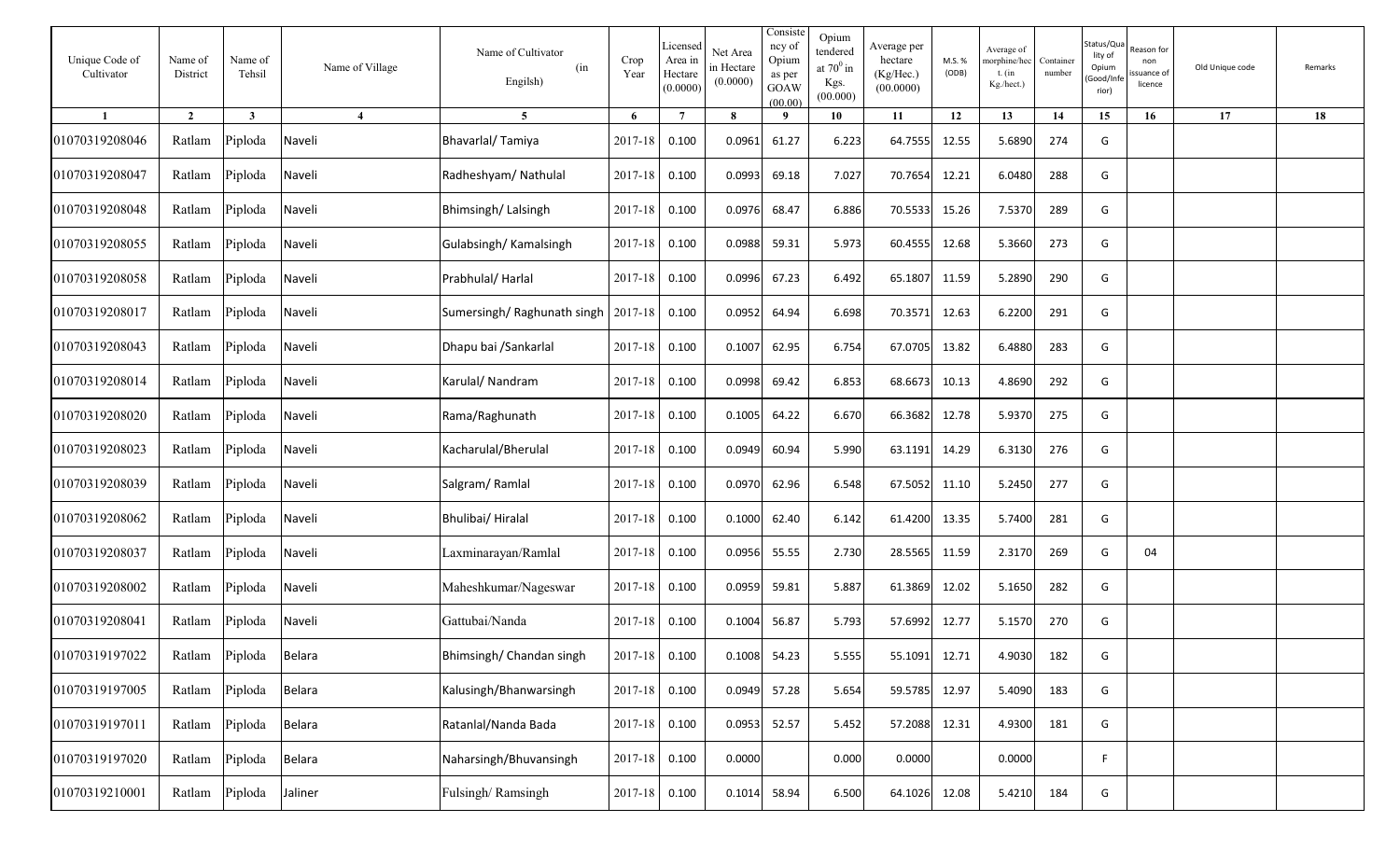| Unique Code of Cultivator | Name of District | Name of Tehsil | Name of Village | Name of Cultivator (in Engilsh) | Crop Year | Licensed Area in Hectare (0.0000) | Net Area in Hectare (0.0000) | Consistency of Opium as per GOAW (00.00) | Opium tendered at $70^0$ in Kgs. (00.000) | Average per hectare (Kg/Hec.) (00.0000) | M.S. % (ODB) | Average of morphine/hect. (in Kg./hect.) | Container number | Status/Quality of Opium (Good/Inferior) | Reason for non issuance of licence | Old Unique code | Remarks |
|---|---|---|---|---|---|---|---|---|---|---|---|---|---|---|---|---|---|
| 1 | 2 | 3 | 4 | 5 | 6 | 7 | 8 | 9 | 10 | 11 | 12 | 13 | 14 | 15 | 16 | 17 | 18 |
| 01070319208046 | Ratlam | Piploda | Naveli | Bhavarlal/ Tamiya | 2017-18 | 0.100 | 0.0961 | 61.27 | 6.223 | 64.7555 | 12.55 | 5.6890 | 274 | G | | | |
| 01070319208047 | Ratlam | Piploda | Naveli | Radheshyam/ Nathulal | 2017-18 | 0.100 | 0.0993 | 69.18 | 7.027 | 70.7654 | 12.21 | 6.0480 | 288 | G | | | |
| 01070319208048 | Ratlam | Piploda | Naveli | Bhimsingh/ Lalsingh | 2017-18 | 0.100 | 0.0976 | 68.47 | 6.886 | 70.5533 | 15.26 | 7.5370 | 289 | G | | | |
| 01070319208055 | Ratlam | Piploda | Naveli | Gulabsingh/ Kamalsingh | 2017-18 | 0.100 | 0.0988 | 59.31 | 5.973 | 60.4555 | 12.68 | 5.3660 | 273 | G | | | |
| 01070319208058 | Ratlam | Piploda | Naveli | Prabhulal/ Harlal | 2017-18 | 0.100 | 0.0996 | 67.23 | 6.492 | 65.1807 | 11.59 | 5.2890 | 290 | G | | | |
| 01070319208017 | Ratlam | Piploda | Naveli | Sumersingh/ Raghunath singh | 2017-18 | 0.100 | 0.0952 | 64.94 | 6.698 | 70.3571 | 12.63 | 6.2200 | 291 | G | | | |
| 01070319208043 | Ratlam | Piploda | Naveli | Dhapu bai /Sankarlal | 2017-18 | 0.100 | 0.1007 | 62.95 | 6.754 | 67.0705 | 13.82 | 6.4880 | 283 | G | | | |
| 01070319208014 | Ratlam | Piploda | Naveli | Karulal/ Nandram | 2017-18 | 0.100 | 0.0998 | 69.42 | 6.853 | 68.6673 | 10.13 | 4.8690 | 292 | G | | | |
| 01070319208020 | Ratlam | Piploda | Naveli | Rama/Raghunath | 2017-18 | 0.100 | 0.1005 | 64.22 | 6.670 | 66.3682 | 12.78 | 5.9370 | 275 | G | | | |
| 01070319208023 | Ratlam | Piploda | Naveli | Kacharulal/Bherulal | 2017-18 | 0.100 | 0.0949 | 60.94 | 5.990 | 63.1191 | 14.29 | 6.3130 | 276 | G | | | |
| 01070319208039 | Ratlam | Piploda | Naveli | Salgram/ Ramlal | 2017-18 | 0.100 | 0.0970 | 62.96 | 6.548 | 67.5052 | 11.10 | 5.2450 | 277 | G | | | |
| 01070319208062 | Ratlam | Piploda | Naveli | Bhulibai/ Hiralal | 2017-18 | 0.100 | 0.1000 | 62.40 | 6.142 | 61.4200 | 13.35 | 5.7400 | 281 | G | | | |
| 01070319208037 | Ratlam | Piploda | Naveli | Laxminarayan/Ramlal | 2017-18 | 0.100 | 0.0956 | 55.55 | 2.730 | 28.5565 | 11.59 | 2.3170 | 269 | G | 04 | | |
| 01070319208002 | Ratlam | Piploda | Naveli | Maheshkumar/Nageswar | 2017-18 | 0.100 | 0.0959 | 59.81 | 5.887 | 61.3869 | 12.02 | 5.1650 | 282 | G | | | |
| 01070319208041 | Ratlam | Piploda | Naveli | Gattubai/Nanda | 2017-18 | 0.100 | 0.1004 | 56.87 | 5.793 | 57.6992 | 12.77 | 5.1570 | 270 | G | | | |
| 01070319197022 | Ratlam | Piploda | Belara | Bhimsingh/ Chandan singh | 2017-18 | 0.100 | 0.1008 | 54.23 | 5.555 | 55.1091 | 12.71 | 4.9030 | 182 | G | | | |
| 01070319197005 | Ratlam | Piploda | Belara | Kalusingh/Bhanwarsingh | 2017-18 | 0.100 | 0.0949 | 57.28 | 5.654 | 59.5785 | 12.97 | 5.4090 | 183 | G | | | |
| 01070319197011 | Ratlam | Piploda | Belara | Ratanlal/Nanda Bada | 2017-18 | 0.100 | 0.0953 | 52.57 | 5.452 | 57.2088 | 12.31 | 4.9300 | 181 | G | | | |
| 01070319197020 | Ratlam | Piploda | Belara | Naharsingh/Bhuvansingh | 2017-18 | 0.100 | 0.0000 | | 0.000 | 0.0000 | | 0.0000 | | F | | | |
| 01070319210001 | Ratlam | Piploda | Jaliner | Fulsingh/ Ramsingh | 2017-18 | 0.100 | 0.1014 | 58.94 | 6.500 | 64.1026 | 12.08 | 5.4210 | 184 | G | | | |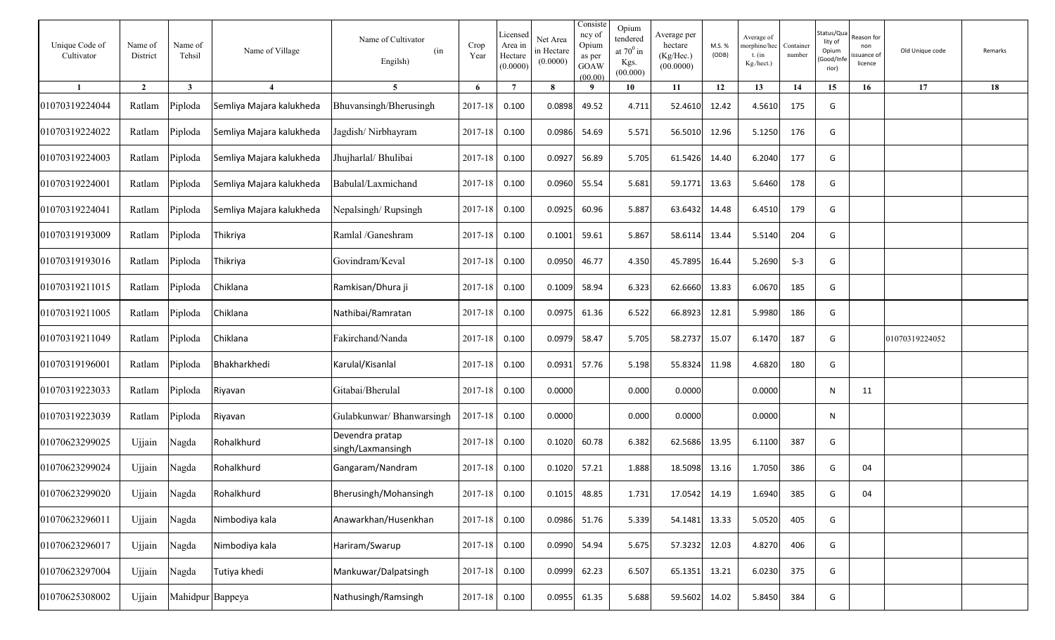| Unique Code of Cultivator | Name of District | Name of Tehsil | Name of Village | Name of Cultivator (in Engilsh) | Crop Year | Licensed Area in Hectare (0.0000) | Net Area in Hectare (0.0000) | Consistency of Opium as per GOAW (00.00) | Opium tendered at $70^0$ in Kgs. (00.000) | Average per hectare (Kg/Hec.) (00.0000) | M.S. % (ODB) | Average of morphine/hect. (in Kg./hect.) | Container number | Status/Quality of Opium (Good/Inferior) | Reason for non issuance of licence | Old Unique code | Remarks |
|---|---|---|---|---|---|---|---|---|---|---|---|---|---|---|---|---|---|
| 1 | 2 | 3 | 4 | 5 | 6 | 7 | 8 | 9 | 10 | 11 | 12 | 13 | 14 | 15 | 16 | 17 | 18 |
| 01070319224044 | Ratlam | Piploda | Semliya Majara kalukheda | Bhuvansingh/Bherusingh | 2017-18 | 0.100 | 0.0898 | 49.52 | 4.711 | 52.4610 | 12.42 | 4.5610 | 175 | G | | | |
| 01070319224022 | Ratlam | Piploda | Semliya Majara kalukheda | Jagdish/ Nirbhayram | 2017-18 | 0.100 | 0.0986 | 54.69 | 5.571 | 56.5010 | 12.96 | 5.1250 | 176 | G | | | |
| 01070319224003 | Ratlam | Piploda | Semliya Majara kalukheda | Jhujharlal/ Bhulibai | 2017-18 | 0.100 | 0.0927 | 56.89 | 5.705 | 61.5426 | 14.40 | 6.2040 | 177 | G | | | |
| 01070319224001 | Ratlam | Piploda | Semliya Majara kalukheda | Babulal/Laxmichand | 2017-18 | 0.100 | 0.0960 | 55.54 | 5.681 | 59.1771 | 13.63 | 5.6460 | 178 | G | | | |
| 01070319224041 | Ratlam | Piploda | Semliya Majara kalukheda | Nepalsingh/ Rupsingh | 2017-18 | 0.100 | 0.0925 | 60.96 | 5.887 | 63.6432 | 14.48 | 6.4510 | 179 | G | | | |
| 01070319193009 | Ratlam | Piploda | Thikriya | Ramlal /Ganeshram | 2017-18 | 0.100 | 0.1001 | 59.61 | 5.867 | 58.6114 | 13.44 | 5.5140 | 204 | G | | | |
| 01070319193016 | Ratlam | Piploda | Thikriya | Govindram/Keval | 2017-18 | 0.100 | 0.0950 | 46.77 | 4.350 | 45.7895 | 16.44 | 5.2690 | S-3 | G | | | |
| 01070319211015 | Ratlam | Piploda | Chiklana | Ramkisan/Dhura ji | 2017-18 | 0.100 | 0.1009 | 58.94 | 6.323 | 62.6660 | 13.83 | 6.0670 | 185 | G | | | |
| 01070319211005 | Ratlam | Piploda | Chiklana | Nathibai/Ramratan | 2017-18 | 0.100 | 0.0975 | 61.36 | 6.522 | 66.8923 | 12.81 | 5.9980 | 186 | G | | | |
| 01070319211049 | Ratlam | Piploda | Chiklana | Fakirchand/Nanda | 2017-18 | 0.100 | 0.0979 | 58.47 | 5.705 | 58.2737 | 15.07 | 6.1470 | 187 | G | | 01070319224052 | |
| 01070319196001 | Ratlam | Piploda | Bhakharkhedi | Karulal/Kisanlal | 2017-18 | 0.100 | 0.0931 | 57.76 | 5.198 | 55.8324 | 11.98 | 4.6820 | 180 | G | | | |
| 01070319223033 | Ratlam | Piploda | Riyavan | Gitabai/Bherulal | 2017-18 | 0.100 | 0.0000 | | 0.000 | 0.0000 | | 0.0000 | | N | 11 | | |
| 01070319223039 | Ratlam | Piploda | Riyavan | Gulabkunwar/ Bhanwarsingh | 2017-18 | 0.100 | 0.0000 | | 0.000 | 0.0000 | | 0.0000 | | N | | | |
| 01070623299025 | Ujjain | Nagda | Rohalkhurd | Devendra pratap singh/Laxmansingh | 2017-18 | 0.100 | 0.1020 | 60.78 | 6.382 | 62.5686 | 13.95 | 6.1100 | 387 | G | | | |
| 01070623299024 | Ujjain | Nagda | Rohalkhurd | Gangaram/Nandram | 2017-18 | 0.100 | 0.1020 | 57.21 | 1.888 | 18.5098 | 13.16 | 1.7050 | 386 | G | 04 | | |
| 01070623299020 | Ujjain | Nagda | Rohalkhurd | Bherusingh/Mohansingh | 2017-18 | 0.100 | 0.1015 | 48.85 | 1.731 | 17.0542 | 14.19 | 1.6940 | 385 | G | 04 | | |
| 01070623296011 | Ujjain | Nagda | Nimbodiya kala | Anawarkhan/Husenkhan | 2017-18 | 0.100 | 0.0986 | 51.76 | 5.339 | 54.1481 | 13.33 | 5.0520 | 405 | G | | | |
| 01070623296017 | Ujjain | Nagda | Nimbodiya kala | Hariram/Swarup | 2017-18 | 0.100 | 0.0990 | 54.94 | 5.675 | 57.3232 | 12.03 | 4.8270 | 406 | G | | | |
| 01070623297004 | Ujjain | Nagda | Tutiya khedi | Mankuwar/Dalpatsingh | 2017-18 | 0.100 | 0.0999 | 62.23 | 6.507 | 65.1351 | 13.21 | 6.0230 | 375 | G | | | |
| 01070625308002 | Ujjain | Mahidpur | Bappeya | Nathusingh/Ramsingh | 2017-18 | 0.100 | 0.0955 | 61.35 | 5.688 | 59.5602 | 14.02 | 5.8450 | 384 | G | | | |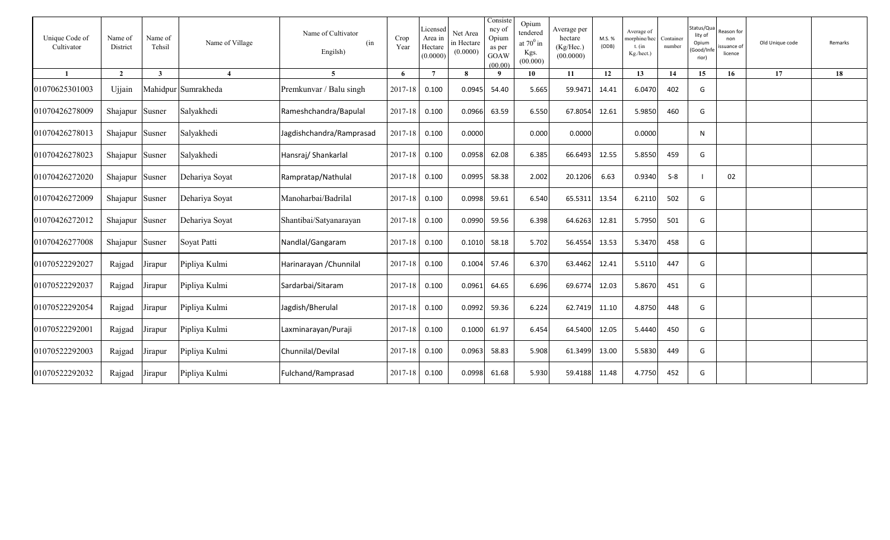| Unique Code of Cultivator | Name of District | Name of Tehsil | Name of Village | Name of Cultivator (in Engilsh) | Crop Year | Licensed Area in Hectare (0.0000) | Net Area in Hectare (0.0000) | Consistency of Opium as per GOAW (00.00) | Opium tendered at $70^0$ in Kgs. (00.000) | Average per hectare (Kg/Hec.) (00.0000) | M.S. % (ODB) | Average of morphine/hect. (in Kg./hect.) | Container number | Status/Quality of Opium (Good/Inferior) | Reason for non issuance of licence | Old Unique code | Remarks |
|---|---|---|---|---|---|---|---|---|---|---|---|---|---|---|---|---|---|
| 1 | 2 | 3 | 4 | 5 | 6 | 7 | 8 | 9 | 10 | 11 | 12 | 13 | 14 | 15 | 16 | 17 | 18 |
| 01070625301003 | Ujjain | Mahidpur | Sumrakheda | Premkunvar / Balu singh | 2017-18 | 0.100 | 0.0945 | 54.40 | 5.665 | 59.9471 | 14.41 | 6.0470 | 402 | G | | | |
| 01070426278009 | Shajapur | Susner | Salyakhedi | Rameshchandra/Bapulal | 2017-18 | 0.100 | 0.0966 | 63.59 | 6.550 | 67.8054 | 12.61 | 5.9850 | 460 | G | | | |
| 01070426278013 | Shajapur | Susner | Salyakhedi | Jagdishchandra/Ramprasad | 2017-18 | 0.100 | 0.0000 | | 0.000 | 0.0000 | | 0.0000 | | N | | | |
| 01070426278023 | Shajapur | Susner | Salyakhedi | Hansraj/ Shankarlal | 2017-18 | 0.100 | 0.0958 | 62.08 | 6.385 | 66.6493 | 12.55 | 5.8550 | 459 | G | | | |
| 01070426272020 | Shajapur | Susner | Dehariya Soyat | Rampratap/Nathulal | 2017-18 | 0.100 | 0.0995 | 58.38 | 2.002 | 20.1206 | 6.63 | 0.9340 | S-8 | I | 02 | | |
| 01070426272009 | Shajapur | Susner | Dehariya Soyat | Manoharbai/Badrilal | 2017-18 | 0.100 | 0.0998 | 59.61 | 6.540 | 65.5311 | 13.54 | 6.2110 | 502 | G | | | |
| 01070426272012 | Shajapur | Susner | Dehariya Soyat | Shantibai/Satyanarayan | 2017-18 | 0.100 | 0.0990 | 59.56 | 6.398 | 64.6263 | 12.81 | 5.7950 | 501 | G | | | |
| 01070426277008 | Shajapur | Susner | Soyat Patti | Nandlal/Gangaram | 2017-18 | 0.100 | 0.1010 | 58.18 | 5.702 | 56.4554 | 13.53 | 5.3470 | 458 | G | | | |
| 01070522292027 | Rajgad | Jirapur | Pipliya Kulmi | Harinarayan /Chunnilal | 2017-18 | 0.100 | 0.1004 | 57.46 | 6.370 | 63.4462 | 12.41 | 5.5110 | 447 | G | | | |
| 01070522292037 | Rajgad | Jirapur | Pipliya Kulmi | Sardarbai/Sitaram | 2017-18 | 0.100 | 0.0961 | 64.65 | 6.696 | 69.6774 | 12.03 | 5.8670 | 451 | G | | | |
| 01070522292054 | Rajgad | Jirapur | Pipliya Kulmi | Jagdish/Bherulal | 2017-18 | 0.100 | 0.0992 | 59.36 | 6.224 | 62.7419 | 11.10 | 4.8750 | 448 | G | | | |
| 01070522292001 | Rajgad | Jirapur | Pipliya Kulmi | Laxminarayan/Puraji | 2017-18 | 0.100 | 0.1000 | 61.97 | 6.454 | 64.5400 | 12.05 | 5.4440 | 450 | G | | | |
| 01070522292003 | Rajgad | Jirapur | Pipliya Kulmi | Chunnilal/Devilal | 2017-18 | 0.100 | 0.0963 | 58.83 | 5.908 | 61.3499 | 13.00 | 5.5830 | 449 | G | | | |
| 01070522292032 | Rajgad | Jirapur | Pipliya Kulmi | Fulchand/Ramprasad | 2017-18 | 0.100 | 0.0998 | 61.68 | 5.930 | 59.4188 | 11.48 | 4.7750 | 452 | G | | | |